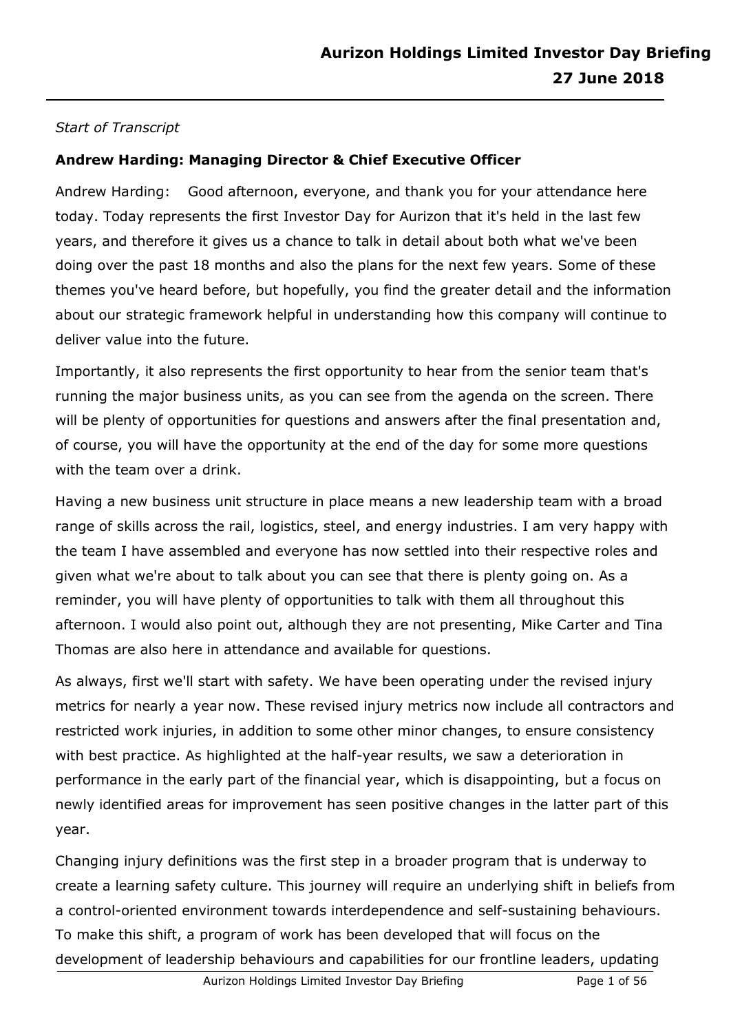*Start of Transcript*

**Andrew Harding: Managing Director & Chief Executive Officer**

Andrew Harding: Good afternoon, everyone, and thank you for your attendance here today. Today represents the first Investor Day for Aurizon that it's held in the last few years, and therefore it gives us a chance to talk in detail about both what we've been doing over the past 18 months and also the plans for the next few years. Some of these themes you've heard before, but hopefully, you find the greater detail and the information about our strategic framework helpful in understanding how this company will continue to deliver value into the future.

Importantly, it also represents the first opportunity to hear from the senior team that's running the major business units, as you can see from the agenda on the screen. There will be plenty of opportunities for questions and answers after the final presentation and, of course, you will have the opportunity at the end of the day for some more questions with the team over a drink.

Having a new business unit structure in place means a new leadership team with a broad range of skills across the rail, logistics, steel, and energy industries. I am very happy with the team I have assembled and everyone has now settled into their respective roles and given what we're about to talk about you can see that there is plenty going on. As a reminder, you will have plenty of opportunities to talk with them all throughout this afternoon. I would also point out, although they are not presenting, Mike Carter and Tina Thomas are also here in attendance and available for questions.

As always, first we'll start with safety. We have been operating under the revised injury metrics for nearly a year now. These revised injury metrics now include all contractors and restricted work injuries, in addition to some other minor changes, to ensure consistency with best practice. As highlighted at the half-year results, we saw a deterioration in performance in the early part of the financial year, which is disappointing, but a focus on newly identified areas for improvement has seen positive changes in the latter part of this year.

Changing injury definitions was the first step in a broader program that is underway to create a learning safety culture. This journey will require an underlying shift in beliefs from a control-oriented environment towards interdependence and self-sustaining behaviours. To make this shift, a program of work has been developed that will focus on the development of leadership behaviours and capabilities for our frontline leaders, updating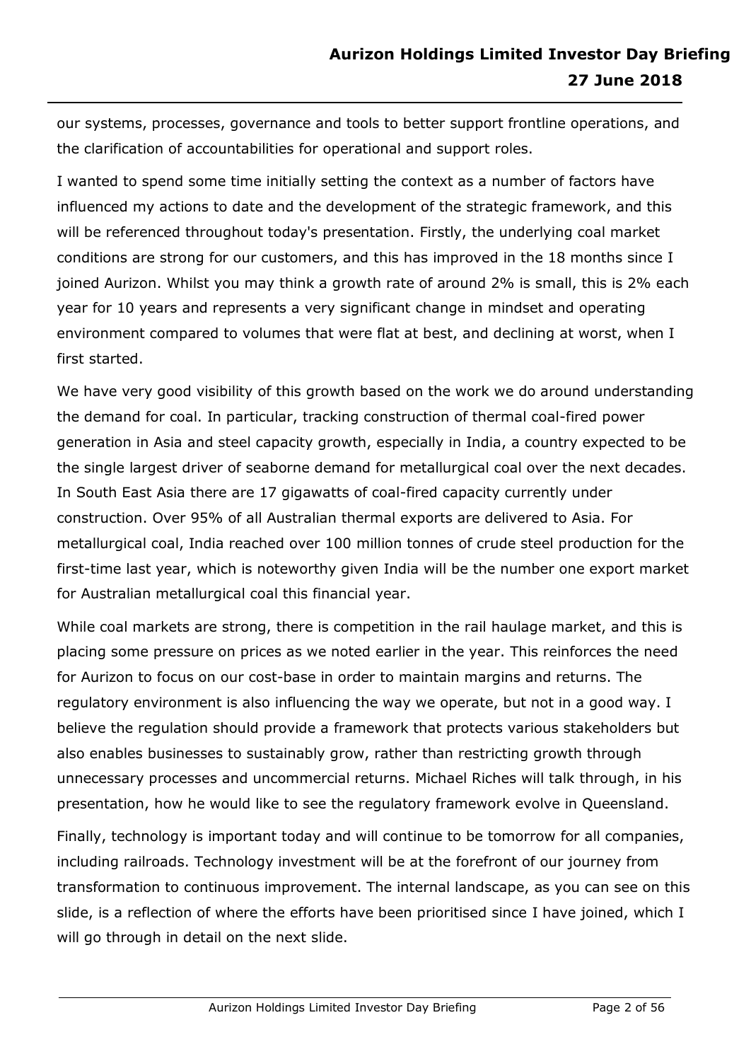our systems, processes, governance and tools to better support frontline operations, and the clarification of accountabilities for operational and support roles.

I wanted to spend some time initially setting the context as a number of factors have influenced my actions to date and the development of the strategic framework, and this will be referenced throughout today's presentation. Firstly, the underlying coal market conditions are strong for our customers, and this has improved in the 18 months since I joined Aurizon. Whilst you may think a growth rate of around 2% is small, this is 2% each year for 10 years and represents a very significant change in mindset and operating environment compared to volumes that were flat at best, and declining at worst, when I first started.

We have very good visibility of this growth based on the work we do around understanding the demand for coal. In particular, tracking construction of thermal coal-fired power generation in Asia and steel capacity growth, especially in India, a country expected to be the single largest driver of seaborne demand for metallurgical coal over the next decades. In South East Asia there are 17 gigawatts of coal-fired capacity currently under construction. Over 95% of all Australian thermal exports are delivered to Asia. For metallurgical coal, India reached over 100 million tonnes of crude steel production for the first-time last year, which is noteworthy given India will be the number one export market for Australian metallurgical coal this financial year.

While coal markets are strong, there is competition in the rail haulage market, and this is placing some pressure on prices as we noted earlier in the year. This reinforces the need for Aurizon to focus on our cost-base in order to maintain margins and returns. The regulatory environment is also influencing the way we operate, but not in a good way. I believe the regulation should provide a framework that protects various stakeholders but also enables businesses to sustainably grow, rather than restricting growth through unnecessary processes and uncommercial returns. Michael Riches will talk through, in his presentation, how he would like to see the regulatory framework evolve in Queensland.

Finally, technology is important today and will continue to be tomorrow for all companies, including railroads. Technology investment will be at the forefront of our journey from transformation to continuous improvement. The internal landscape, as you can see on this slide, is a reflection of where the efforts have been prioritised since I have joined, which I will go through in detail on the next slide.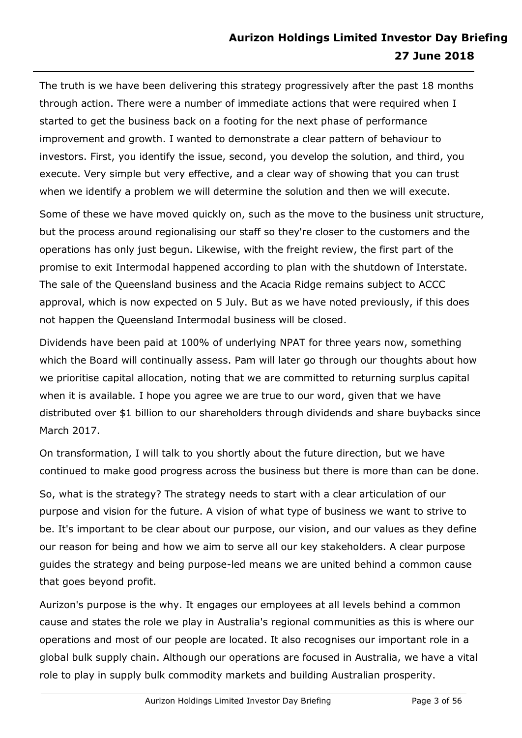The truth is we have been delivering this strategy progressively after the past 18 months through action. There were a number of immediate actions that were required when I started to get the business back on a footing for the next phase of performance improvement and growth. I wanted to demonstrate a clear pattern of behaviour to investors. First, you identify the issue, second, you develop the solution, and third, you execute. Very simple but very effective, and a clear way of showing that you can trust when we identify a problem we will determine the solution and then we will execute.

Some of these we have moved quickly on, such as the move to the business unit structure, but the process around regionalising our staff so they're closer to the customers and the operations has only just begun. Likewise, with the freight review, the first part of the promise to exit Intermodal happened according to plan with the shutdown of Interstate. The sale of the Queensland business and the Acacia Ridge remains subject to ACCC approval, which is now expected on 5 July. But as we have noted previously, if this does not happen the Queensland Intermodal business will be closed.

Dividends have been paid at 100% of underlying NPAT for three years now, something which the Board will continually assess. Pam will later go through our thoughts about how we prioritise capital allocation, noting that we are committed to returning surplus capital when it is available. I hope you agree we are true to our word, given that we have distributed over $1 billion to our shareholders through dividends and share buybacks since March 2017.

On transformation, I will talk to you shortly about the future direction, but we have continued to make good progress across the business but there is more than can be done.

So, what is the strategy? The strategy needs to start with a clear articulation of our purpose and vision for the future. A vision of what type of business we want to strive to be. It's important to be clear about our purpose, our vision, and our values as they define our reason for being and how we aim to serve all our key stakeholders. A clear purpose guides the strategy and being purpose-led means we are united behind a common cause that goes beyond profit.

Aurizon's purpose is the why. It engages our employees at all levels behind a common cause and states the role we play in Australia's regional communities as this is where our operations and most of our people are located. It also recognises our important role in a global bulk supply chain. Although our operations are focused in Australia, we have a vital role to play in supply bulk commodity markets and building Australian prosperity.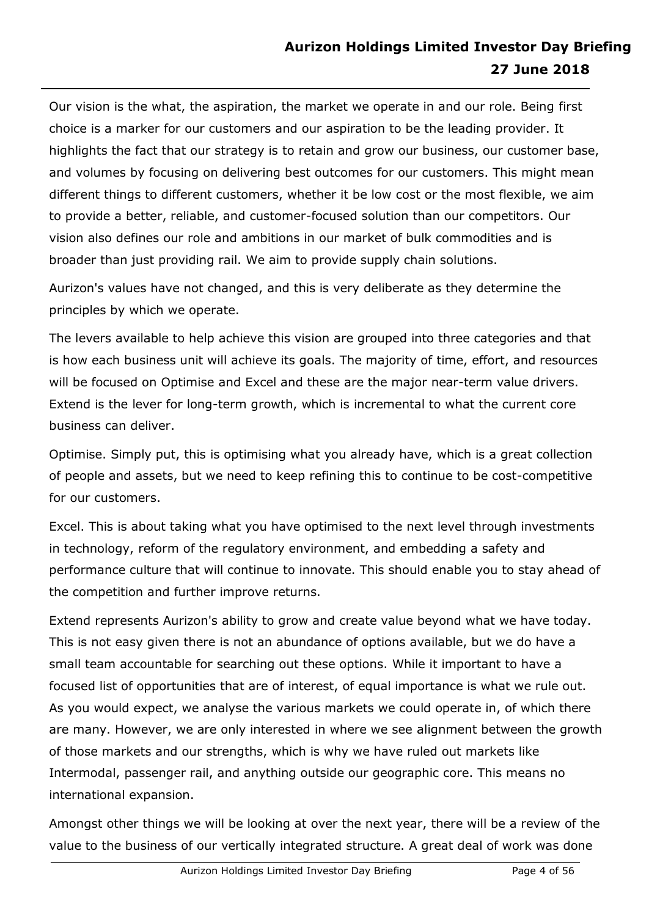Our vision is the what, the aspiration, the market we operate in and our role. Being first choice is a marker for our customers and our aspiration to be the leading provider. It highlights the fact that our strategy is to retain and grow our business, our customer base, and volumes by focusing on delivering best outcomes for our customers. This might mean different things to different customers, whether it be low cost or the most flexible, we aim to provide a better, reliable, and customer-focused solution than our competitors. Our vision also defines our role and ambitions in our market of bulk commodities and is broader than just providing rail. We aim to provide supply chain solutions.

Aurizon's values have not changed, and this is very deliberate as they determine the principles by which we operate.

The levers available to help achieve this vision are grouped into three categories and that is how each business unit will achieve its goals. The majority of time, effort, and resources will be focused on Optimise and Excel and these are the major near-term value drivers. Extend is the lever for long-term growth, which is incremental to what the current core business can deliver.

Optimise. Simply put, this is optimising what you already have, which is a great collection of people and assets, but we need to keep refining this to continue to be cost-competitive for our customers.

Excel. This is about taking what you have optimised to the next level through investments in technology, reform of the regulatory environment, and embedding a safety and performance culture that will continue to innovate. This should enable you to stay ahead of the competition and further improve returns.

Extend represents Aurizon's ability to grow and create value beyond what we have today. This is not easy given there is not an abundance of options available, but we do have a small team accountable for searching out these options. While it important to have a focused list of opportunities that are of interest, of equal importance is what we rule out. As you would expect, we analyse the various markets we could operate in, of which there are many. However, we are only interested in where we see alignment between the growth of those markets and our strengths, which is why we have ruled out markets like Intermodal, passenger rail, and anything outside our geographic core. This means no international expansion.

Amongst other things we will be looking at over the next year, there will be a review of the value to the business of our vertically integrated structure. A great deal of work was done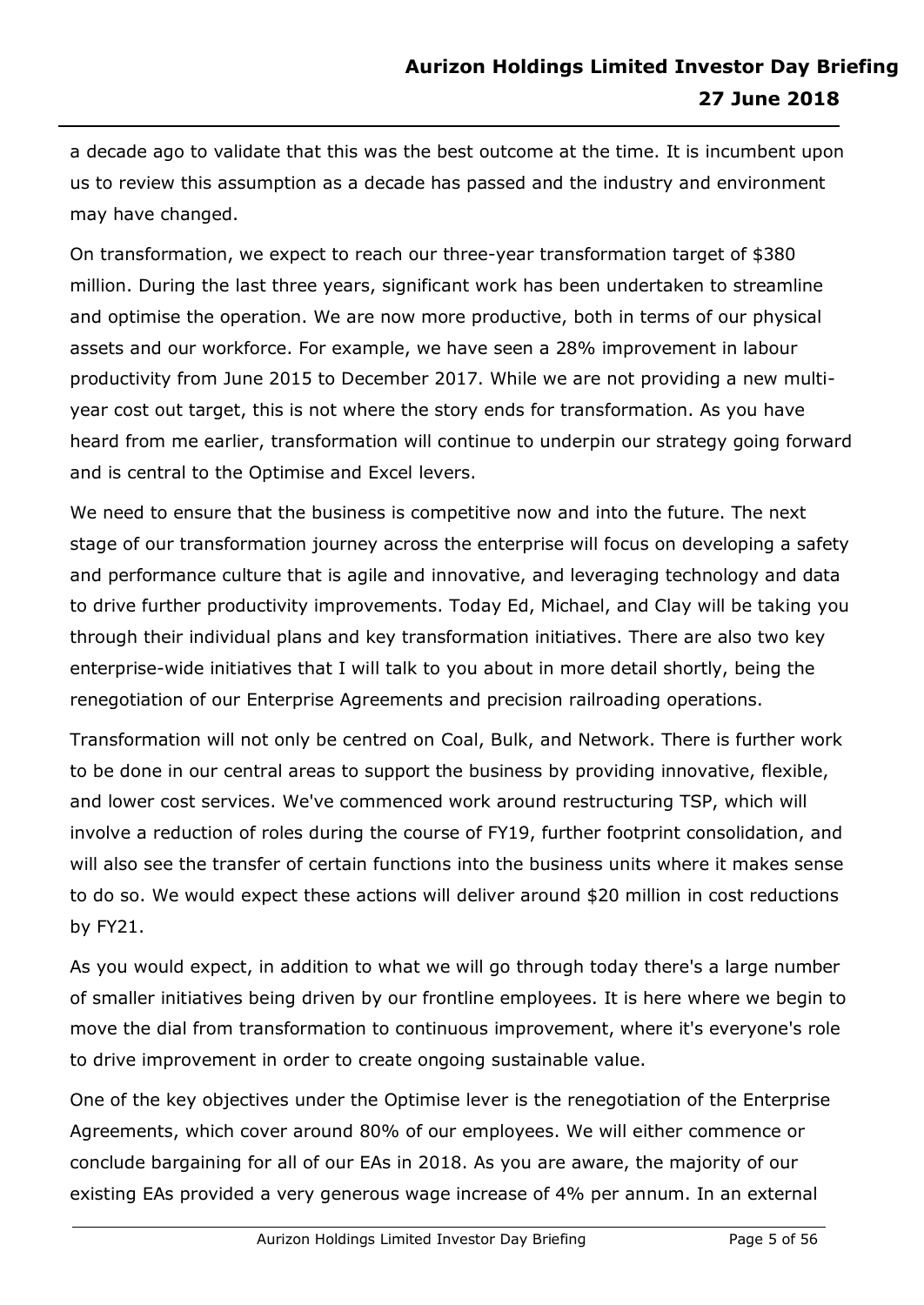a decade ago to validate that this was the best outcome at the time. It is incumbent upon us to review this assumption as a decade has passed and the industry and environment may have changed.

On transformation, we expect to reach our three-year transformation target of $380 million. During the last three years, significant work has been undertaken to streamline and optimise the operation. We are now more productive, both in terms of our physical assets and our workforce. For example, we have seen a 28% improvement in labour productivity from June 2015 to December 2017. While we are not providing a new multi-year cost out target, this is not where the story ends for transformation. As you have heard from me earlier, transformation will continue to underpin our strategy going forward and is central to the Optimise and Excel levers.

We need to ensure that the business is competitive now and into the future. The next stage of our transformation journey across the enterprise will focus on developing a safety and performance culture that is agile and innovative, and leveraging technology and data to drive further productivity improvements. Today Ed, Michael, and Clay will be taking you through their individual plans and key transformation initiatives. There are also two key enterprise-wide initiatives that I will talk to you about in more detail shortly, being the renegotiation of our Enterprise Agreements and precision railroading operations.

Transformation will not only be centred on Coal, Bulk, and Network. There is further work to be done in our central areas to support the business by providing innovative, flexible, and lower cost services. We've commenced work around restructuring TSP, which will involve a reduction of roles during the course of FY19, further footprint consolidation, and will also see the transfer of certain functions into the business units where it makes sense to do so. We would expect these actions will deliver around $20 million in cost reductions by FY21.

As you would expect, in addition to what we will go through today there's a large number of smaller initiatives being driven by our frontline employees. It is here where we begin to move the dial from transformation to continuous improvement, where it's everyone's role to drive improvement in order to create ongoing sustainable value.

One of the key objectives under the Optimise lever is the renegotiation of the Enterprise Agreements, which cover around 80% of our employees. We will either commence or conclude bargaining for all of our EAs in 2018. As you are aware, the majority of our existing EAs provided a very generous wage increase of 4% per annum. In an external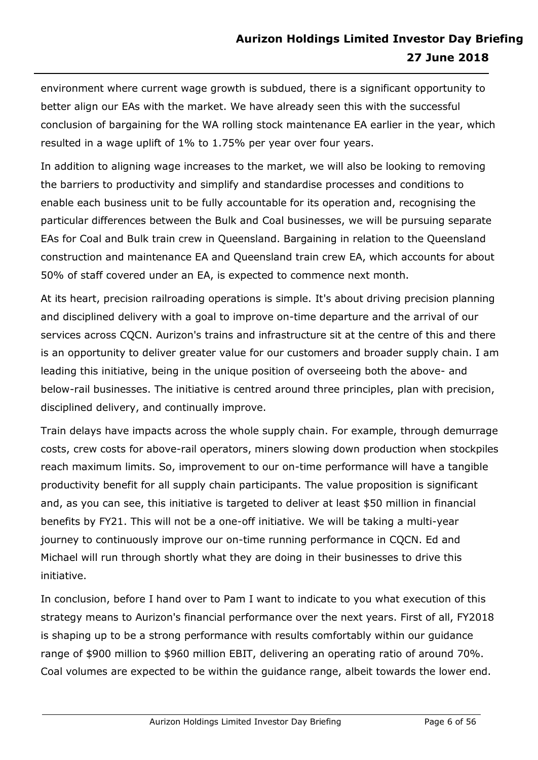environment where current wage growth is subdued, there is a significant opportunity to better align our EAs with the market. We have already seen this with the successful conclusion of bargaining for the WA rolling stock maintenance EA earlier in the year, which resulted in a wage uplift of 1% to 1.75% per year over four years.

In addition to aligning wage increases to the market, we will also be looking to removing the barriers to productivity and simplify and standardise processes and conditions to enable each business unit to be fully accountable for its operation and, recognising the particular differences between the Bulk and Coal businesses, we will be pursuing separate EAs for Coal and Bulk train crew in Queensland. Bargaining in relation to the Queensland construction and maintenance EA and Queensland train crew EA, which accounts for about 50% of staff covered under an EA, is expected to commence next month.

At its heart, precision railroading operations is simple. It's about driving precision planning and disciplined delivery with a goal to improve on-time departure and the arrival of our services across CQCN. Aurizon's trains and infrastructure sit at the centre of this and there is an opportunity to deliver greater value for our customers and broader supply chain. I am leading this initiative, being in the unique position of overseeing both the above- and below-rail businesses. The initiative is centred around three principles, plan with precision, disciplined delivery, and continually improve.

Train delays have impacts across the whole supply chain. For example, through demurrage costs, crew costs for above-rail operators, miners slowing down production when stockpiles reach maximum limits. So, improvement to our on-time performance will have a tangible productivity benefit for all supply chain participants. The value proposition is significant and, as you can see, this initiative is targeted to deliver at least $50 million in financial benefits by FY21. This will not be a one-off initiative. We will be taking a multi-year journey to continuously improve our on-time running performance in CQCN. Ed and Michael will run through shortly what they are doing in their businesses to drive this initiative.

In conclusion, before I hand over to Pam I want to indicate to you what execution of this strategy means to Aurizon's financial performance over the next years. First of all, FY2018 is shaping up to be a strong performance with results comfortably within our guidance range of $900 million to $960 million EBIT, delivering an operating ratio of around 70%. Coal volumes are expected to be within the guidance range, albeit towards the lower end.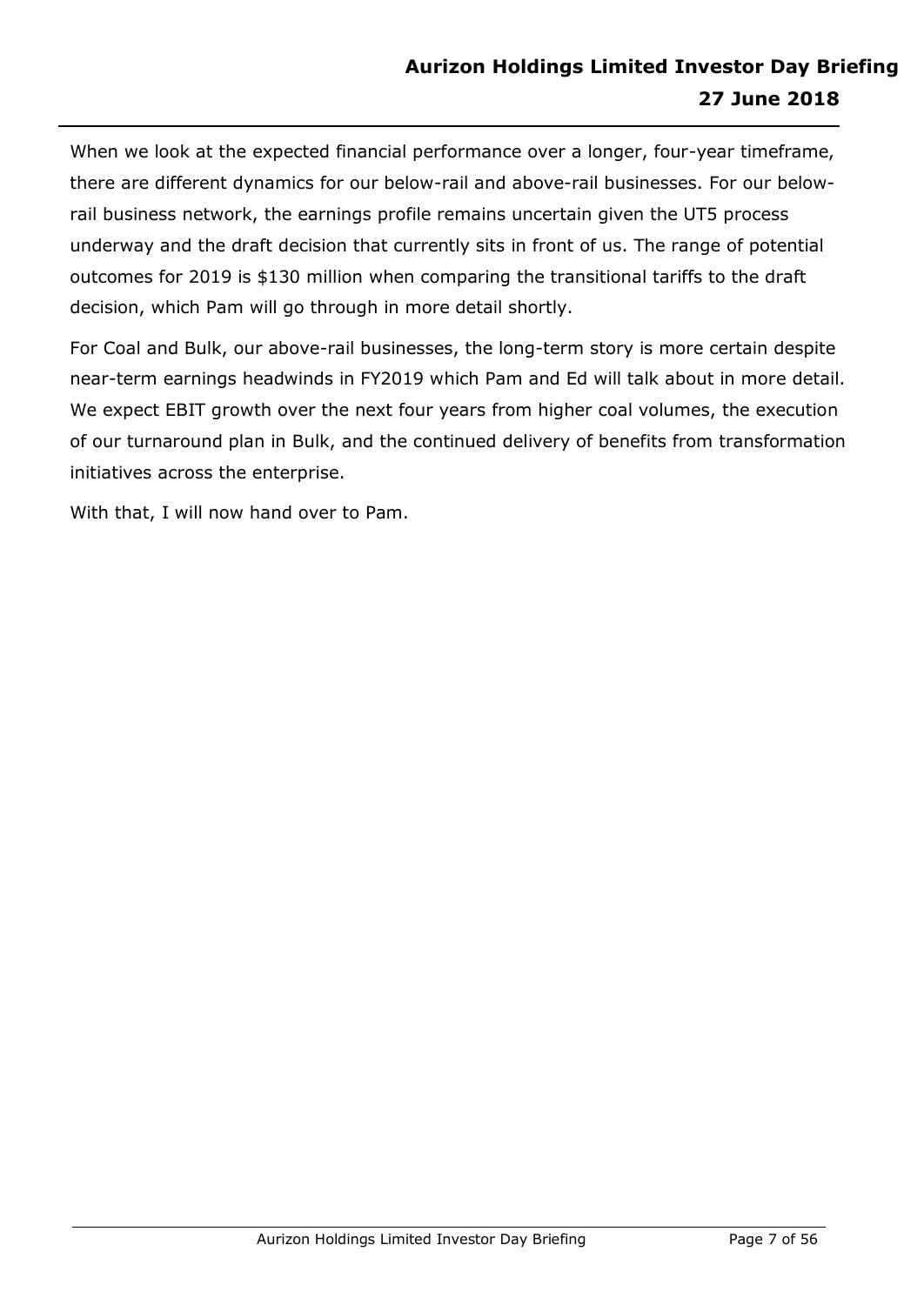When we look at the expected financial performance over a longer, four-year timeframe, there are different dynamics for our below-rail and above-rail businesses. For our below-rail business network, the earnings profile remains uncertain given the UT5 process underway and the draft decision that currently sits in front of us. The range of potential outcomes for 2019 is $130 million when comparing the transitional tariffs to the draft decision, which Pam will go through in more detail shortly.

For Coal and Bulk, our above-rail businesses, the long-term story is more certain despite near-term earnings headwinds in FY2019 which Pam and Ed will talk about in more detail. We expect EBIT growth over the next four years from higher coal volumes, the execution of our turnaround plan in Bulk, and the continued delivery of benefits from transformation initiatives across the enterprise.

With that, I will now hand over to Pam.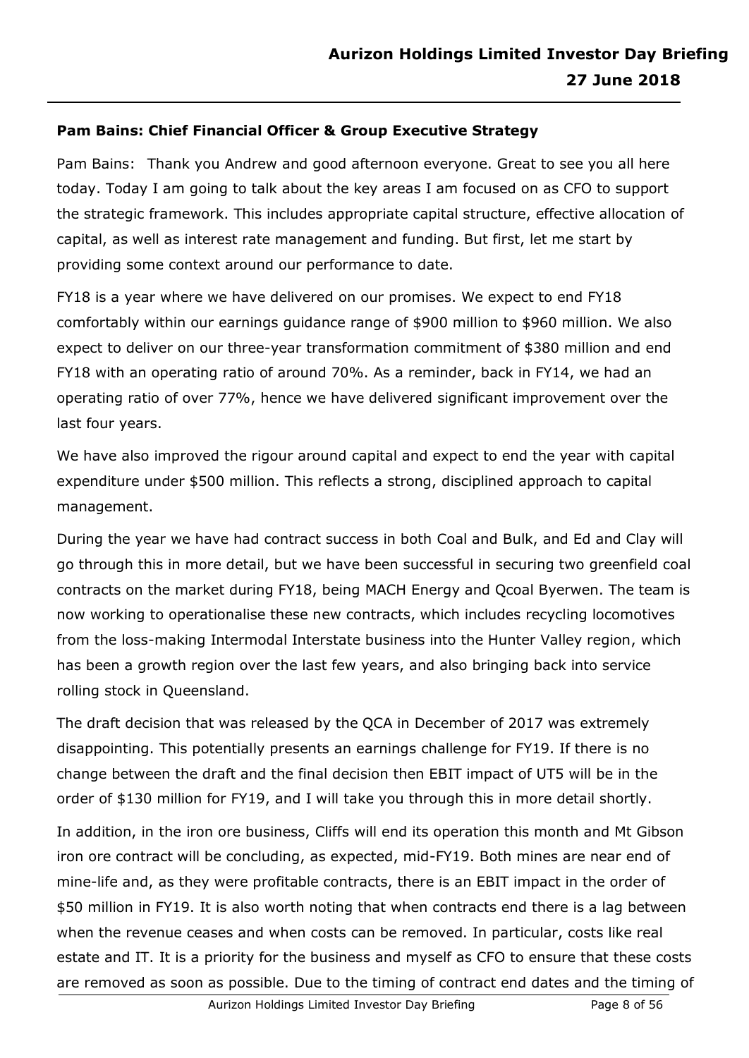**Pam Bains: Chief Financial Officer & Group Executive Strategy**

Pam Bains: Thank you Andrew and good afternoon everyone. Great to see you all here today. Today I am going to talk about the key areas I am focused on as CFO to support the strategic framework. This includes appropriate capital structure, effective allocation of capital, as well as interest rate management and funding. But first, let me start by providing some context around our performance to date.

FY18 is a year where we have delivered on our promises. We expect to end FY18 comfortably within our earnings guidance range of $900 million to $960 million. We also expect to deliver on our three-year transformation commitment of $380 million and end FY18 with an operating ratio of around 70%. As a reminder, back in FY14, we had an operating ratio of over 77%, hence we have delivered significant improvement over the last four years.

We have also improved the rigour around capital and expect to end the year with capital expenditure under $500 million. This reflects a strong, disciplined approach to capital management.

During the year we have had contract success in both Coal and Bulk, and Ed and Clay will go through this in more detail, but we have been successful in securing two greenfield coal contracts on the market during FY18, being MACH Energy and Qcoal Byerwen. The team is now working to operationalise these new contracts, which includes recycling locomotives from the loss-making Intermodal Interstate business into the Hunter Valley region, which has been a growth region over the last few years, and also bringing back into service rolling stock in Queensland.

The draft decision that was released by the QCA in December of 2017 was extremely disappointing. This potentially presents an earnings challenge for FY19. If there is no change between the draft and the final decision then EBIT impact of UT5 will be in the order of $130 million for FY19, and I will take you through this in more detail shortly.

In addition, in the iron ore business, Cliffs will end its operation this month and Mt Gibson iron ore contract will be concluding, as expected, mid-FY19. Both mines are near end of mine-life and, as they were profitable contracts, there is an EBIT impact in the order of $50 million in FY19. It is also worth noting that when contracts end there is a lag between when the revenue ceases and when costs can be removed. In particular, costs like real estate and IT. It is a priority for the business and myself as CFO to ensure that these costs are removed as soon as possible. Due to the timing of contract end dates and the timing of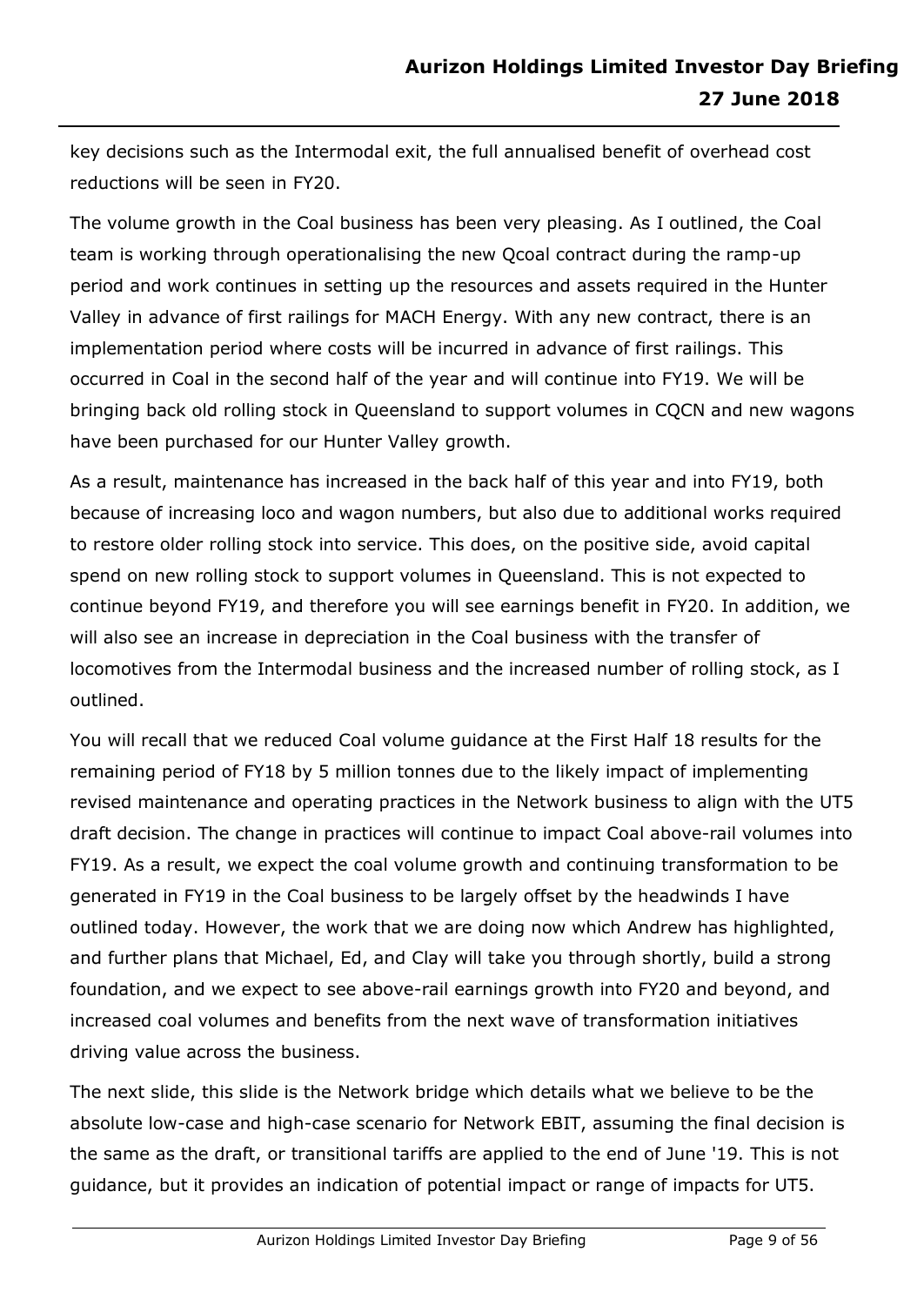key decisions such as the Intermodal exit, the full annualised benefit of overhead cost reductions will be seen in FY20.

The volume growth in the Coal business has been very pleasing. As I outlined, the Coal team is working through operationalising the new Qcoal contract during the ramp-up period and work continues in setting up the resources and assets required in the Hunter Valley in advance of first railings for MACH Energy. With any new contract, there is an implementation period where costs will be incurred in advance of first railings. This occurred in Coal in the second half of the year and will continue into FY19. We will be bringing back old rolling stock in Queensland to support volumes in CQCN and new wagons have been purchased for our Hunter Valley growth.

As a result, maintenance has increased in the back half of this year and into FY19, both because of increasing loco and wagon numbers, but also due to additional works required to restore older rolling stock into service. This does, on the positive side, avoid capital spend on new rolling stock to support volumes in Queensland. This is not expected to continue beyond FY19, and therefore you will see earnings benefit in FY20. In addition, we will also see an increase in depreciation in the Coal business with the transfer of locomotives from the Intermodal business and the increased number of rolling stock, as I outlined.

You will recall that we reduced Coal volume guidance at the First Half 18 results for the remaining period of FY18 by 5 million tonnes due to the likely impact of implementing revised maintenance and operating practices in the Network business to align with the UT5 draft decision. The change in practices will continue to impact Coal above-rail volumes into FY19. As a result, we expect the coal volume growth and continuing transformation to be generated in FY19 in the Coal business to be largely offset by the headwinds I have outlined today. However, the work that we are doing now which Andrew has highlighted, and further plans that Michael, Ed, and Clay will take you through shortly, build a strong foundation, and we expect to see above-rail earnings growth into FY20 and beyond, and increased coal volumes and benefits from the next wave of transformation initiatives driving value across the business.

The next slide, this slide is the Network bridge which details what we believe to be the absolute low-case and high-case scenario for Network EBIT, assuming the final decision is the same as the draft, or transitional tariffs are applied to the end of June '19. This is not guidance, but it provides an indication of potential impact or range of impacts for UT5.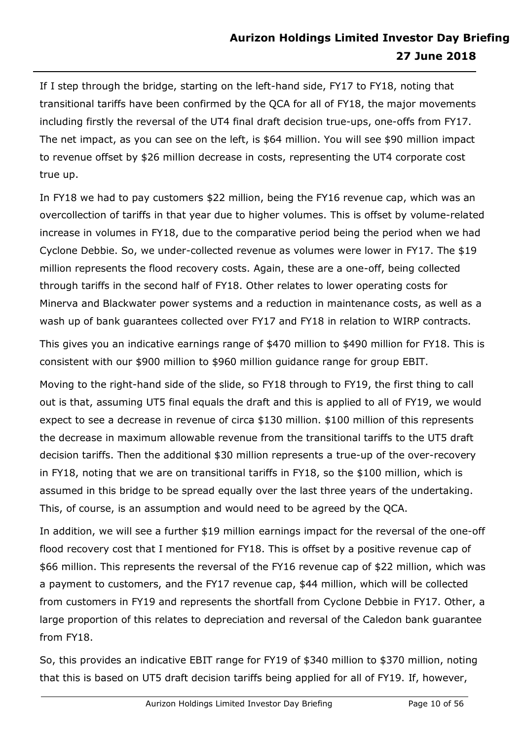If I step through the bridge, starting on the left-hand side, FY17 to FY18, noting that transitional tariffs have been confirmed by the QCA for all of FY18, the major movements including firstly the reversal of the UT4 final draft decision true-ups, one-offs from FY17. The net impact, as you can see on the left, is $64 million. You will see $90 million impact to revenue offset by $26 million decrease in costs, representing the UT4 corporate cost true up.

In FY18 we had to pay customers $22 million, being the FY16 revenue cap, which was an overcollection of tariffs in that year due to higher volumes. This is offset by volume-related increase in volumes in FY18, due to the comparative period being the period when we had Cyclone Debbie. So, we under-collected revenue as volumes were lower in FY17. The $19 million represents the flood recovery costs. Again, these are a one-off, being collected through tariffs in the second half of FY18. Other relates to lower operating costs for Minerva and Blackwater power systems and a reduction in maintenance costs, as well as a wash up of bank guarantees collected over FY17 and FY18 in relation to WIRP contracts.

This gives you an indicative earnings range of $470 million to $490 million for FY18. This is consistent with our $900 million to $960 million guidance range for group EBIT.

Moving to the right-hand side of the slide, so FY18 through to FY19, the first thing to call out is that, assuming UT5 final equals the draft and this is applied to all of FY19, we would expect to see a decrease in revenue of circa $130 million. $100 million of this represents the decrease in maximum allowable revenue from the transitional tariffs to the UT5 draft decision tariffs. Then the additional $30 million represents a true-up of the over-recovery in FY18, noting that we are on transitional tariffs in FY18, so the $100 million, which is assumed in this bridge to be spread equally over the last three years of the undertaking. This, of course, is an assumption and would need to be agreed by the QCA.

In addition, we will see a further $19 million earnings impact for the reversal of the one-off flood recovery cost that I mentioned for FY18. This is offset by a positive revenue cap of $66 million. This represents the reversal of the FY16 revenue cap of $22 million, which was a payment to customers, and the FY17 revenue cap, $44 million, which will be collected from customers in FY19 and represents the shortfall from Cyclone Debbie in FY17. Other, a large proportion of this relates to depreciation and reversal of the Caledon bank guarantee from FY18.

So, this provides an indicative EBIT range for FY19 of $340 million to $370 million, noting that this is based on UT5 draft decision tariffs being applied for all of FY19. If, however,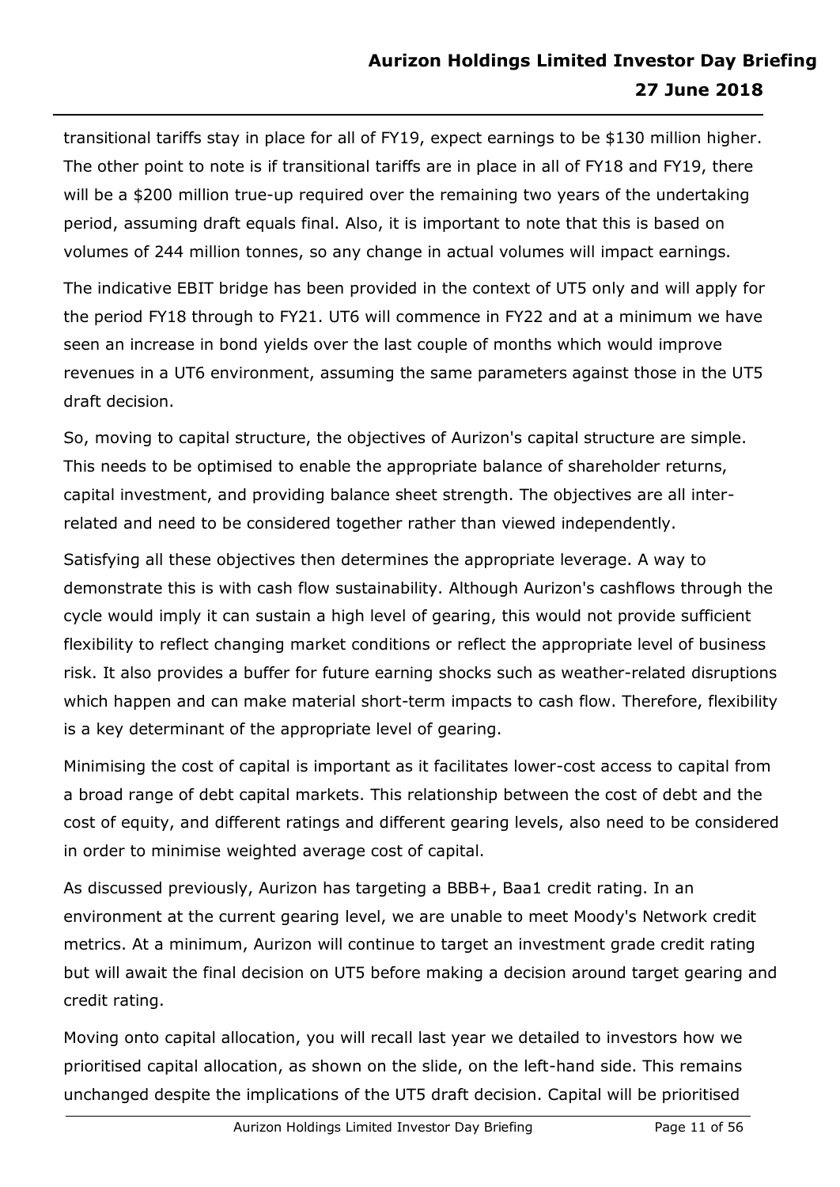transitional tariffs stay in place for all of FY19, expect earnings to be $130 million higher. The other point to note is if transitional tariffs are in place in all of FY18 and FY19, there will be a $200 million true-up required over the remaining two years of the undertaking period, assuming draft equals final. Also, it is important to note that this is based on volumes of 244 million tonnes, so any change in actual volumes will impact earnings.

The indicative EBIT bridge has been provided in the context of UT5 only and will apply for the period FY18 through to FY21. UT6 will commence in FY22 and at a minimum we have seen an increase in bond yields over the last couple of months which would improve revenues in a UT6 environment, assuming the same parameters against those in the UT5 draft decision.

So, moving to capital structure, the objectives of Aurizon's capital structure are simple. This needs to be optimised to enable the appropriate balance of shareholder returns, capital investment, and providing balance sheet strength. The objectives are all inter-related and need to be considered together rather than viewed independently.

Satisfying all these objectives then determines the appropriate leverage. A way to demonstrate this is with cash flow sustainability. Although Aurizon's cashflows through the cycle would imply it can sustain a high level of gearing, this would not provide sufficient flexibility to reflect changing market conditions or reflect the appropriate level of business risk. It also provides a buffer for future earning shocks such as weather-related disruptions which happen and can make material short-term impacts to cash flow. Therefore, flexibility is a key determinant of the appropriate level of gearing.

Minimising the cost of capital is important as it facilitates lower-cost access to capital from a broad range of debt capital markets. This relationship between the cost of debt and the cost of equity, and different ratings and different gearing levels, also need to be considered in order to minimise weighted average cost of capital.

As discussed previously, Aurizon has targeting a BBB+, Baa1 credit rating. In an environment at the current gearing level, we are unable to meet Moody's Network credit metrics. At a minimum, Aurizon will continue to target an investment grade credit rating but will await the final decision on UT5 before making a decision around target gearing and credit rating.

Moving onto capital allocation, you will recall last year we detailed to investors how we prioritised capital allocation, as shown on the slide, on the left-hand side. This remains unchanged despite the implications of the UT5 draft decision. Capital will be prioritised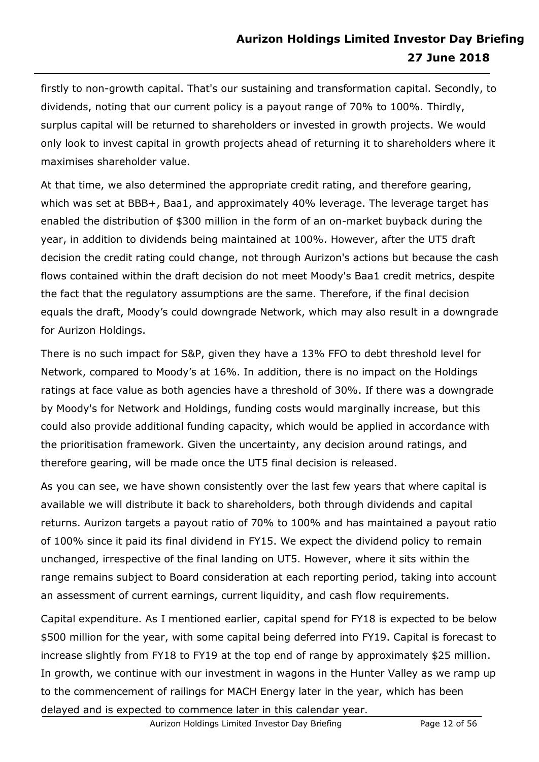firstly to non-growth capital. That's our sustaining and transformation capital. Secondly, to dividends, noting that our current policy is a payout range of 70% to 100%. Thirdly, surplus capital will be returned to shareholders or invested in growth projects. We would only look to invest capital in growth projects ahead of returning it to shareholders where it maximises shareholder value.

At that time, we also determined the appropriate credit rating, and therefore gearing, which was set at BBB+, Baa1, and approximately 40% leverage. The leverage target has enabled the distribution of $300 million in the form of an on-market buyback during the year, in addition to dividends being maintained at 100%. However, after the UT5 draft decision the credit rating could change, not through Aurizon's actions but because the cash flows contained within the draft decision do not meet Moody's Baa1 credit metrics, despite the fact that the regulatory assumptions are the same. Therefore, if the final decision equals the draft, Moody's could downgrade Network, which may also result in a downgrade for Aurizon Holdings.

There is no such impact for S&P, given they have a 13% FFO to debt threshold level for Network, compared to Moody's at 16%. In addition, there is no impact on the Holdings ratings at face value as both agencies have a threshold of 30%. If there was a downgrade by Moody's for Network and Holdings, funding costs would marginally increase, but this could also provide additional funding capacity, which would be applied in accordance with the prioritisation framework. Given the uncertainty, any decision around ratings, and therefore gearing, will be made once the UT5 final decision is released.

As you can see, we have shown consistently over the last few years that where capital is available we will distribute it back to shareholders, both through dividends and capital returns. Aurizon targets a payout ratio of 70% to 100% and has maintained a payout ratio of 100% since it paid its final dividend in FY15. We expect the dividend policy to remain unchanged, irrespective of the final landing on UT5. However, where it sits within the range remains subject to Board consideration at each reporting period, taking into account an assessment of current earnings, current liquidity, and cash flow requirements.

Capital expenditure. As I mentioned earlier, capital spend for FY18 is expected to be below $500 million for the year, with some capital being deferred into FY19. Capital is forecast to increase slightly from FY18 to FY19 at the top end of range by approximately $25 million. In growth, we continue with our investment in wagons in the Hunter Valley as we ramp up to the commencement of railings for MACH Energy later in the year, which has been delayed and is expected to commence later in this calendar year.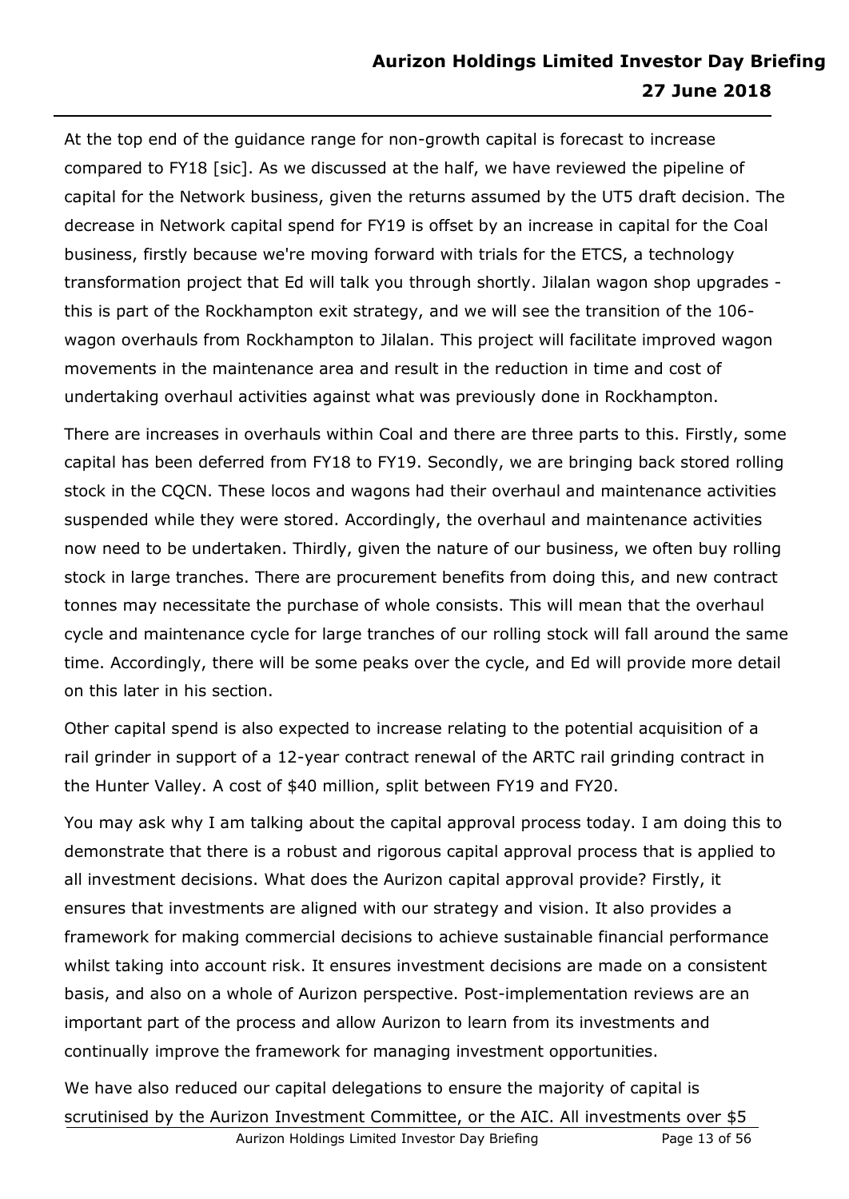At the top end of the guidance range for non-growth capital is forecast to increase compared to FY18 [sic]. As we discussed at the half, we have reviewed the pipeline of capital for the Network business, given the returns assumed by the UT5 draft decision. The decrease in Network capital spend for FY19 is offset by an increase in capital for the Coal business, firstly because we're moving forward with trials for the ETCS, a technology transformation project that Ed will talk you through shortly. Jilalan wagon shop upgrades - this is part of the Rockhampton exit strategy, and we will see the transition of the 106-wagon overhauls from Rockhampton to Jilalan. This project will facilitate improved wagon movements in the maintenance area and result in the reduction in time and cost of undertaking overhaul activities against what was previously done in Rockhampton.

There are increases in overhauls within Coal and there are three parts to this. Firstly, some capital has been deferred from FY18 to FY19. Secondly, we are bringing back stored rolling stock in the CQCN. These locos and wagons had their overhaul and maintenance activities suspended while they were stored. Accordingly, the overhaul and maintenance activities now need to be undertaken. Thirdly, given the nature of our business, we often buy rolling stock in large tranches. There are procurement benefits from doing this, and new contract tonnes may necessitate the purchase of whole consists. This will mean that the overhaul cycle and maintenance cycle for large tranches of our rolling stock will fall around the same time. Accordingly, there will be some peaks over the cycle, and Ed will provide more detail on this later in his section.

Other capital spend is also expected to increase relating to the potential acquisition of a rail grinder in support of a 12-year contract renewal of the ARTC rail grinding contract in the Hunter Valley. A cost of $40 million, split between FY19 and FY20.

You may ask why I am talking about the capital approval process today. I am doing this to demonstrate that there is a robust and rigorous capital approval process that is applied to all investment decisions. What does the Aurizon capital approval provide? Firstly, it ensures that investments are aligned with our strategy and vision. It also provides a framework for making commercial decisions to achieve sustainable financial performance whilst taking into account risk. It ensures investment decisions are made on a consistent basis, and also on a whole of Aurizon perspective. Post-implementation reviews are an important part of the process and allow Aurizon to learn from its investments and continually improve the framework for managing investment opportunities.

We have also reduced our capital delegations to ensure the majority of capital is scrutinised by the Aurizon Investment Committee, or the AIC. All investments over $5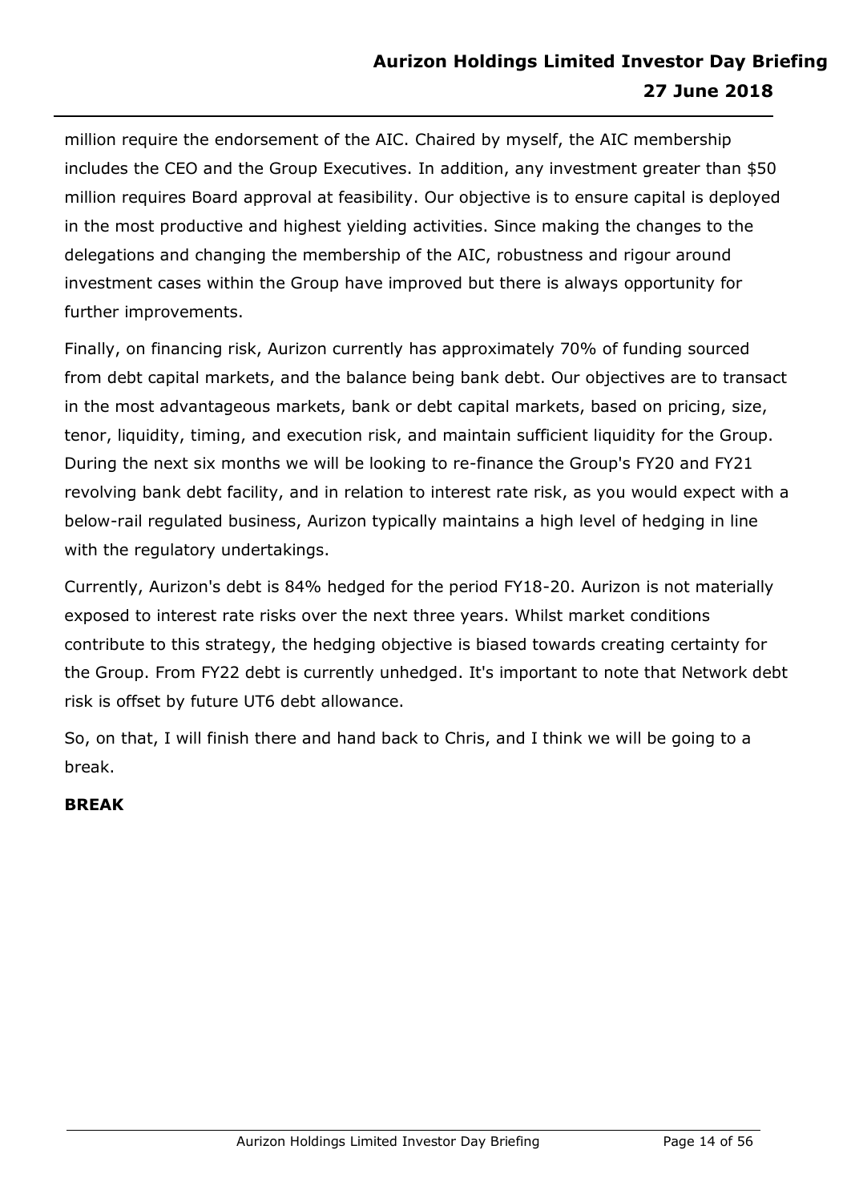million require the endorsement of the AIC. Chaired by myself, the AIC membership includes the CEO and the Group Executives. In addition, any investment greater than $50 million requires Board approval at feasibility. Our objective is to ensure capital is deployed in the most productive and highest yielding activities. Since making the changes to the delegations and changing the membership of the AIC, robustness and rigour around investment cases within the Group have improved but there is always opportunity for further improvements.

Finally, on financing risk, Aurizon currently has approximately 70% of funding sourced from debt capital markets, and the balance being bank debt. Our objectives are to transact in the most advantageous markets, bank or debt capital markets, based on pricing, size, tenor, liquidity, timing, and execution risk, and maintain sufficient liquidity for the Group. During the next six months we will be looking to re-finance the Group's FY20 and FY21 revolving bank debt facility, and in relation to interest rate risk, as you would expect with a below-rail regulated business, Aurizon typically maintains a high level of hedging in line with the regulatory undertakings.

Currently, Aurizon's debt is 84% hedged for the period FY18-20. Aurizon is not materially exposed to interest rate risks over the next three years. Whilst market conditions contribute to this strategy, the hedging objective is biased towards creating certainty for the Group. From FY22 debt is currently unhedged. It's important to note that Network debt risk is offset by future UT6 debt allowance.

So, on that, I will finish there and hand back to Chris, and I think we will be going to a break.

**BREAK**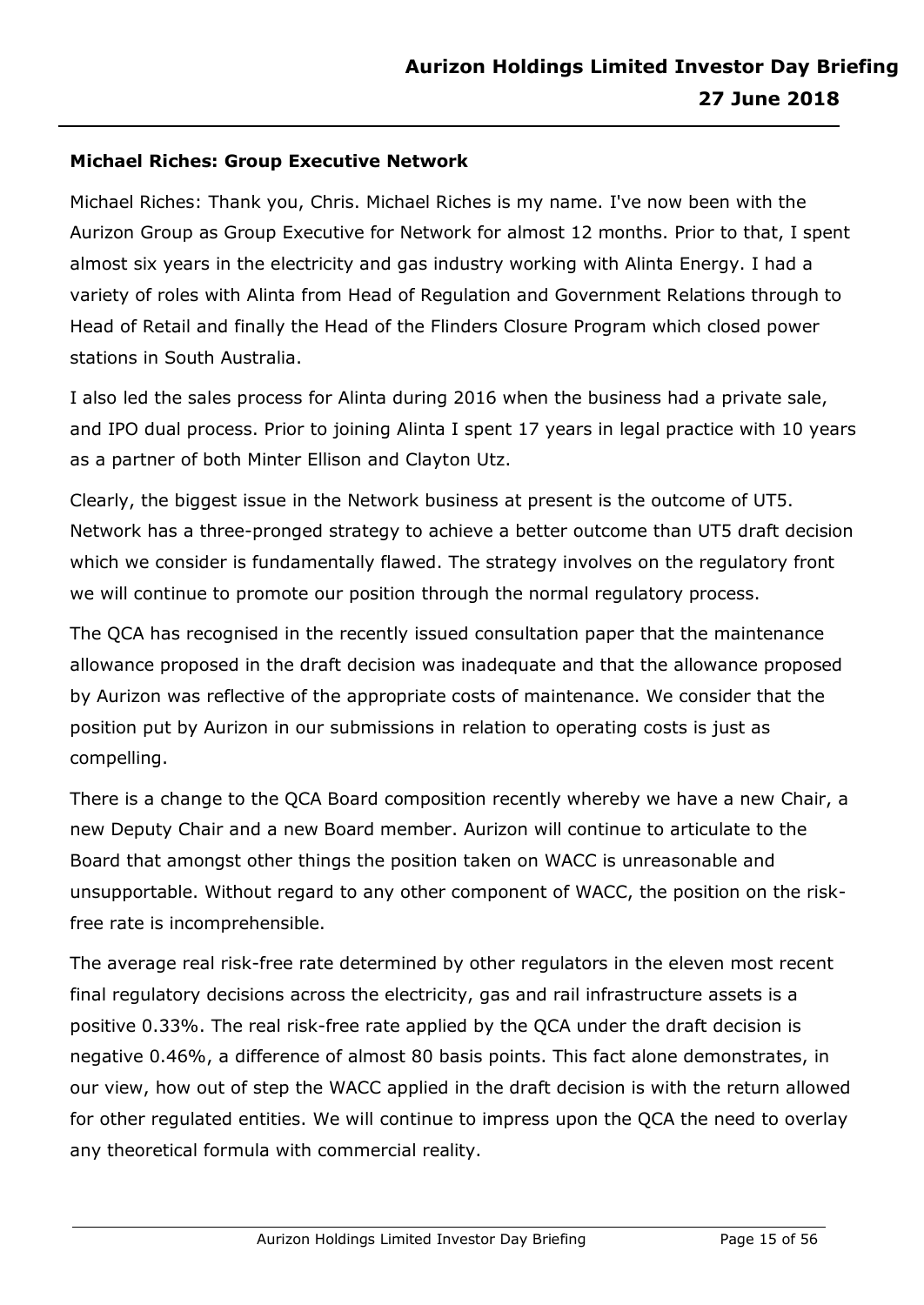**Michael Riches: Group Executive Network**

Michael Riches: Thank you, Chris. Michael Riches is my name. I've now been with the Aurizon Group as Group Executive for Network for almost 12 months. Prior to that, I spent almost six years in the electricity and gas industry working with Alinta Energy. I had a variety of roles with Alinta from Head of Regulation and Government Relations through to Head of Retail and finally the Head of the Flinders Closure Program which closed power stations in South Australia.

I also led the sales process for Alinta during 2016 when the business had a private sale, and IPO dual process. Prior to joining Alinta I spent 17 years in legal practice with 10 years as a partner of both Minter Ellison and Clayton Utz.

Clearly, the biggest issue in the Network business at present is the outcome of UT5. Network has a three-pronged strategy to achieve a better outcome than UT5 draft decision which we consider is fundamentally flawed. The strategy involves on the regulatory front we will continue to promote our position through the normal regulatory process.

The QCA has recognised in the recently issued consultation paper that the maintenance allowance proposed in the draft decision was inadequate and that the allowance proposed by Aurizon was reflective of the appropriate costs of maintenance. We consider that the position put by Aurizon in our submissions in relation to operating costs is just as compelling.

There is a change to the QCA Board composition recently whereby we have a new Chair, a new Deputy Chair and a new Board member. Aurizon will continue to articulate to the Board that amongst other things the position taken on WACC is unreasonable and unsupportable. Without regard to any other component of WACC, the position on the risk-free rate is incomprehensible.

The average real risk-free rate determined by other regulators in the eleven most recent final regulatory decisions across the electricity, gas and rail infrastructure assets is a positive 0.33%. The real risk-free rate applied by the QCA under the draft decision is negative 0.46%, a difference of almost 80 basis points. This fact alone demonstrates, in our view, how out of step the WACC applied in the draft decision is with the return allowed for other regulated entities. We will continue to impress upon the QCA the need to overlay any theoretical formula with commercial reality.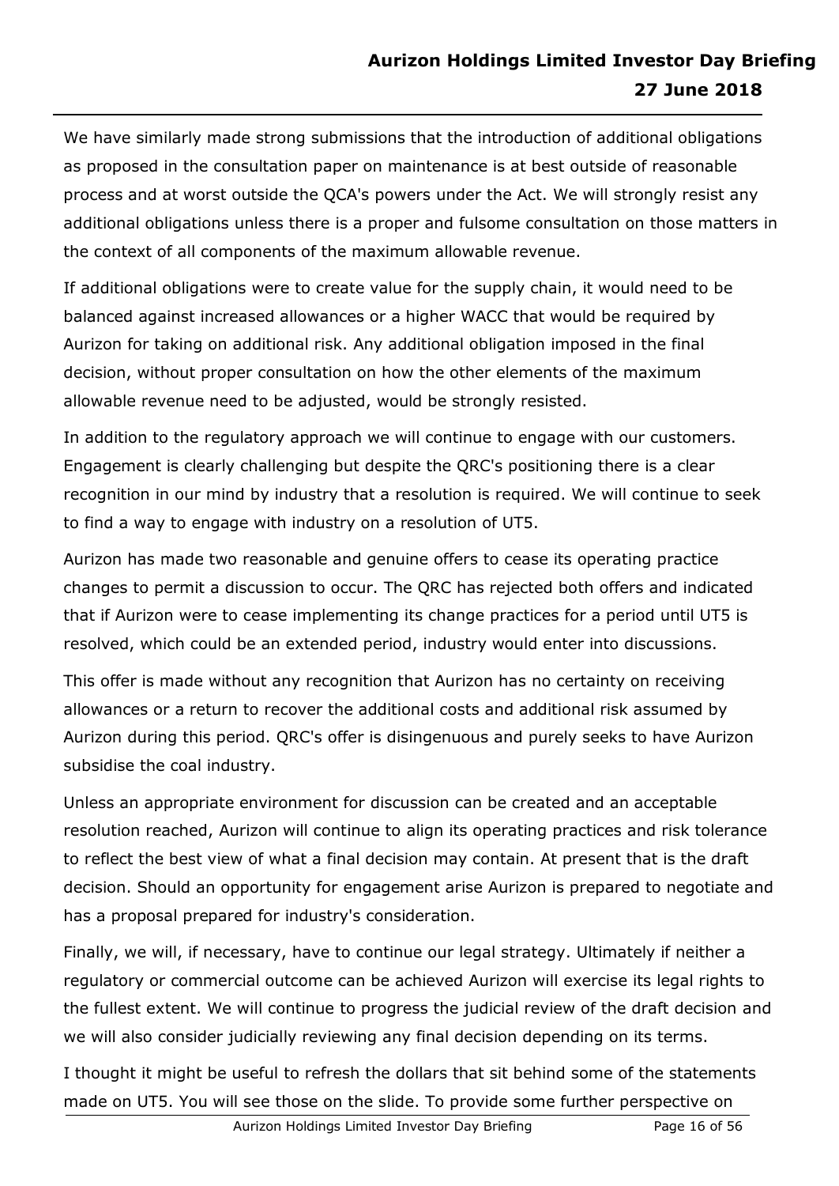We have similarly made strong submissions that the introduction of additional obligations as proposed in the consultation paper on maintenance is at best outside of reasonable process and at worst outside the QCA's powers under the Act. We will strongly resist any additional obligations unless there is a proper and fulsome consultation on those matters in the context of all components of the maximum allowable revenue.

If additional obligations were to create value for the supply chain, it would need to be balanced against increased allowances or a higher WACC that would be required by Aurizon for taking on additional risk. Any additional obligation imposed in the final decision, without proper consultation on how the other elements of the maximum allowable revenue need to be adjusted, would be strongly resisted.

In addition to the regulatory approach we will continue to engage with our customers. Engagement is clearly challenging but despite the QRC's positioning there is a clear recognition in our mind by industry that a resolution is required. We will continue to seek to find a way to engage with industry on a resolution of UT5.

Aurizon has made two reasonable and genuine offers to cease its operating practice changes to permit a discussion to occur. The QRC has rejected both offers and indicated that if Aurizon were to cease implementing its change practices for a period until UT5 is resolved, which could be an extended period, industry would enter into discussions.

This offer is made without any recognition that Aurizon has no certainty on receiving allowances or a return to recover the additional costs and additional risk assumed by Aurizon during this period. QRC's offer is disingenuous and purely seeks to have Aurizon subsidise the coal industry.

Unless an appropriate environment for discussion can be created and an acceptable resolution reached, Aurizon will continue to align its operating practices and risk tolerance to reflect the best view of what a final decision may contain. At present that is the draft decision. Should an opportunity for engagement arise Aurizon is prepared to negotiate and has a proposal prepared for industry's consideration.

Finally, we will, if necessary, have to continue our legal strategy. Ultimately if neither a regulatory or commercial outcome can be achieved Aurizon will exercise its legal rights to the fullest extent. We will continue to progress the judicial review of the draft decision and we will also consider judicially reviewing any final decision depending on its terms.

I thought it might be useful to refresh the dollars that sit behind some of the statements made on UT5. You will see those on the slide. To provide some further perspective on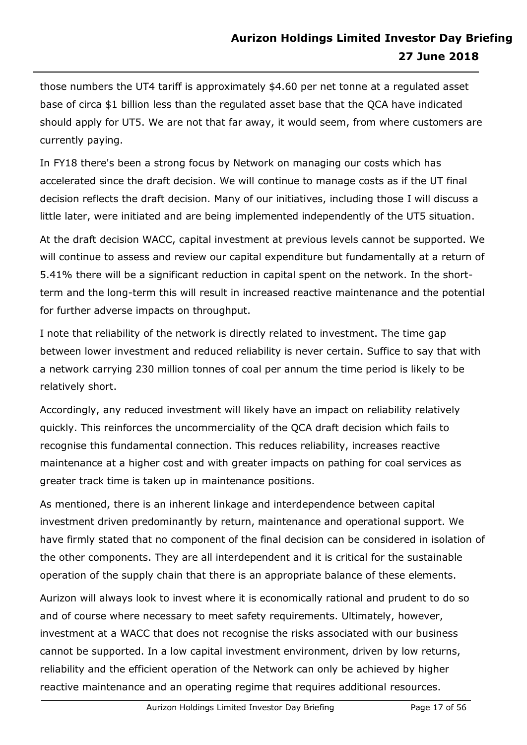those numbers the UT4 tariff is approximately $4.60 per net tonne at a regulated asset base of circa $1 billion less than the regulated asset base that the QCA have indicated should apply for UT5. We are not that far away, it would seem, from where customers are currently paying.

In FY18 there's been a strong focus by Network on managing our costs which has accelerated since the draft decision. We will continue to manage costs as if the UT final decision reflects the draft decision. Many of our initiatives, including those I will discuss a little later, were initiated and are being implemented independently of the UT5 situation.

At the draft decision WACC, capital investment at previous levels cannot be supported. We will continue to assess and review our capital expenditure but fundamentally at a return of 5.41% there will be a significant reduction in capital spent on the network. In the short-term and the long-term this will result in increased reactive maintenance and the potential for further adverse impacts on throughput.

I note that reliability of the network is directly related to investment. The time gap between lower investment and reduced reliability is never certain. Suffice to say that with a network carrying 230 million tonnes of coal per annum the time period is likely to be relatively short.

Accordingly, any reduced investment will likely have an impact on reliability relatively quickly. This reinforces the uncommerciality of the QCA draft decision which fails to recognise this fundamental connection. This reduces reliability, increases reactive maintenance at a higher cost and with greater impacts on pathing for coal services as greater track time is taken up in maintenance positions.

As mentioned, there is an inherent linkage and interdependence between capital investment driven predominantly by return, maintenance and operational support. We have firmly stated that no component of the final decision can be considered in isolation of the other components. They are all interdependent and it is critical for the sustainable operation of the supply chain that there is an appropriate balance of these elements.

Aurizon will always look to invest where it is economically rational and prudent to do so and of course where necessary to meet safety requirements. Ultimately, however, investment at a WACC that does not recognise the risks associated with our business cannot be supported. In a low capital investment environment, driven by low returns, reliability and the efficient operation of the Network can only be achieved by higher reactive maintenance and an operating regime that requires additional resources.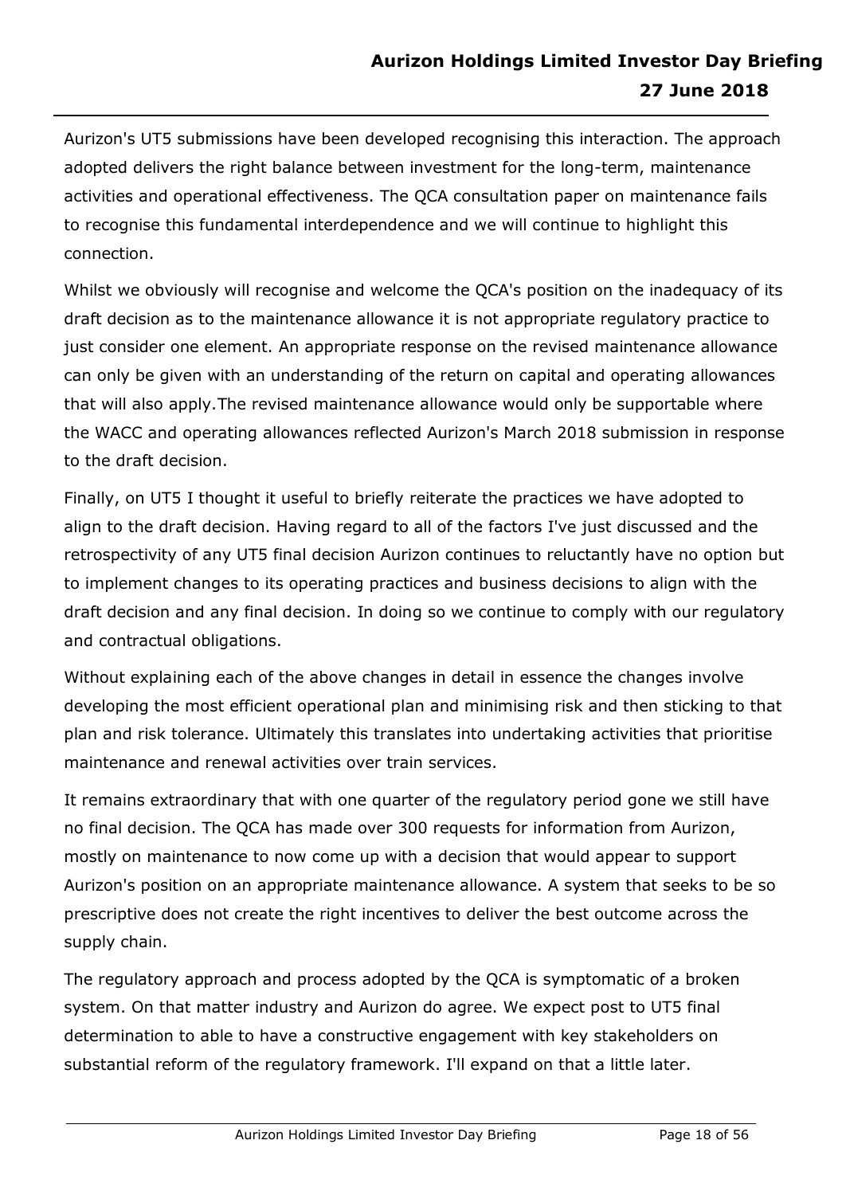Aurizon's UT5 submissions have been developed recognising this interaction. The approach adopted delivers the right balance between investment for the long-term, maintenance activities and operational effectiveness. The QCA consultation paper on maintenance fails to recognise this fundamental interdependence and we will continue to highlight this connection.

Whilst we obviously will recognise and welcome the QCA's position on the inadequacy of its draft decision as to the maintenance allowance it is not appropriate regulatory practice to just consider one element. An appropriate response on the revised maintenance allowance can only be given with an understanding of the return on capital and operating allowances that will also apply.The revised maintenance allowance would only be supportable where the WACC and operating allowances reflected Aurizon's March 2018 submission in response to the draft decision.

Finally, on UT5 I thought it useful to briefly reiterate the practices we have adopted to align to the draft decision. Having regard to all of the factors I've just discussed and the retrospectivity of any UT5 final decision Aurizon continues to reluctantly have no option but to implement changes to its operating practices and business decisions to align with the draft decision and any final decision. In doing so we continue to comply with our regulatory and contractual obligations.

Without explaining each of the above changes in detail in essence the changes involve developing the most efficient operational plan and minimising risk and then sticking to that plan and risk tolerance. Ultimately this translates into undertaking activities that prioritise maintenance and renewal activities over train services.

It remains extraordinary that with one quarter of the regulatory period gone we still have no final decision. The QCA has made over 300 requests for information from Aurizon, mostly on maintenance to now come up with a decision that would appear to support Aurizon's position on an appropriate maintenance allowance. A system that seeks to be so prescriptive does not create the right incentives to deliver the best outcome across the supply chain.

The regulatory approach and process adopted by the QCA is symptomatic of a broken system. On that matter industry and Aurizon do agree. We expect post to UT5 final determination to able to have a constructive engagement with key stakeholders on substantial reform of the regulatory framework. I'll expand on that a little later.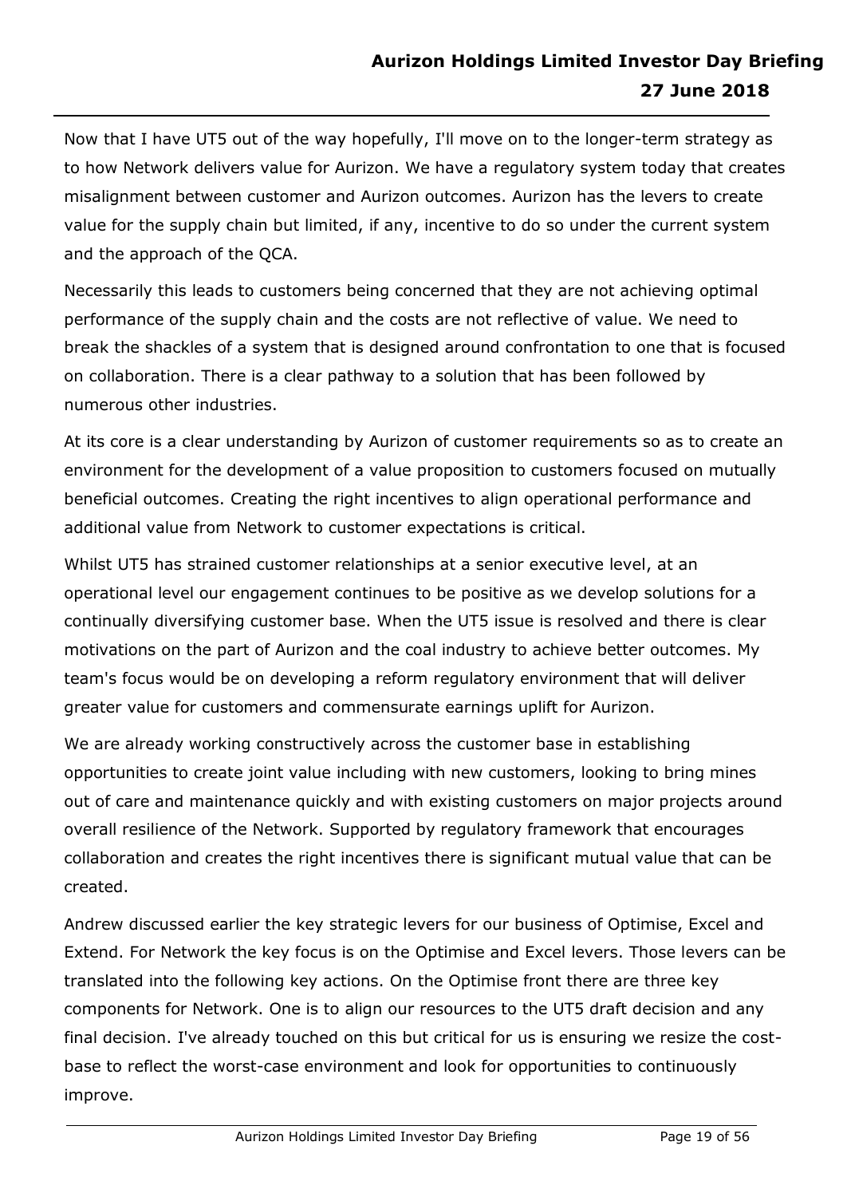Now that I have UT5 out of the way hopefully, I'll move on to the longer-term strategy as to how Network delivers value for Aurizon. We have a regulatory system today that creates misalignment between customer and Aurizon outcomes. Aurizon has the levers to create value for the supply chain but limited, if any, incentive to do so under the current system and the approach of the QCA.

Necessarily this leads to customers being concerned that they are not achieving optimal performance of the supply chain and the costs are not reflective of value. We need to break the shackles of a system that is designed around confrontation to one that is focused on collaboration. There is a clear pathway to a solution that has been followed by numerous other industries.

At its core is a clear understanding by Aurizon of customer requirements so as to create an environment for the development of a value proposition to customers focused on mutually beneficial outcomes. Creating the right incentives to align operational performance and additional value from Network to customer expectations is critical.

Whilst UT5 has strained customer relationships at a senior executive level, at an operational level our engagement continues to be positive as we develop solutions for a continually diversifying customer base. When the UT5 issue is resolved and there is clear motivations on the part of Aurizon and the coal industry to achieve better outcomes. My team's focus would be on developing a reform regulatory environment that will deliver greater value for customers and commensurate earnings uplift for Aurizon.

We are already working constructively across the customer base in establishing opportunities to create joint value including with new customers, looking to bring mines out of care and maintenance quickly and with existing customers on major projects around overall resilience of the Network. Supported by regulatory framework that encourages collaboration and creates the right incentives there is significant mutual value that can be created.

Andrew discussed earlier the key strategic levers for our business of Optimise, Excel and Extend. For Network the key focus is on the Optimise and Excel levers. Those levers can be translated into the following key actions. On the Optimise front there are three key components for Network. One is to align our resources to the UT5 draft decision and any final decision. I've already touched on this but critical for us is ensuring we resize the cost-base to reflect the worst-case environment and look for opportunities to continuously improve.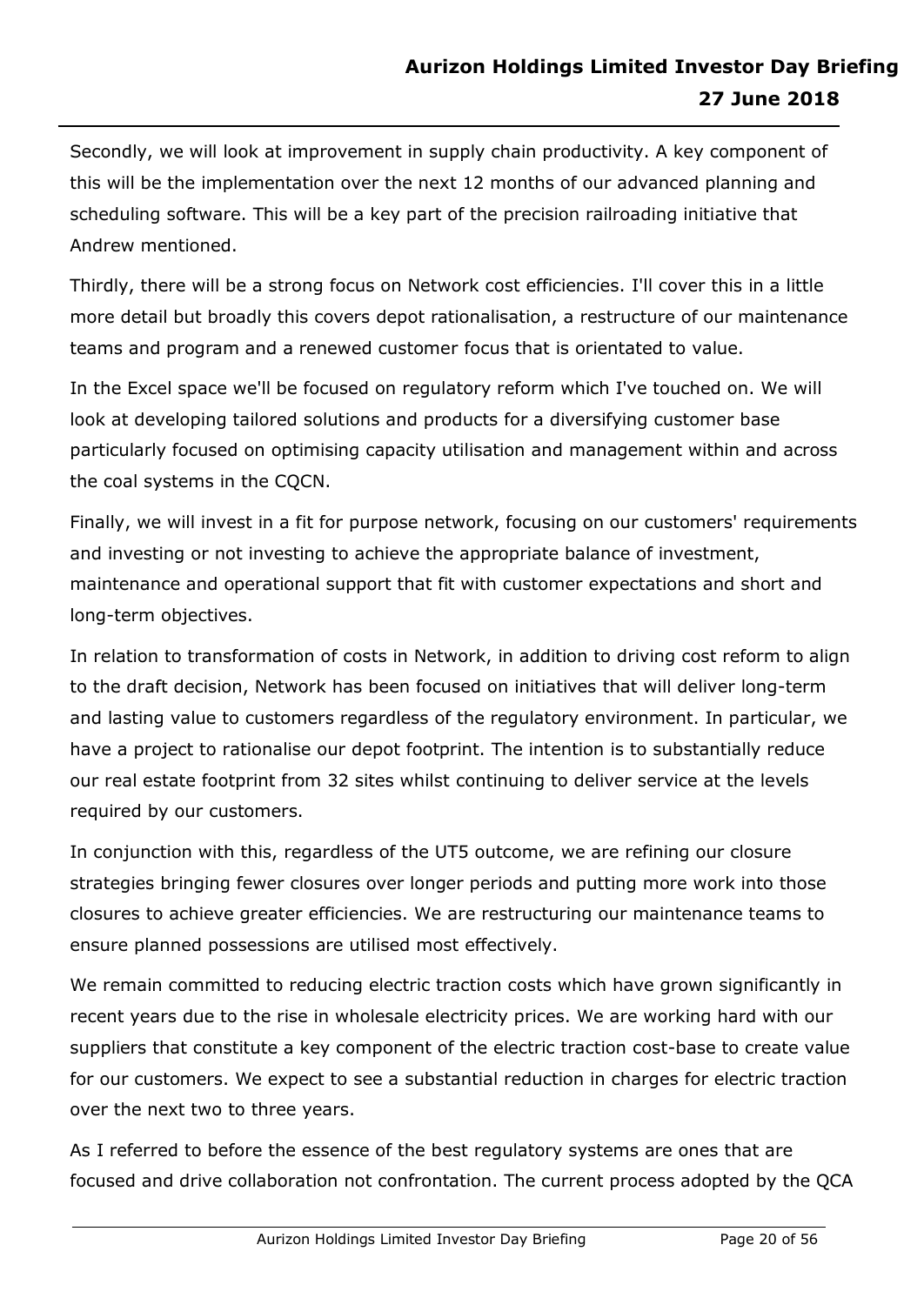Secondly, we will look at improvement in supply chain productivity. A key component of this will be the implementation over the next 12 months of our advanced planning and scheduling software. This will be a key part of the precision railroading initiative that Andrew mentioned.

Thirdly, there will be a strong focus on Network cost efficiencies. I'll cover this in a little more detail but broadly this covers depot rationalisation, a restructure of our maintenance teams and program and a renewed customer focus that is orientated to value.

In the Excel space we'll be focused on regulatory reform which I've touched on. We will look at developing tailored solutions and products for a diversifying customer base particularly focused on optimising capacity utilisation and management within and across the coal systems in the CQCN.

Finally, we will invest in a fit for purpose network, focusing on our customers' requirements and investing or not investing to achieve the appropriate balance of investment, maintenance and operational support that fit with customer expectations and short and long-term objectives.

In relation to transformation of costs in Network, in addition to driving cost reform to align to the draft decision, Network has been focused on initiatives that will deliver long-term and lasting value to customers regardless of the regulatory environment. In particular, we have a project to rationalise our depot footprint. The intention is to substantially reduce our real estate footprint from 32 sites whilst continuing to deliver service at the levels required by our customers.

In conjunction with this, regardless of the UT5 outcome, we are refining our closure strategies bringing fewer closures over longer periods and putting more work into those closures to achieve greater efficiencies. We are restructuring our maintenance teams to ensure planned possessions are utilised most effectively.

We remain committed to reducing electric traction costs which have grown significantly in recent years due to the rise in wholesale electricity prices. We are working hard with our suppliers that constitute a key component of the electric traction cost-base to create value for our customers. We expect to see a substantial reduction in charges for electric traction over the next two to three years.

As I referred to before the essence of the best regulatory systems are ones that are focused and drive collaboration not confrontation. The current process adopted by the QCA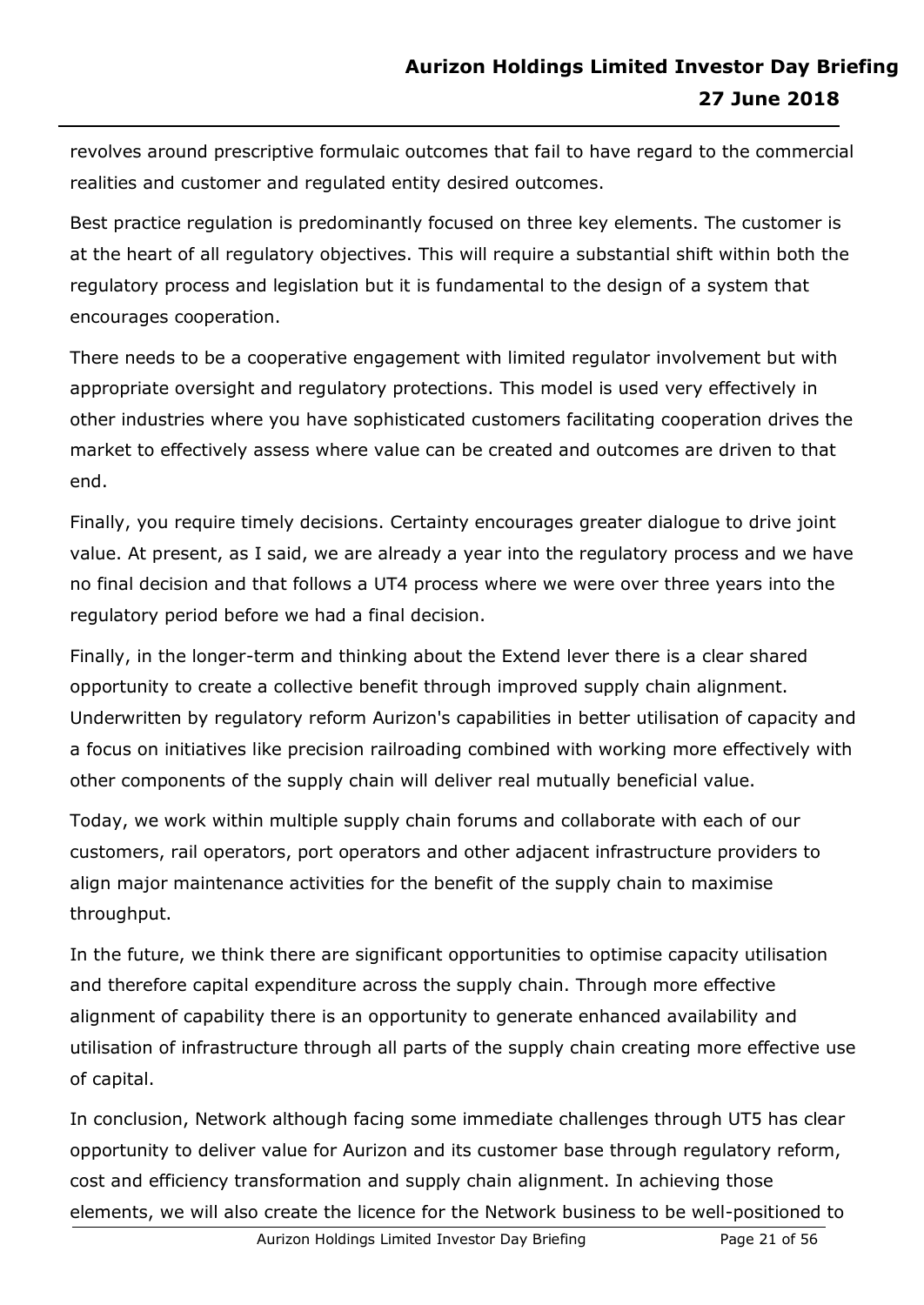revolves around prescriptive formulaic outcomes that fail to have regard to the commercial realities and customer and regulated entity desired outcomes.

Best practice regulation is predominantly focused on three key elements. The customer is at the heart of all regulatory objectives. This will require a substantial shift within both the regulatory process and legislation but it is fundamental to the design of a system that encourages cooperation.

There needs to be a cooperative engagement with limited regulator involvement but with appropriate oversight and regulatory protections. This model is used very effectively in other industries where you have sophisticated customers facilitating cooperation drives the market to effectively assess where value can be created and outcomes are driven to that end.

Finally, you require timely decisions. Certainty encourages greater dialogue to drive joint value. At present, as I said, we are already a year into the regulatory process and we have no final decision and that follows a UT4 process where we were over three years into the regulatory period before we had a final decision.

Finally, in the longer-term and thinking about the Extend lever there is a clear shared opportunity to create a collective benefit through improved supply chain alignment. Underwritten by regulatory reform Aurizon's capabilities in better utilisation of capacity and a focus on initiatives like precision railroading combined with working more effectively with other components of the supply chain will deliver real mutually beneficial value.

Today, we work within multiple supply chain forums and collaborate with each of our customers, rail operators, port operators and other adjacent infrastructure providers to align major maintenance activities for the benefit of the supply chain to maximise throughput.

In the future, we think there are significant opportunities to optimise capacity utilisation and therefore capital expenditure across the supply chain. Through more effective alignment of capability there is an opportunity to generate enhanced availability and utilisation of infrastructure through all parts of the supply chain creating more effective use of capital.

In conclusion, Network although facing some immediate challenges through UT5 has clear opportunity to deliver value for Aurizon and its customer base through regulatory reform, cost and efficiency transformation and supply chain alignment. In achieving those elements, we will also create the licence for the Network business to be well-positioned to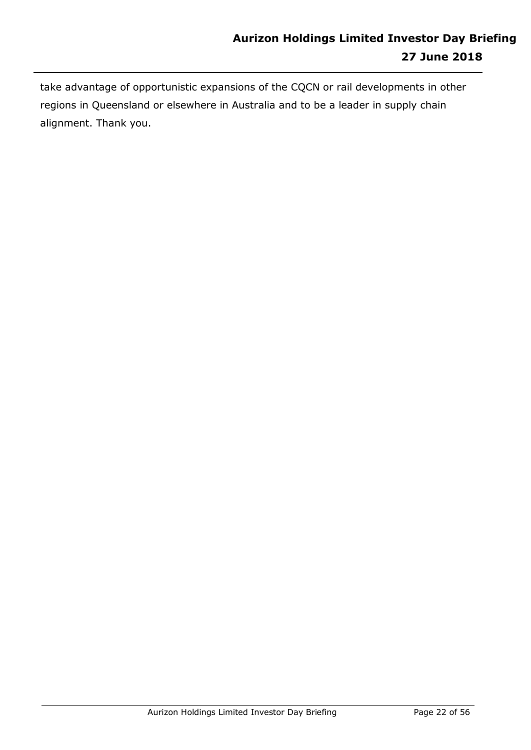take advantage of opportunistic expansions of the CQCN or rail developments in other regions in Queensland or elsewhere in Australia and to be a leader in supply chain alignment. Thank you.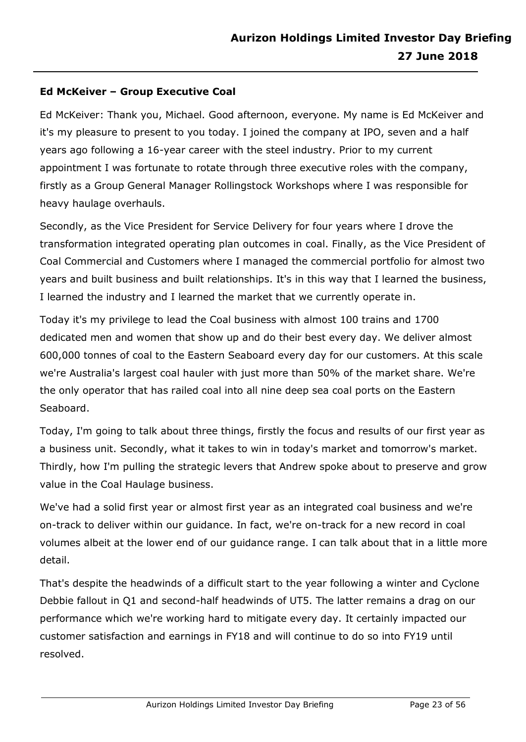**Ed McKeiver – Group Executive Coal**

Ed McKeiver: Thank you, Michael. Good afternoon, everyone. My name is Ed McKeiver and it's my pleasure to present to you today. I joined the company at IPO, seven and a half years ago following a 16-year career with the steel industry. Prior to my current appointment I was fortunate to rotate through three executive roles with the company, firstly as a Group General Manager Rollingstock Workshops where I was responsible for heavy haulage overhauls.

Secondly, as the Vice President for Service Delivery for four years where I drove the transformation integrated operating plan outcomes in coal. Finally, as the Vice President of Coal Commercial and Customers where I managed the commercial portfolio for almost two years and built business and built relationships. It's in this way that I learned the business, I learned the industry and I learned the market that we currently operate in.

Today it's my privilege to lead the Coal business with almost 100 trains and 1700 dedicated men and women that show up and do their best every day. We deliver almost 600,000 tonnes of coal to the Eastern Seaboard every day for our customers. At this scale we're Australia's largest coal hauler with just more than 50% of the market share. We're the only operator that has railed coal into all nine deep sea coal ports on the Eastern Seaboard.

Today, I'm going to talk about three things, firstly the focus and results of our first year as a business unit. Secondly, what it takes to win in today's market and tomorrow's market. Thirdly, how I'm pulling the strategic levers that Andrew spoke about to preserve and grow value in the Coal Haulage business.

We've had a solid first year or almost first year as an integrated coal business and we're on-track to deliver within our guidance. In fact, we're on-track for a new record in coal volumes albeit at the lower end of our guidance range. I can talk about that in a little more detail.

That's despite the headwinds of a difficult start to the year following a winter and Cyclone Debbie fallout in Q1 and second-half headwinds of UT5. The latter remains a drag on our performance which we're working hard to mitigate every day. It certainly impacted our customer satisfaction and earnings in FY18 and will continue to do so into FY19 until resolved.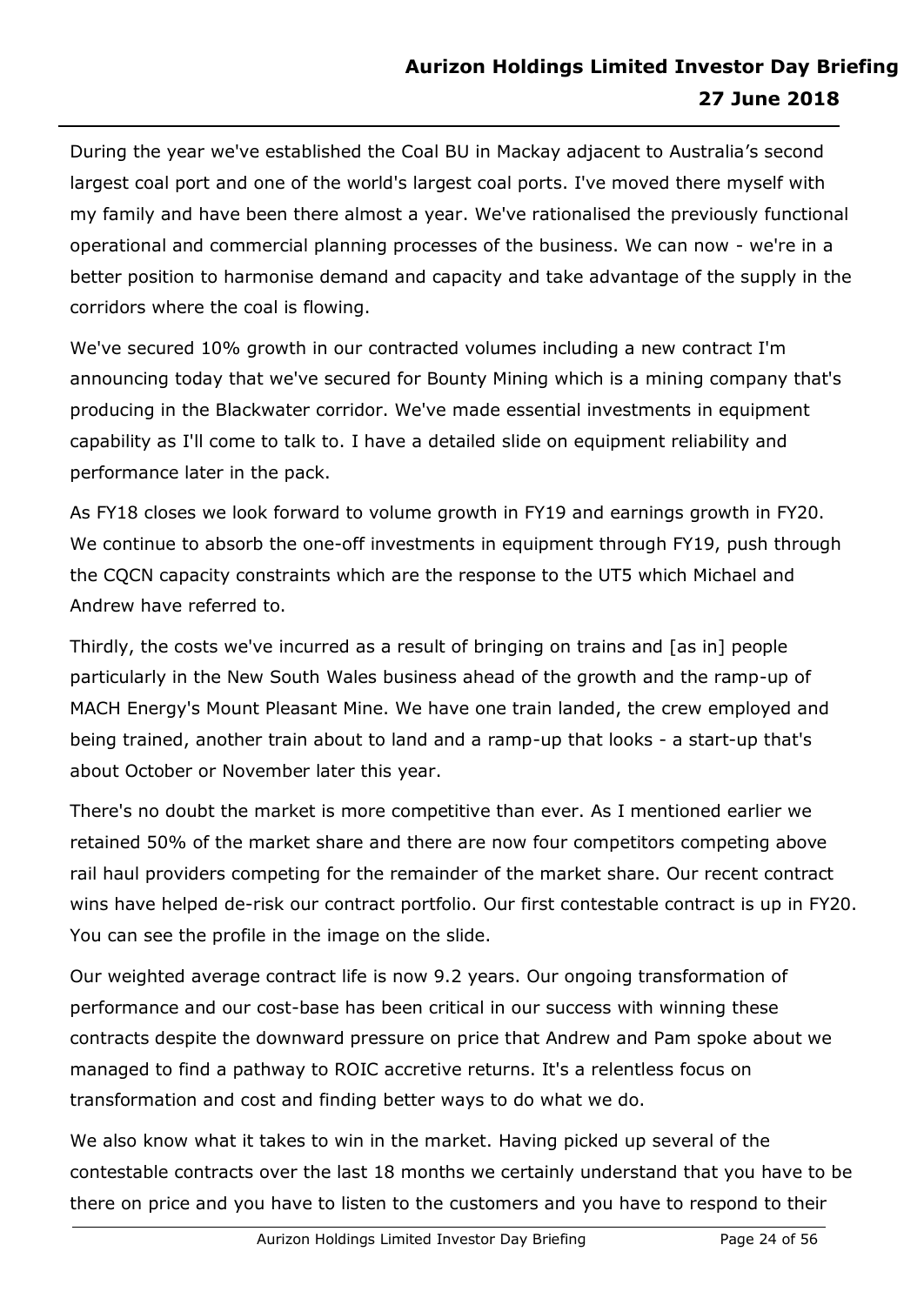During the year we've established the Coal BU in Mackay adjacent to Australia's second largest coal port and one of the world's largest coal ports. I've moved there myself with my family and have been there almost a year. We've rationalised the previously functional operational and commercial planning processes of the business. We can now - we're in a better position to harmonise demand and capacity and take advantage of the supply in the corridors where the coal is flowing.

We've secured 10% growth in our contracted volumes including a new contract I'm announcing today that we've secured for Bounty Mining which is a mining company that's producing in the Blackwater corridor. We've made essential investments in equipment capability as I'll come to talk to. I have a detailed slide on equipment reliability and performance later in the pack.

As FY18 closes we look forward to volume growth in FY19 and earnings growth in FY20. We continue to absorb the one-off investments in equipment through FY19, push through the CQCN capacity constraints which are the response to the UT5 which Michael and Andrew have referred to.

Thirdly, the costs we've incurred as a result of bringing on trains and [as in] people particularly in the New South Wales business ahead of the growth and the ramp-up of MACH Energy's Mount Pleasant Mine. We have one train landed, the crew employed and being trained, another train about to land and a ramp-up that looks - a start-up that's about October or November later this year.

There's no doubt the market is more competitive than ever. As I mentioned earlier we retained 50% of the market share and there are now four competitors competing above rail haul providers competing for the remainder of the market share. Our recent contract wins have helped de-risk our contract portfolio. Our first contestable contract is up in FY20. You can see the profile in the image on the slide.

Our weighted average contract life is now 9.2 years. Our ongoing transformation of performance and our cost-base has been critical in our success with winning these contracts despite the downward pressure on price that Andrew and Pam spoke about we managed to find a pathway to ROIC accretive returns. It's a relentless focus on transformation and cost and finding better ways to do what we do.

We also know what it takes to win in the market. Having picked up several of the contestable contracts over the last 18 months we certainly understand that you have to be there on price and you have to listen to the customers and you have to respond to their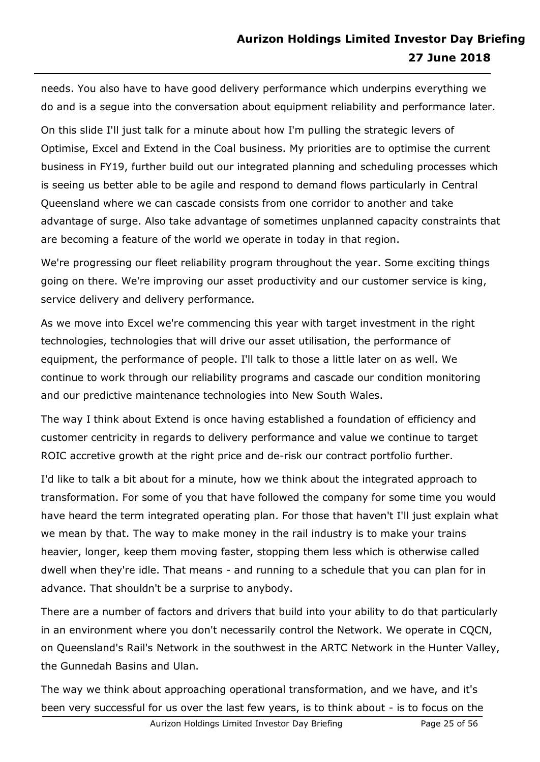needs. You also have to have good delivery performance which underpins everything we do and is a segue into the conversation about equipment reliability and performance later.

On this slide I'll just talk for a minute about how I'm pulling the strategic levers of Optimise, Excel and Extend in the Coal business. My priorities are to optimise the current business in FY19, further build out our integrated planning and scheduling processes which is seeing us better able to be agile and respond to demand flows particularly in Central Queensland where we can cascade consists from one corridor to another and take advantage of surge. Also take advantage of sometimes unplanned capacity constraints that are becoming a feature of the world we operate in today in that region.

We're progressing our fleet reliability program throughout the year. Some exciting things going on there. We're improving our asset productivity and our customer service is king, service delivery and delivery performance.

As we move into Excel we're commencing this year with target investment in the right technologies, technologies that will drive our asset utilisation, the performance of equipment, the performance of people. I'll talk to those a little later on as well. We continue to work through our reliability programs and cascade our condition monitoring and our predictive maintenance technologies into New South Wales.

The way I think about Extend is once having established a foundation of efficiency and customer centricity in regards to delivery performance and value we continue to target ROIC accretive growth at the right price and de-risk our contract portfolio further.

I'd like to talk a bit about for a minute, how we think about the integrated approach to transformation. For some of you that have followed the company for some time you would have heard the term integrated operating plan. For those that haven't I'll just explain what we mean by that. The way to make money in the rail industry is to make your trains heavier, longer, keep them moving faster, stopping them less which is otherwise called dwell when they're idle. That means - and running to a schedule that you can plan for in advance. That shouldn't be a surprise to anybody.

There are a number of factors and drivers that build into your ability to do that particularly in an environment where you don't necessarily control the Network. We operate in CQCN, on Queensland's Rail's Network in the southwest in the ARTC Network in the Hunter Valley, the Gunnedah Basins and Ulan.

The way we think about approaching operational transformation, and we have, and it's been very successful for us over the last few years, is to think about - is to focus on the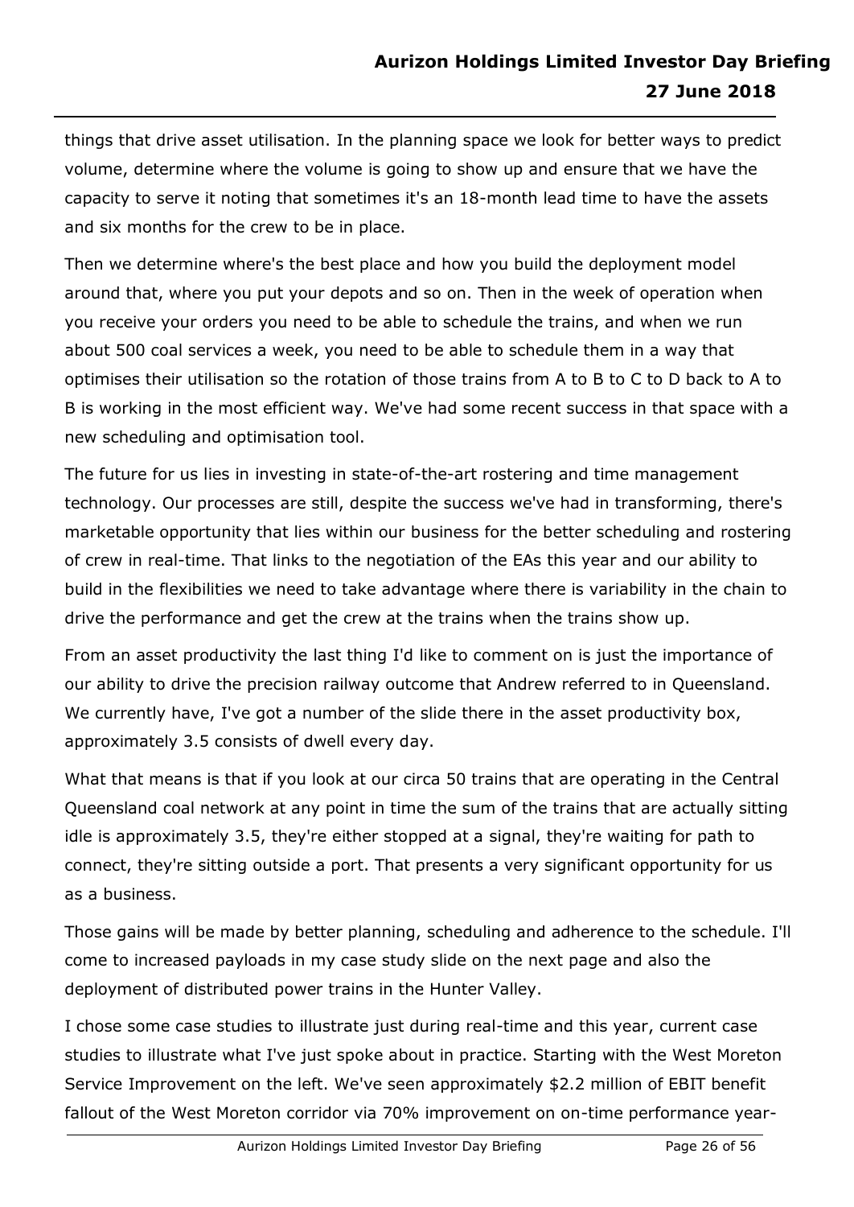things that drive asset utilisation. In the planning space we look for better ways to predict volume, determine where the volume is going to show up and ensure that we have the capacity to serve it noting that sometimes it's an 18-month lead time to have the assets and six months for the crew to be in place.

Then we determine where's the best place and how you build the deployment model around that, where you put your depots and so on. Then in the week of operation when you receive your orders you need to be able to schedule the trains, and when we run about 500 coal services a week, you need to be able to schedule them in a way that optimises their utilisation so the rotation of those trains from A to B to C to D back to A to B is working in the most efficient way. We've had some recent success in that space with a new scheduling and optimisation tool.

The future for us lies in investing in state-of-the-art rostering and time management technology. Our processes are still, despite the success we've had in transforming, there's marketable opportunity that lies within our business for the better scheduling and rostering of crew in real-time. That links to the negotiation of the EAs this year and our ability to build in the flexibilities we need to take advantage where there is variability in the chain to drive the performance and get the crew at the trains when the trains show up.

From an asset productivity the last thing I'd like to comment on is just the importance of our ability to drive the precision railway outcome that Andrew referred to in Queensland. We currently have, I've got a number of the slide there in the asset productivity box, approximately 3.5 consists of dwell every day.

What that means is that if you look at our circa 50 trains that are operating in the Central Queensland coal network at any point in time the sum of the trains that are actually sitting idle is approximately 3.5, they're either stopped at a signal, they're waiting for path to connect, they're sitting outside a port. That presents a very significant opportunity for us as a business.

Those gains will be made by better planning, scheduling and adherence to the schedule. I'll come to increased payloads in my case study slide on the next page and also the deployment of distributed power trains in the Hunter Valley.

I chose some case studies to illustrate just during real-time and this year, current case studies to illustrate what I've just spoke about in practice. Starting with the West Moreton Service Improvement on the left. We've seen approximately $2.2 million of EBIT benefit fallout of the West Moreton corridor via 70% improvement on on-time performance year-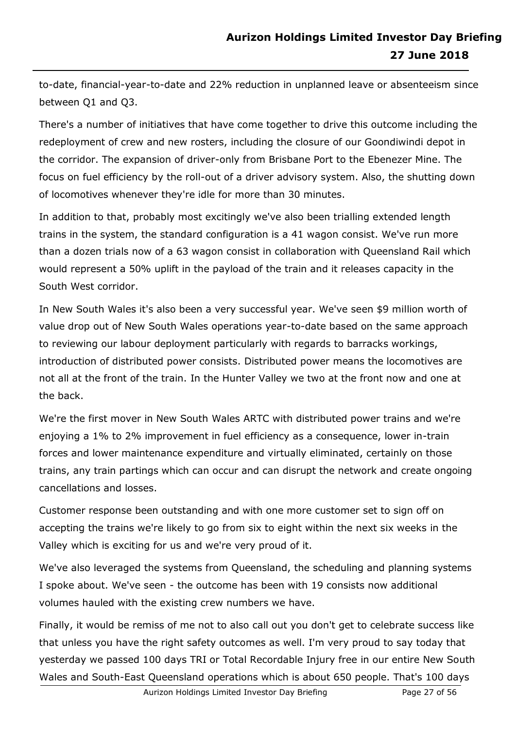to-date, financial-year-to-date and 22% reduction in unplanned leave or absenteeism since between Q1 and Q3.

There's a number of initiatives that have come together to drive this outcome including the redeployment of crew and new rosters, including the closure of our Goondiwindi depot in the corridor. The expansion of driver-only from Brisbane Port to the Ebenezer Mine. The focus on fuel efficiency by the roll-out of a driver advisory system. Also, the shutting down of locomotives whenever they're idle for more than 30 minutes.

In addition to that, probably most excitingly we've also been trialling extended length trains in the system, the standard configuration is a 41 wagon consist. We've run more than a dozen trials now of a 63 wagon consist in collaboration with Queensland Rail which would represent a 50% uplift in the payload of the train and it releases capacity in the South West corridor.

In New South Wales it's also been a very successful year. We've seen $9 million worth of value drop out of New South Wales operations year-to-date based on the same approach to reviewing our labour deployment particularly with regards to barracks workings, introduction of distributed power consists. Distributed power means the locomotives are not all at the front of the train. In the Hunter Valley we two at the front now and one at the back.

We're the first mover in New South Wales ARTC with distributed power trains and we're enjoying a 1% to 2% improvement in fuel efficiency as a consequence, lower in-train forces and lower maintenance expenditure and virtually eliminated, certainly on those trains, any train partings which can occur and can disrupt the network and create ongoing cancellations and losses.

Customer response been outstanding and with one more customer set to sign off on accepting the trains we're likely to go from six to eight within the next six weeks in the Valley which is exciting for us and we're very proud of it.

We've also leveraged the systems from Queensland, the scheduling and planning systems I spoke about. We've seen - the outcome has been with 19 consists now additional volumes hauled with the existing crew numbers we have.

Finally, it would be remiss of me not to also call out you don't get to celebrate success like that unless you have the right safety outcomes as well. I'm very proud to say today that yesterday we passed 100 days TRI or Total Recordable Injury free in our entire New South Wales and South-East Queensland operations which is about 650 people. That's 100 days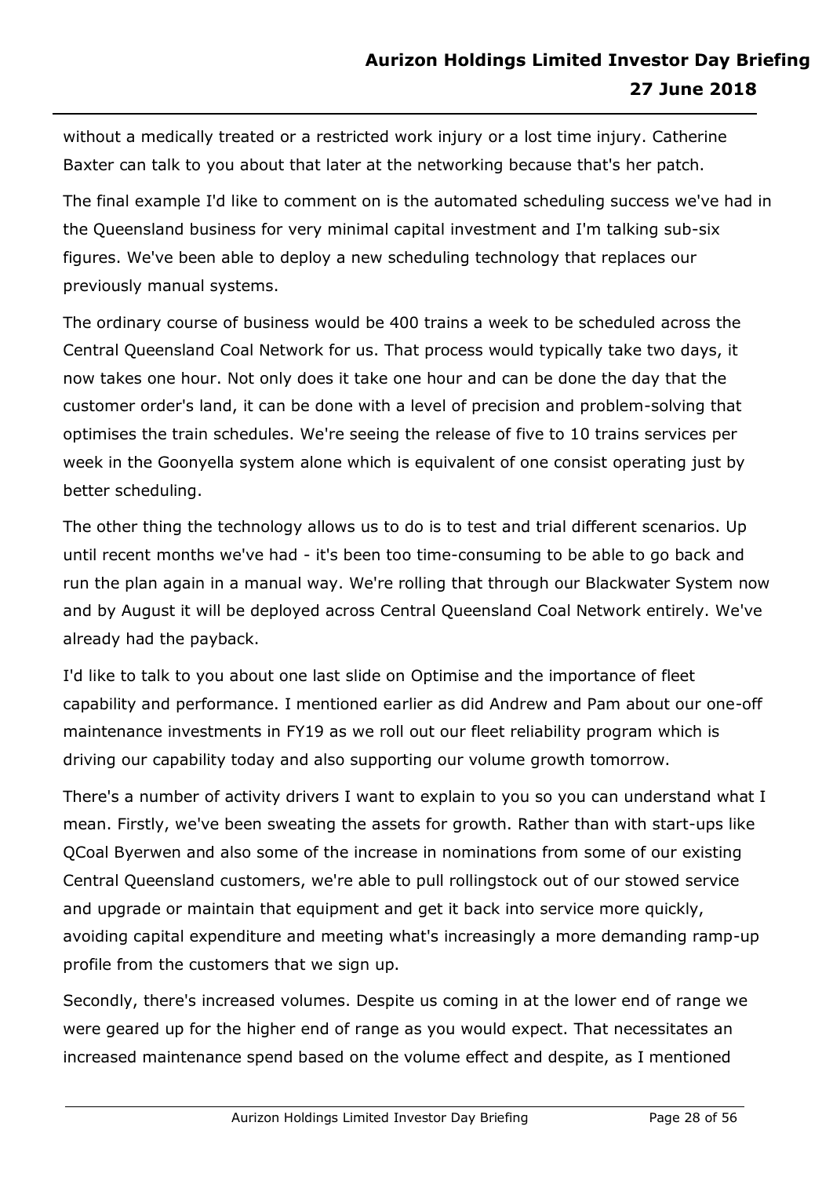without a medically treated or a restricted work injury or a lost time injury. Catherine Baxter can talk to you about that later at the networking because that's her patch.

The final example I'd like to comment on is the automated scheduling success we've had in the Queensland business for very minimal capital investment and I'm talking sub-six figures. We've been able to deploy a new scheduling technology that replaces our previously manual systems.

The ordinary course of business would be 400 trains a week to be scheduled across the Central Queensland Coal Network for us. That process would typically take two days, it now takes one hour. Not only does it take one hour and can be done the day that the customer order's land, it can be done with a level of precision and problem-solving that optimises the train schedules. We're seeing the release of five to 10 trains services per week in the Goonyella system alone which is equivalent of one consist operating just by better scheduling.

The other thing the technology allows us to do is to test and trial different scenarios. Up until recent months we've had - it's been too time-consuming to be able to go back and run the plan again in a manual way. We're rolling that through our Blackwater System now and by August it will be deployed across Central Queensland Coal Network entirely. We've already had the payback.

I'd like to talk to you about one last slide on Optimise and the importance of fleet capability and performance. I mentioned earlier as did Andrew and Pam about our one-off maintenance investments in FY19 as we roll out our fleet reliability program which is driving our capability today and also supporting our volume growth tomorrow.

There's a number of activity drivers I want to explain to you so you can understand what I mean. Firstly, we've been sweating the assets for growth. Rather than with start-ups like QCoal Byerwen and also some of the increase in nominations from some of our existing Central Queensland customers, we're able to pull rollingstock out of our stowed service and upgrade or maintain that equipment and get it back into service more quickly, avoiding capital expenditure and meeting what's increasingly a more demanding ramp-up profile from the customers that we sign up.

Secondly, there's increased volumes. Despite us coming in at the lower end of range we were geared up for the higher end of range as you would expect. That necessitates an increased maintenance spend based on the volume effect and despite, as I mentioned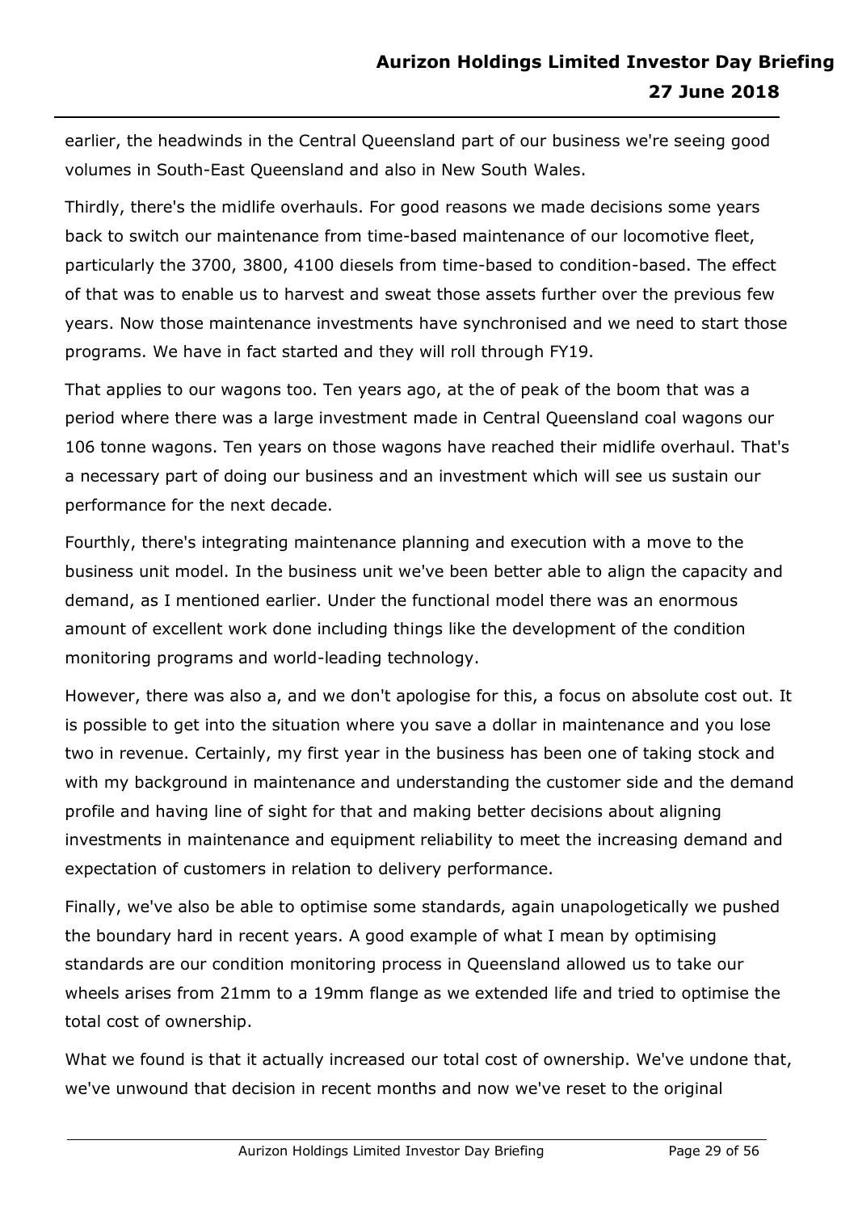earlier, the headwinds in the Central Queensland part of our business we're seeing good volumes in South-East Queensland and also in New South Wales.

Thirdly, there's the midlife overhauls. For good reasons we made decisions some years back to switch our maintenance from time-based maintenance of our locomotive fleet, particularly the 3700, 3800, 4100 diesels from time-based to condition-based. The effect of that was to enable us to harvest and sweat those assets further over the previous few years. Now those maintenance investments have synchronised and we need to start those programs. We have in fact started and they will roll through FY19.

That applies to our wagons too. Ten years ago, at the of peak of the boom that was a period where there was a large investment made in Central Queensland coal wagons our 106 tonne wagons. Ten years on those wagons have reached their midlife overhaul. That's a necessary part of doing our business and an investment which will see us sustain our performance for the next decade.

Fourthly, there's integrating maintenance planning and execution with a move to the business unit model. In the business unit we've been better able to align the capacity and demand, as I mentioned earlier. Under the functional model there was an enormous amount of excellent work done including things like the development of the condition monitoring programs and world-leading technology.

However, there was also a, and we don't apologise for this, a focus on absolute cost out. It is possible to get into the situation where you save a dollar in maintenance and you lose two in revenue. Certainly, my first year in the business has been one of taking stock and with my background in maintenance and understanding the customer side and the demand profile and having line of sight for that and making better decisions about aligning investments in maintenance and equipment reliability to meet the increasing demand and expectation of customers in relation to delivery performance.

Finally, we've also be able to optimise some standards, again unapologetically we pushed the boundary hard in recent years. A good example of what I mean by optimising standards are our condition monitoring process in Queensland allowed us to take our wheels arises from 21mm to a 19mm flange as we extended life and tried to optimise the total cost of ownership.

What we found is that it actually increased our total cost of ownership. We've undone that, we've unwound that decision in recent months and now we've reset to the original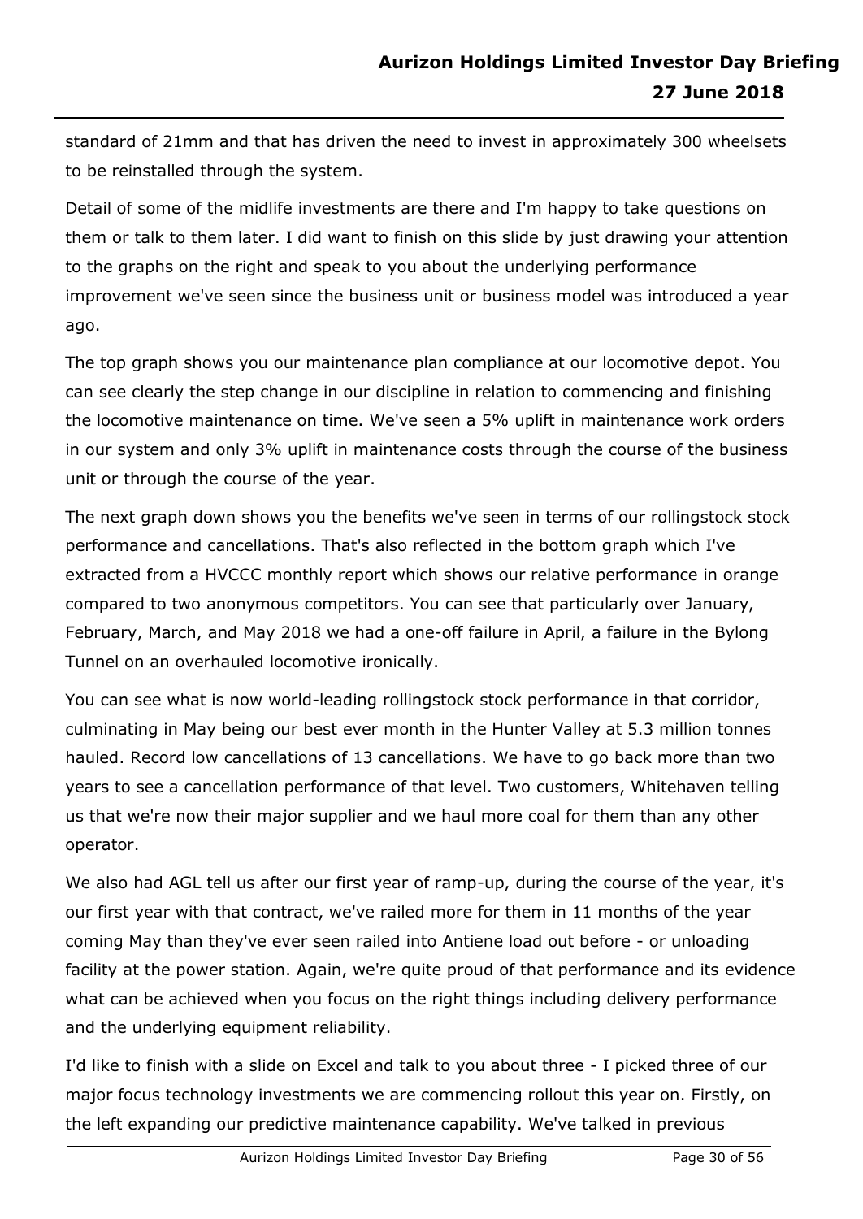standard of 21mm and that has driven the need to invest in approximately 300 wheelsets to be reinstalled through the system.

Detail of some of the midlife investments are there and I'm happy to take questions on them or talk to them later. I did want to finish on this slide by just drawing your attention to the graphs on the right and speak to you about the underlying performance improvement we've seen since the business unit or business model was introduced a year ago.

The top graph shows you our maintenance plan compliance at our locomotive depot. You can see clearly the step change in our discipline in relation to commencing and finishing the locomotive maintenance on time. We've seen a 5% uplift in maintenance work orders in our system and only 3% uplift in maintenance costs through the course of the business unit or through the course of the year.

The next graph down shows you the benefits we've seen in terms of our rollingstock stock performance and cancellations. That's also reflected in the bottom graph which I've extracted from a HVCCC monthly report which shows our relative performance in orange compared to two anonymous competitors. You can see that particularly over January, February, March, and May 2018 we had a one-off failure in April, a failure in the Bylong Tunnel on an overhauled locomotive ironically.

You can see what is now world-leading rollingstock stock performance in that corridor, culminating in May being our best ever month in the Hunter Valley at 5.3 million tonnes hauled. Record low cancellations of 13 cancellations. We have to go back more than two years to see a cancellation performance of that level. Two customers, Whitehaven telling us that we're now their major supplier and we haul more coal for them than any other operator.

We also had AGL tell us after our first year of ramp-up, during the course of the year, it's our first year with that contract, we've railed more for them in 11 months of the year coming May than they've ever seen railed into Antiene load out before - or unloading facility at the power station. Again, we're quite proud of that performance and its evidence what can be achieved when you focus on the right things including delivery performance and the underlying equipment reliability.

I'd like to finish with a slide on Excel and talk to you about three - I picked three of our major focus technology investments we are commencing rollout this year on. Firstly, on the left expanding our predictive maintenance capability. We've talked in previous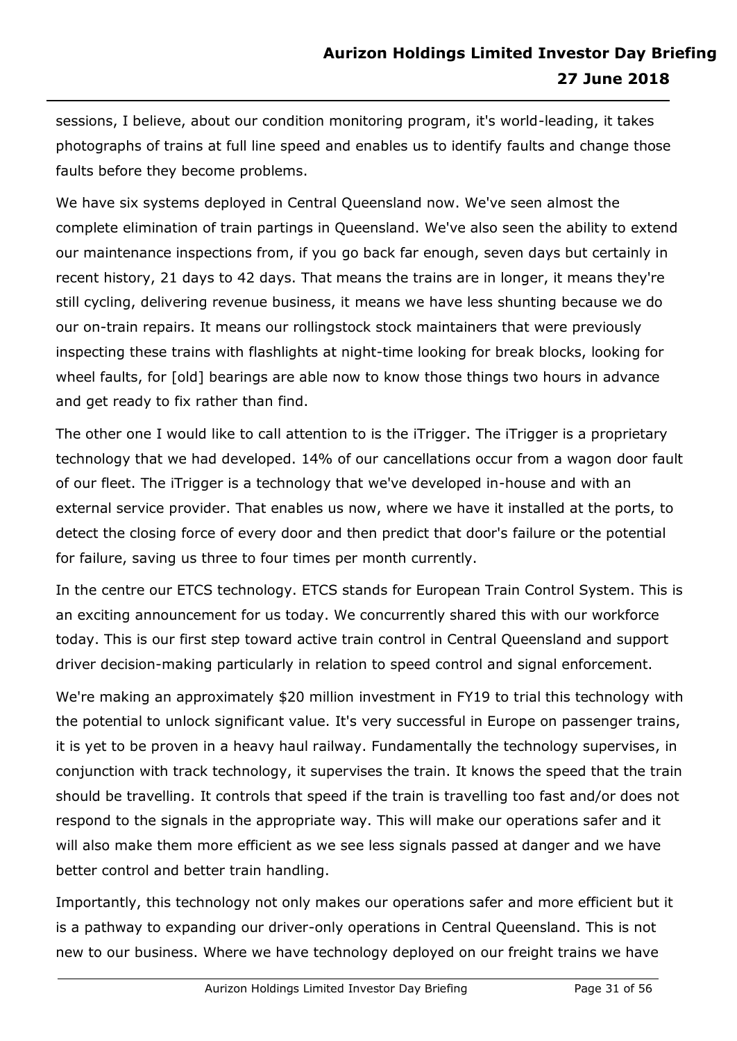sessions, I believe, about our condition monitoring program, it's world-leading, it takes photographs of trains at full line speed and enables us to identify faults and change those faults before they become problems.

We have six systems deployed in Central Queensland now. We've seen almost the complete elimination of train partings in Queensland. We've also seen the ability to extend our maintenance inspections from, if you go back far enough, seven days but certainly in recent history, 21 days to 42 days. That means the trains are in longer, it means they're still cycling, delivering revenue business, it means we have less shunting because we do our on-train repairs. It means our rollingstock stock maintainers that were previously inspecting these trains with flashlights at night-time looking for break blocks, looking for wheel faults, for [old] bearings are able now to know those things two hours in advance and get ready to fix rather than find.

The other one I would like to call attention to is the iTrigger. The iTrigger is a proprietary technology that we had developed. 14% of our cancellations occur from a wagon door fault of our fleet. The iTrigger is a technology that we've developed in-house and with an external service provider. That enables us now, where we have it installed at the ports, to detect the closing force of every door and then predict that door's failure or the potential for failure, saving us three to four times per month currently.

In the centre our ETCS technology. ETCS stands for European Train Control System. This is an exciting announcement for us today. We concurrently shared this with our workforce today. This is our first step toward active train control in Central Queensland and support driver decision-making particularly in relation to speed control and signal enforcement.

We're making an approximately $20 million investment in FY19 to trial this technology with the potential to unlock significant value. It's very successful in Europe on passenger trains, it is yet to be proven in a heavy haul railway. Fundamentally the technology supervises, in conjunction with track technology, it supervises the train. It knows the speed that the train should be travelling. It controls that speed if the train is travelling too fast and/or does not respond to the signals in the appropriate way. This will make our operations safer and it will also make them more efficient as we see less signals passed at danger and we have better control and better train handling.

Importantly, this technology not only makes our operations safer and more efficient but it is a pathway to expanding our driver-only operations in Central Queensland. This is not new to our business. Where we have technology deployed on our freight trains we have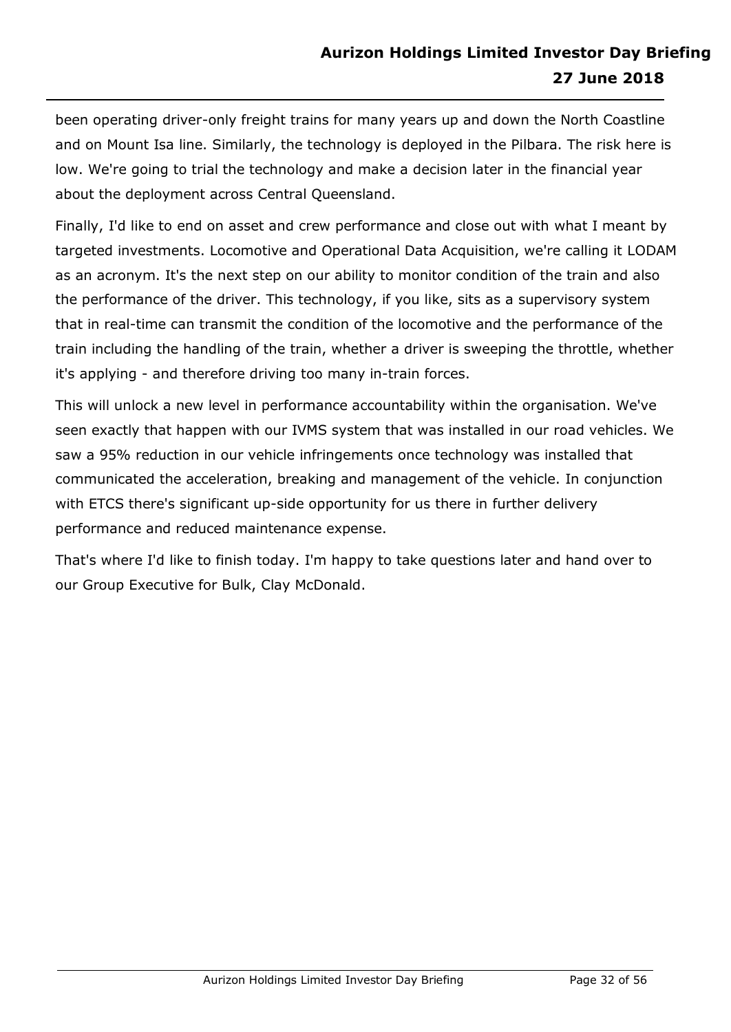been operating driver-only freight trains for many years up and down the North Coastline and on Mount Isa line. Similarly, the technology is deployed in the Pilbara. The risk here is low. We're going to trial the technology and make a decision later in the financial year about the deployment across Central Queensland.

Finally, I'd like to end on asset and crew performance and close out with what I meant by targeted investments. Locomotive and Operational Data Acquisition, we're calling it LODAM as an acronym. It's the next step on our ability to monitor condition of the train and also the performance of the driver. This technology, if you like, sits as a supervisory system that in real-time can transmit the condition of the locomotive and the performance of the train including the handling of the train, whether a driver is sweeping the throttle, whether it's applying - and therefore driving too many in-train forces.

This will unlock a new level in performance accountability within the organisation. We've seen exactly that happen with our IVMS system that was installed in our road vehicles. We saw a 95% reduction in our vehicle infringements once technology was installed that communicated the acceleration, breaking and management of the vehicle. In conjunction with ETCS there's significant up-side opportunity for us there in further delivery performance and reduced maintenance expense.

That's where I'd like to finish today. I'm happy to take questions later and hand over to our Group Executive for Bulk, Clay McDonald.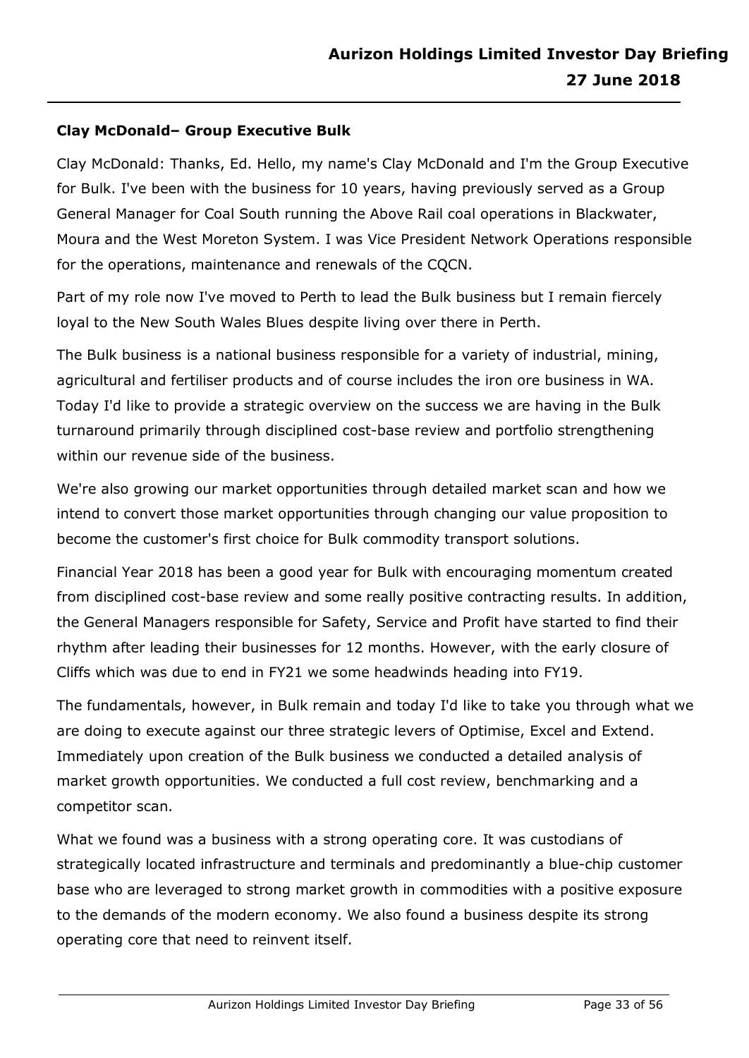**Clay McDonald– Group Executive Bulk**

Clay McDonald: Thanks, Ed. Hello, my name's Clay McDonald and I'm the Group Executive for Bulk. I've been with the business for 10 years, having previously served as a Group General Manager for Coal South running the Above Rail coal operations in Blackwater, Moura and the West Moreton System. I was Vice President Network Operations responsible for the operations, maintenance and renewals of the CQCN.

Part of my role now I've moved to Perth to lead the Bulk business but I remain fiercely loyal to the New South Wales Blues despite living over there in Perth.

The Bulk business is a national business responsible for a variety of industrial, mining, agricultural and fertiliser products and of course includes the iron ore business in WA. Today I'd like to provide a strategic overview on the success we are having in the Bulk turnaround primarily through disciplined cost-base review and portfolio strengthening within our revenue side of the business.

We're also growing our market opportunities through detailed market scan and how we intend to convert those market opportunities through changing our value proposition to become the customer's first choice for Bulk commodity transport solutions.

Financial Year 2018 has been a good year for Bulk with encouraging momentum created from disciplined cost-base review and some really positive contracting results. In addition, the General Managers responsible for Safety, Service and Profit have started to find their rhythm after leading their businesses for 12 months. However, with the early closure of Cliffs which was due to end in FY21 we some headwinds heading into FY19.

The fundamentals, however, in Bulk remain and today I'd like to take you through what we are doing to execute against our three strategic levers of Optimise, Excel and Extend. Immediately upon creation of the Bulk business we conducted a detailed analysis of market growth opportunities. We conducted a full cost review, benchmarking and a competitor scan.

What we found was a business with a strong operating core. It was custodians of strategically located infrastructure and terminals and predominantly a blue-chip customer base who are leveraged to strong market growth in commodities with a positive exposure to the demands of the modern economy. We also found a business despite its strong operating core that need to reinvent itself.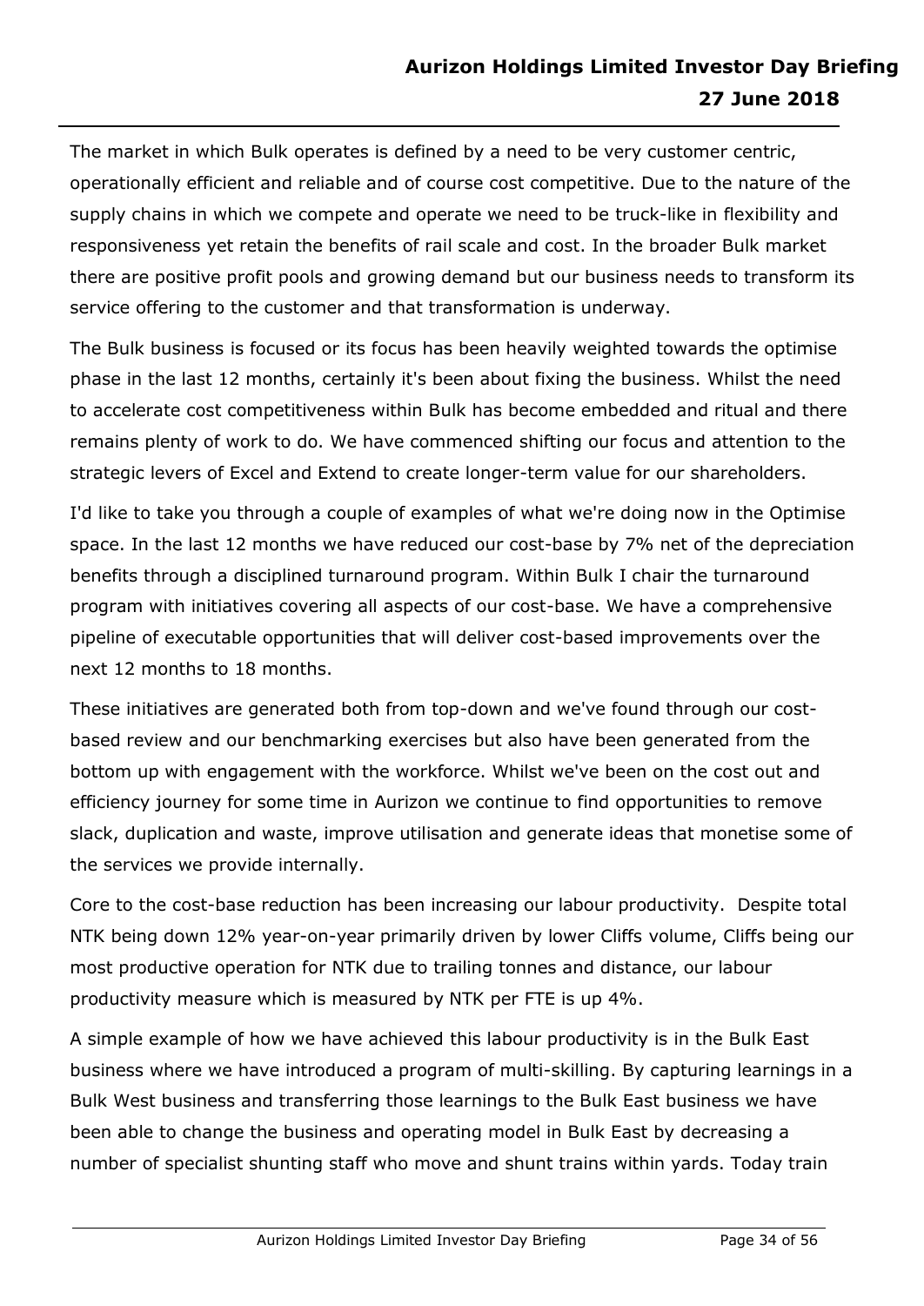The market in which Bulk operates is defined by a need to be very customer centric, operationally efficient and reliable and of course cost competitive. Due to the nature of the supply chains in which we compete and operate we need to be truck-like in flexibility and responsiveness yet retain the benefits of rail scale and cost. In the broader Bulk market there are positive profit pools and growing demand but our business needs to transform its service offering to the customer and that transformation is underway.

The Bulk business is focused or its focus has been heavily weighted towards the optimise phase in the last 12 months, certainly it's been about fixing the business. Whilst the need to accelerate cost competitiveness within Bulk has become embedded and ritual and there remains plenty of work to do. We have commenced shifting our focus and attention to the strategic levers of Excel and Extend to create longer-term value for our shareholders.

I'd like to take you through a couple of examples of what we're doing now in the Optimise space. In the last 12 months we have reduced our cost-base by 7% net of the depreciation benefits through a disciplined turnaround program. Within Bulk I chair the turnaround program with initiatives covering all aspects of our cost-base. We have a comprehensive pipeline of executable opportunities that will deliver cost-based improvements over the next 12 months to 18 months.

These initiatives are generated both from top-down and we've found through our cost-based review and our benchmarking exercises but also have been generated from the bottom up with engagement with the workforce. Whilst we've been on the cost out and efficiency journey for some time in Aurizon we continue to find opportunities to remove slack, duplication and waste, improve utilisation and generate ideas that monetise some of the services we provide internally.

Core to the cost-base reduction has been increasing our labour productivity. Despite total NTK being down 12% year-on-year primarily driven by lower Cliffs volume, Cliffs being our most productive operation for NTK due to trailing tonnes and distance, our labour productivity measure which is measured by NTK per FTE is up 4%.

A simple example of how we have achieved this labour productivity is in the Bulk East business where we have introduced a program of multi-skilling. By capturing learnings in a Bulk West business and transferring those learnings to the Bulk East business we have been able to change the business and operating model in Bulk East by decreasing a number of specialist shunting staff who move and shunt trains within yards. Today train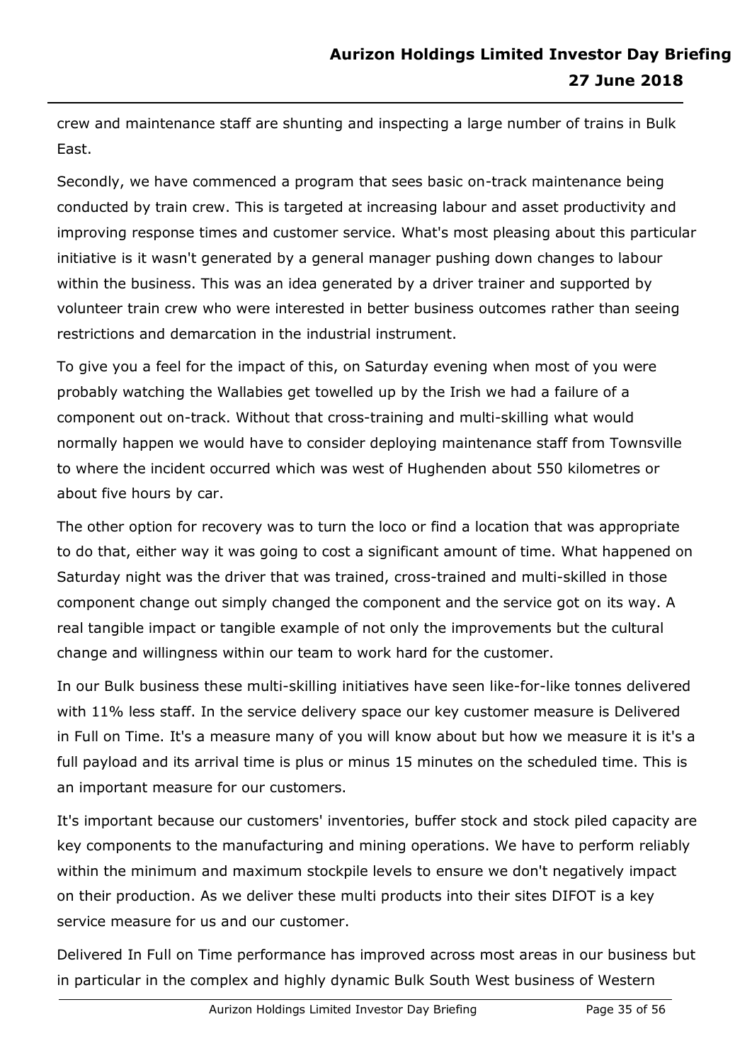crew and maintenance staff are shunting and inspecting a large number of trains in Bulk East.

Secondly, we have commenced a program that sees basic on-track maintenance being conducted by train crew. This is targeted at increasing labour and asset productivity and improving response times and customer service. What's most pleasing about this particular initiative is it wasn't generated by a general manager pushing down changes to labour within the business. This was an idea generated by a driver trainer and supported by volunteer train crew who were interested in better business outcomes rather than seeing restrictions and demarcation in the industrial instrument.

To give you a feel for the impact of this, on Saturday evening when most of you were probably watching the Wallabies get towelled up by the Irish we had a failure of a component out on-track. Without that cross-training and multi-skilling what would normally happen we would have to consider deploying maintenance staff from Townsville to where the incident occurred which was west of Hughenden about 550 kilometres or about five hours by car.

The other option for recovery was to turn the loco or find a location that was appropriate to do that, either way it was going to cost a significant amount of time. What happened on Saturday night was the driver that was trained, cross-trained and multi-skilled in those component change out simply changed the component and the service got on its way. A real tangible impact or tangible example of not only the improvements but the cultural change and willingness within our team to work hard for the customer.

In our Bulk business these multi-skilling initiatives have seen like-for-like tonnes delivered with 11% less staff. In the service delivery space our key customer measure is Delivered in Full on Time. It's a measure many of you will know about but how we measure it is it's a full payload and its arrival time is plus or minus 15 minutes on the scheduled time. This is an important measure for our customers.

It's important because our customers' inventories, buffer stock and stock piled capacity are key components to the manufacturing and mining operations. We have to perform reliably within the minimum and maximum stockpile levels to ensure we don't negatively impact on their production. As we deliver these multi products into their sites DIFOT is a key service measure for us and our customer.

Delivered In Full on Time performance has improved across most areas in our business but in particular in the complex and highly dynamic Bulk South West business of Western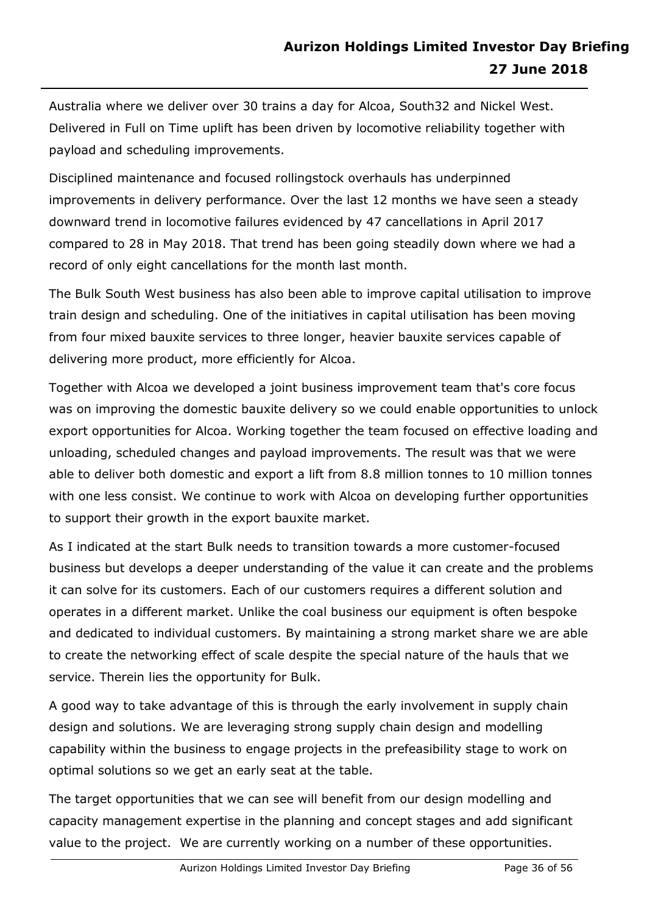Australia where we deliver over 30 trains a day for Alcoa, South32 and Nickel West. Delivered in Full on Time uplift has been driven by locomotive reliability together with payload and scheduling improvements.

Disciplined maintenance and focused rollingstock overhauls has underpinned improvements in delivery performance. Over the last 12 months we have seen a steady downward trend in locomotive failures evidenced by 47 cancellations in April 2017 compared to 28 in May 2018. That trend has been going steadily down where we had a record of only eight cancellations for the month last month.

The Bulk South West business has also been able to improve capital utilisation to improve train design and scheduling. One of the initiatives in capital utilisation has been moving from four mixed bauxite services to three longer, heavier bauxite services capable of delivering more product, more efficiently for Alcoa.

Together with Alcoa we developed a joint business improvement team that's core focus was on improving the domestic bauxite delivery so we could enable opportunities to unlock export opportunities for Alcoa. Working together the team focused on effective loading and unloading, scheduled changes and payload improvements. The result was that we were able to deliver both domestic and export a lift from 8.8 million tonnes to 10 million tonnes with one less consist. We continue to work with Alcoa on developing further opportunities to support their growth in the export bauxite market.

As I indicated at the start Bulk needs to transition towards a more customer-focused business but develops a deeper understanding of the value it can create and the problems it can solve for its customers. Each of our customers requires a different solution and operates in a different market. Unlike the coal business our equipment is often bespoke and dedicated to individual customers. By maintaining a strong market share we are able to create the networking effect of scale despite the special nature of the hauls that we service. Therein lies the opportunity for Bulk.

A good way to take advantage of this is through the early involvement in supply chain design and solutions. We are leveraging strong supply chain design and modelling capability within the business to engage projects in the prefeasibility stage to work on optimal solutions so we get an early seat at the table.

The target opportunities that we can see will benefit from our design modelling and capacity management expertise in the planning and concept stages and add significant value to the project. We are currently working on a number of these opportunities.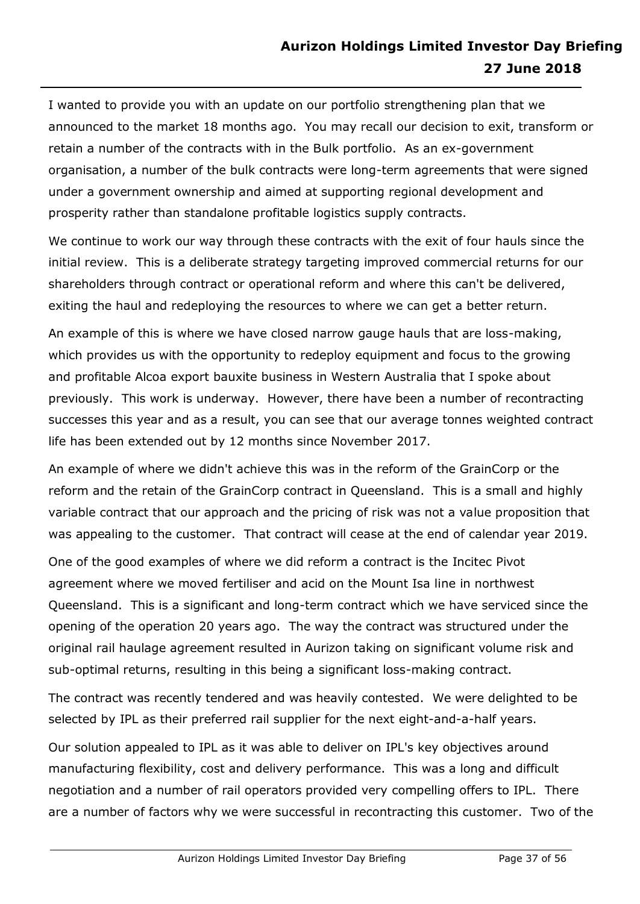I wanted to provide you with an update on our portfolio strengthening plan that we announced to the market 18 months ago. You may recall our decision to exit, transform or retain a number of the contracts with in the Bulk portfolio. As an ex-government organisation, a number of the bulk contracts were long-term agreements that were signed under a government ownership and aimed at supporting regional development and prosperity rather than standalone profitable logistics supply contracts.

We continue to work our way through these contracts with the exit of four hauls since the initial review. This is a deliberate strategy targeting improved commercial returns for our shareholders through contract or operational reform and where this can't be delivered, exiting the haul and redeploying the resources to where we can get a better return.

An example of this is where we have closed narrow gauge hauls that are loss-making, which provides us with the opportunity to redeploy equipment and focus to the growing and profitable Alcoa export bauxite business in Western Australia that I spoke about previously. This work is underway. However, there have been a number of recontracting successes this year and as a result, you can see that our average tonnes weighted contract life has been extended out by 12 months since November 2017.

An example of where we didn't achieve this was in the reform of the GrainCorp or the reform and the retain of the GrainCorp contract in Queensland. This is a small and highly variable contract that our approach and the pricing of risk was not a value proposition that was appealing to the customer. That contract will cease at the end of calendar year 2019.

One of the good examples of where we did reform a contract is the Incitec Pivot agreement where we moved fertiliser and acid on the Mount Isa line in northwest Queensland. This is a significant and long-term contract which we have serviced since the opening of the operation 20 years ago. The way the contract was structured under the original rail haulage agreement resulted in Aurizon taking on significant volume risk and sub-optimal returns, resulting in this being a significant loss-making contract.

The contract was recently tendered and was heavily contested. We were delighted to be selected by IPL as their preferred rail supplier for the next eight-and-a-half years.

Our solution appealed to IPL as it was able to deliver on IPL's key objectives around manufacturing flexibility, cost and delivery performance. This was a long and difficult negotiation and a number of rail operators provided very compelling offers to IPL. There are a number of factors why we were successful in recontracting this customer. Two of the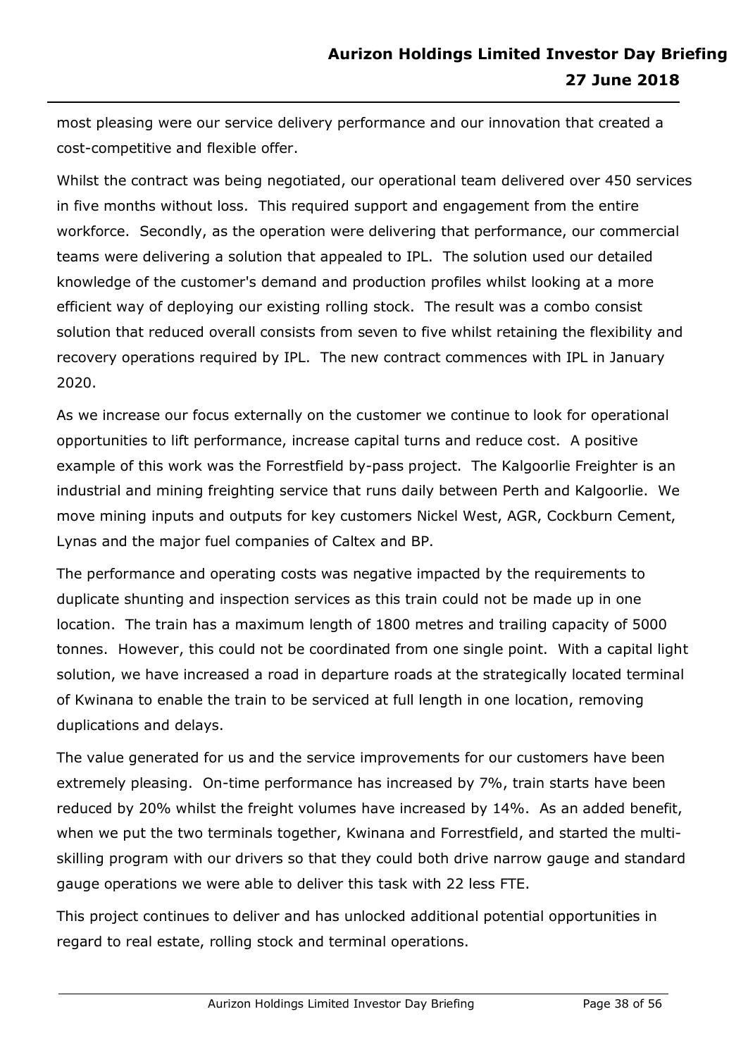most pleasing were our service delivery performance and our innovation that created a cost-competitive and flexible offer.

Whilst the contract was being negotiated, our operational team delivered over 450 services in five months without loss. This required support and engagement from the entire workforce. Secondly, as the operation were delivering that performance, our commercial teams were delivering a solution that appealed to IPL. The solution used our detailed knowledge of the customer's demand and production profiles whilst looking at a more efficient way of deploying our existing rolling stock. The result was a combo consist solution that reduced overall consists from seven to five whilst retaining the flexibility and recovery operations required by IPL. The new contract commences with IPL in January 2020.

As we increase our focus externally on the customer we continue to look for operational opportunities to lift performance, increase capital turns and reduce cost. A positive example of this work was the Forrestfield by-pass project. The Kalgoorlie Freighter is an industrial and mining freighting service that runs daily between Perth and Kalgoorlie. We move mining inputs and outputs for key customers Nickel West, AGR, Cockburn Cement, Lynas and the major fuel companies of Caltex and BP.

The performance and operating costs was negative impacted by the requirements to duplicate shunting and inspection services as this train could not be made up in one location. The train has a maximum length of 1800 metres and trailing capacity of 5000 tonnes. However, this could not be coordinated from one single point. With a capital light solution, we have increased a road in departure roads at the strategically located terminal of Kwinana to enable the train to be serviced at full length in one location, removing duplications and delays.

The value generated for us and the service improvements for our customers have been extremely pleasing. On-time performance has increased by 7%, train starts have been reduced by 20% whilst the freight volumes have increased by 14%. As an added benefit, when we put the two terminals together, Kwinana and Forrestfield, and started the multi-skilling program with our drivers so that they could both drive narrow gauge and standard gauge operations we were able to deliver this task with 22 less FTE.

This project continues to deliver and has unlocked additional potential opportunities in regard to real estate, rolling stock and terminal operations.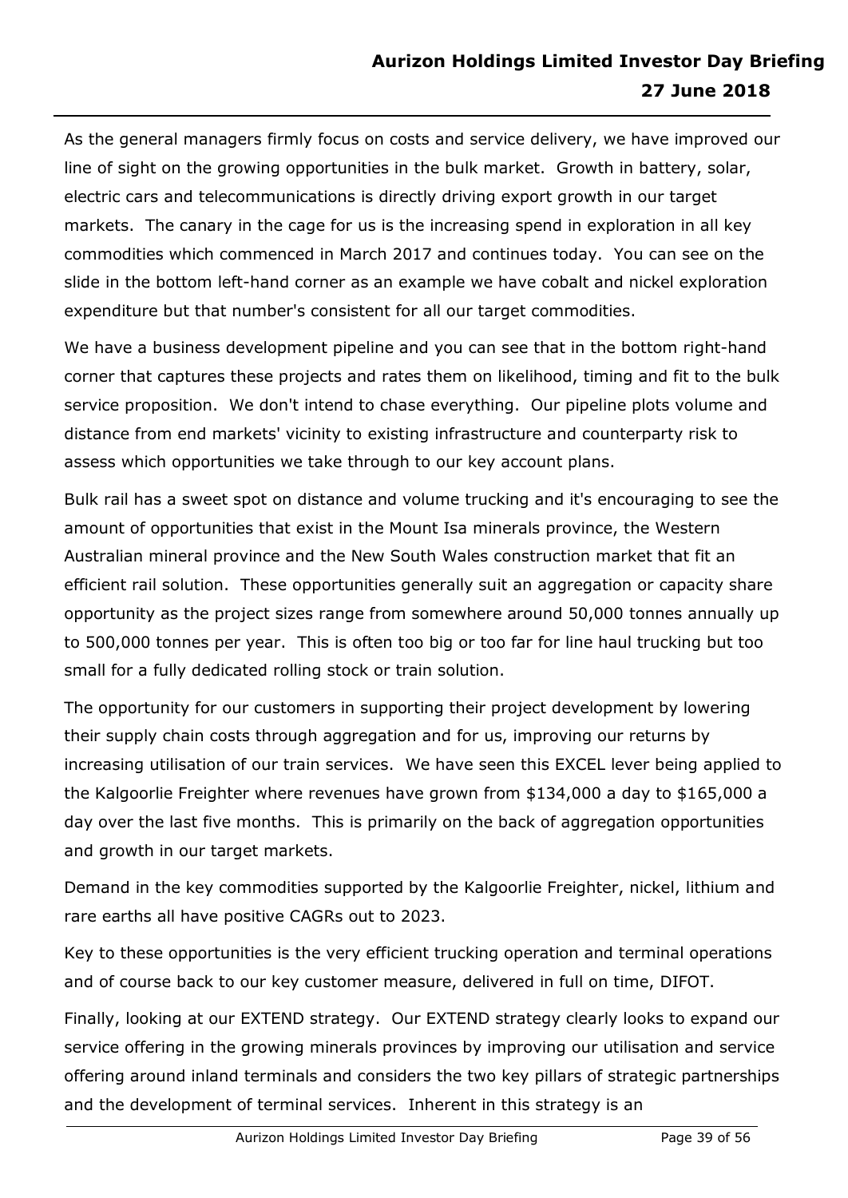As the general managers firmly focus on costs and service delivery, we have improved our line of sight on the growing opportunities in the bulk market. Growth in battery, solar, electric cars and telecommunications is directly driving export growth in our target markets. The canary in the cage for us is the increasing spend in exploration in all key commodities which commenced in March 2017 and continues today. You can see on the slide in the bottom left-hand corner as an example we have cobalt and nickel exploration expenditure but that number's consistent for all our target commodities.

We have a business development pipeline and you can see that in the bottom right-hand corner that captures these projects and rates them on likelihood, timing and fit to the bulk service proposition. We don't intend to chase everything. Our pipeline plots volume and distance from end markets' vicinity to existing infrastructure and counterparty risk to assess which opportunities we take through to our key account plans.

Bulk rail has a sweet spot on distance and volume trucking and it's encouraging to see the amount of opportunities that exist in the Mount Isa minerals province, the Western Australian mineral province and the New South Wales construction market that fit an efficient rail solution. These opportunities generally suit an aggregation or capacity share opportunity as the project sizes range from somewhere around 50,000 tonnes annually up to 500,000 tonnes per year. This is often too big or too far for line haul trucking but too small for a fully dedicated rolling stock or train solution.

The opportunity for our customers in supporting their project development by lowering their supply chain costs through aggregation and for us, improving our returns by increasing utilisation of our train services. We have seen this EXCEL lever being applied to the Kalgoorlie Freighter where revenues have grown from $134,000 a day to $165,000 a day over the last five months. This is primarily on the back of aggregation opportunities and growth in our target markets.

Demand in the key commodities supported by the Kalgoorlie Freighter, nickel, lithium and rare earths all have positive CAGRs out to 2023.

Key to these opportunities is the very efficient trucking operation and terminal operations and of course back to our key customer measure, delivered in full on time, DIFOT.

Finally, looking at our EXTEND strategy. Our EXTEND strategy clearly looks to expand our service offering in the growing minerals provinces by improving our utilisation and service offering around inland terminals and considers the two key pillars of strategic partnerships and the development of terminal services. Inherent in this strategy is an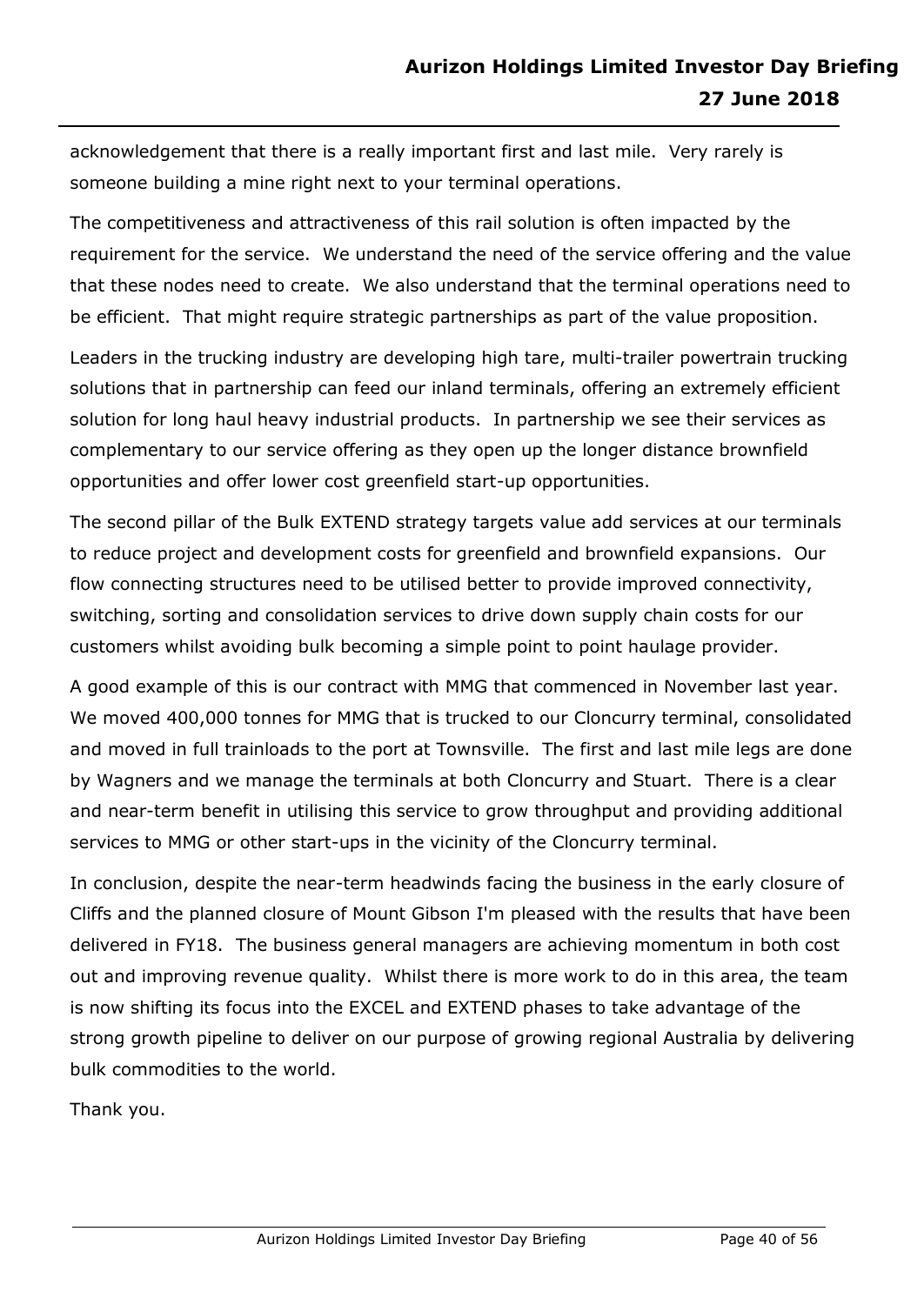acknowledgement that there is a really important first and last mile. Very rarely is someone building a mine right next to your terminal operations.

The competitiveness and attractiveness of this rail solution is often impacted by the requirement for the service. We understand the need of the service offering and the value that these nodes need to create. We also understand that the terminal operations need to be efficient. That might require strategic partnerships as part of the value proposition.

Leaders in the trucking industry are developing high tare, multi-trailer powertrain trucking solutions that in partnership can feed our inland terminals, offering an extremely efficient solution for long haul heavy industrial products. In partnership we see their services as complementary to our service offering as they open up the longer distance brownfield opportunities and offer lower cost greenfield start-up opportunities.

The second pillar of the Bulk EXTEND strategy targets value add services at our terminals to reduce project and development costs for greenfield and brownfield expansions. Our flow connecting structures need to be utilised better to provide improved connectivity, switching, sorting and consolidation services to drive down supply chain costs for our customers whilst avoiding bulk becoming a simple point to point haulage provider.

A good example of this is our contract with MMG that commenced in November last year. We moved 400,000 tonnes for MMG that is trucked to our Cloncurry terminal, consolidated and moved in full trainloads to the port at Townsville. The first and last mile legs are done by Wagners and we manage the terminals at both Cloncurry and Stuart. There is a clear and near-term benefit in utilising this service to grow throughput and providing additional services to MMG or other start-ups in the vicinity of the Cloncurry terminal.

In conclusion, despite the near-term headwinds facing the business in the early closure of Cliffs and the planned closure of Mount Gibson I'm pleased with the results that have been delivered in FY18. The business general managers are achieving momentum in both cost out and improving revenue quality. Whilst there is more work to do in this area, the team is now shifting its focus into the EXCEL and EXTEND phases to take advantage of the strong growth pipeline to deliver on our purpose of growing regional Australia by delivering bulk commodities to the world.

Thank you.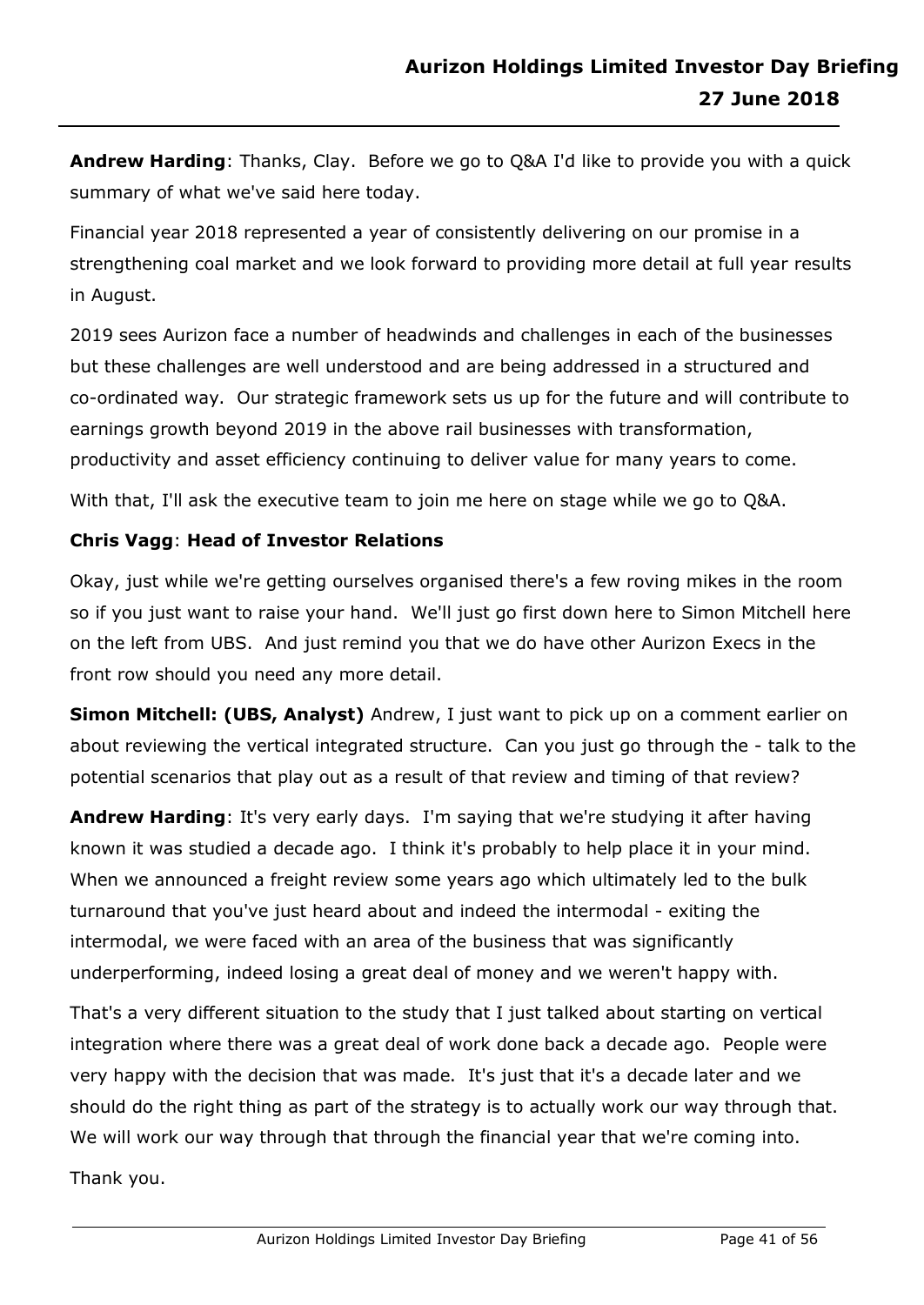**Andrew Harding**: Thanks, Clay. Before we go to Q&A I'd like to provide you with a quick summary of what we've said here today.

Financial year 2018 represented a year of consistently delivering on our promise in a strengthening coal market and we look forward to providing more detail at full year results in August.

2019 sees Aurizon face a number of headwinds and challenges in each of the businesses but these challenges are well understood and are being addressed in a structured and co-ordinated way. Our strategic framework sets us up for the future and will contribute to earnings growth beyond 2019 in the above rail businesses with transformation, productivity and asset efficiency continuing to deliver value for many years to come.

With that, I'll ask the executive team to join me here on stage while we go to Q&A.

**Chris Vagg**: **Head of Investor Relations**

Okay, just while we're getting ourselves organised there's a few roving mikes in the room so if you just want to raise your hand. We'll just go first down here to Simon Mitchell here on the left from UBS. And just remind you that we do have other Aurizon Execs in the front row should you need any more detail.

**Simon Mitchell: (UBS, Analyst)** Andrew, I just want to pick up on a comment earlier on about reviewing the vertical integrated structure. Can you just go through the - talk to the potential scenarios that play out as a result of that review and timing of that review?

**Andrew Harding**: It's very early days. I'm saying that we're studying it after having known it was studied a decade ago. I think it's probably to help place it in your mind. When we announced a freight review some years ago which ultimately led to the bulk turnaround that you've just heard about and indeed the intermodal - exiting the intermodal, we were faced with an area of the business that was significantly underperforming, indeed losing a great deal of money and we weren't happy with.

That's a very different situation to the study that I just talked about starting on vertical integration where there was a great deal of work done back a decade ago. People were very happy with the decision that was made. It's just that it's a decade later and we should do the right thing as part of the strategy is to actually work our way through that. We will work our way through that through the financial year that we're coming into.

Thank you.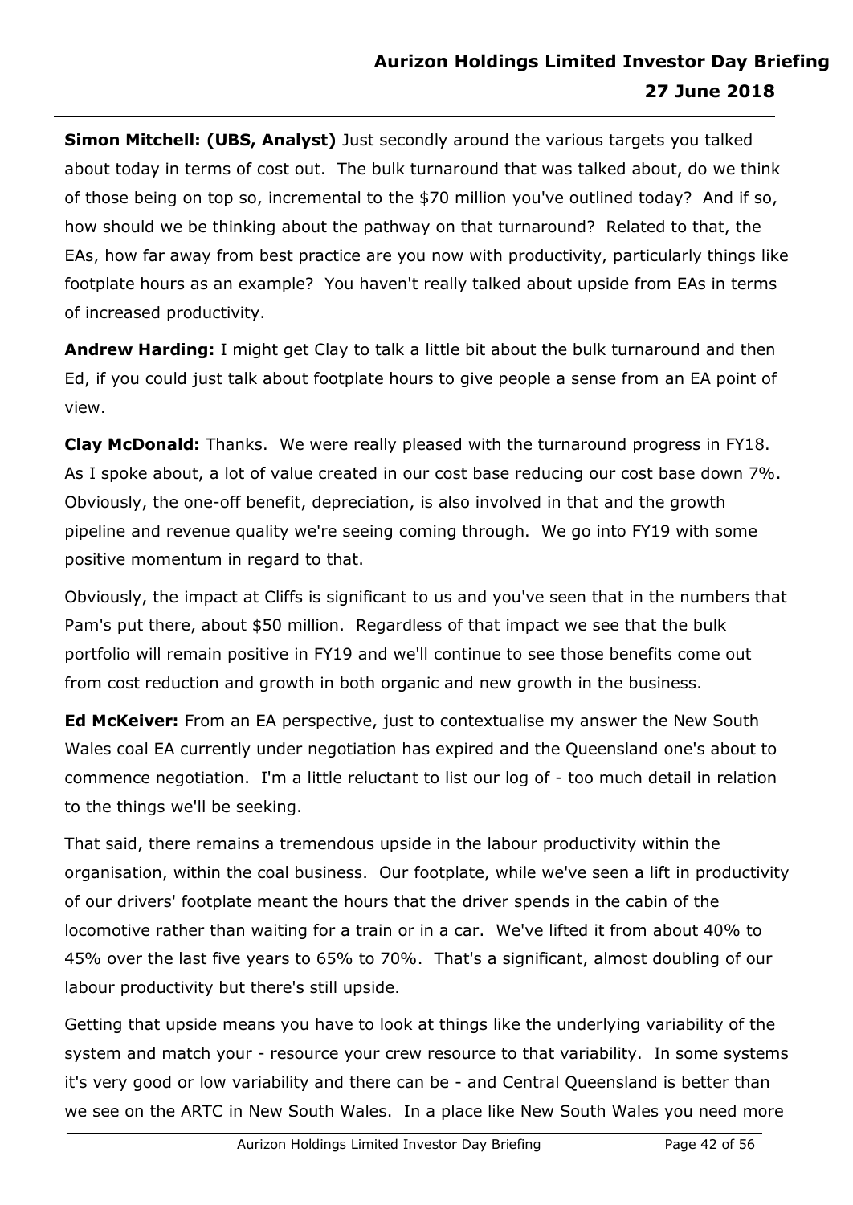**Simon Mitchell: (UBS, Analyst)** Just secondly around the various targets you talked about today in terms of cost out. The bulk turnaround that was talked about, do we think of those being on top so, incremental to the $70 million you've outlined today? And if so, how should we be thinking about the pathway on that turnaround? Related to that, the EAs, how far away from best practice are you now with productivity, particularly things like footplate hours as an example? You haven't really talked about upside from EAs in terms of increased productivity.

**Andrew Harding:** I might get Clay to talk a little bit about the bulk turnaround and then Ed, if you could just talk about footplate hours to give people a sense from an EA point of view.

**Clay McDonald:** Thanks. We were really pleased with the turnaround progress in FY18. As I spoke about, a lot of value created in our cost base reducing our cost base down 7%. Obviously, the one-off benefit, depreciation, is also involved in that and the growth pipeline and revenue quality we're seeing coming through. We go into FY19 with some positive momentum in regard to that.

Obviously, the impact at Cliffs is significant to us and you've seen that in the numbers that Pam's put there, about $50 million. Regardless of that impact we see that the bulk portfolio will remain positive in FY19 and we'll continue to see those benefits come out from cost reduction and growth in both organic and new growth in the business.

**Ed McKeiver:** From an EA perspective, just to contextualise my answer the New South Wales coal EA currently under negotiation has expired and the Queensland one's about to commence negotiation. I'm a little reluctant to list our log of - too much detail in relation to the things we'll be seeking.

That said, there remains a tremendous upside in the labour productivity within the organisation, within the coal business. Our footplate, while we've seen a lift in productivity of our drivers' footplate meant the hours that the driver spends in the cabin of the locomotive rather than waiting for a train or in a car. We've lifted it from about 40% to 45% over the last five years to 65% to 70%. That's a significant, almost doubling of our labour productivity but there's still upside.

Getting that upside means you have to look at things like the underlying variability of the system and match your - resource your crew resource to that variability. In some systems it's very good or low variability and there can be - and Central Queensland is better than we see on the ARTC in New South Wales. In a place like New South Wales you need more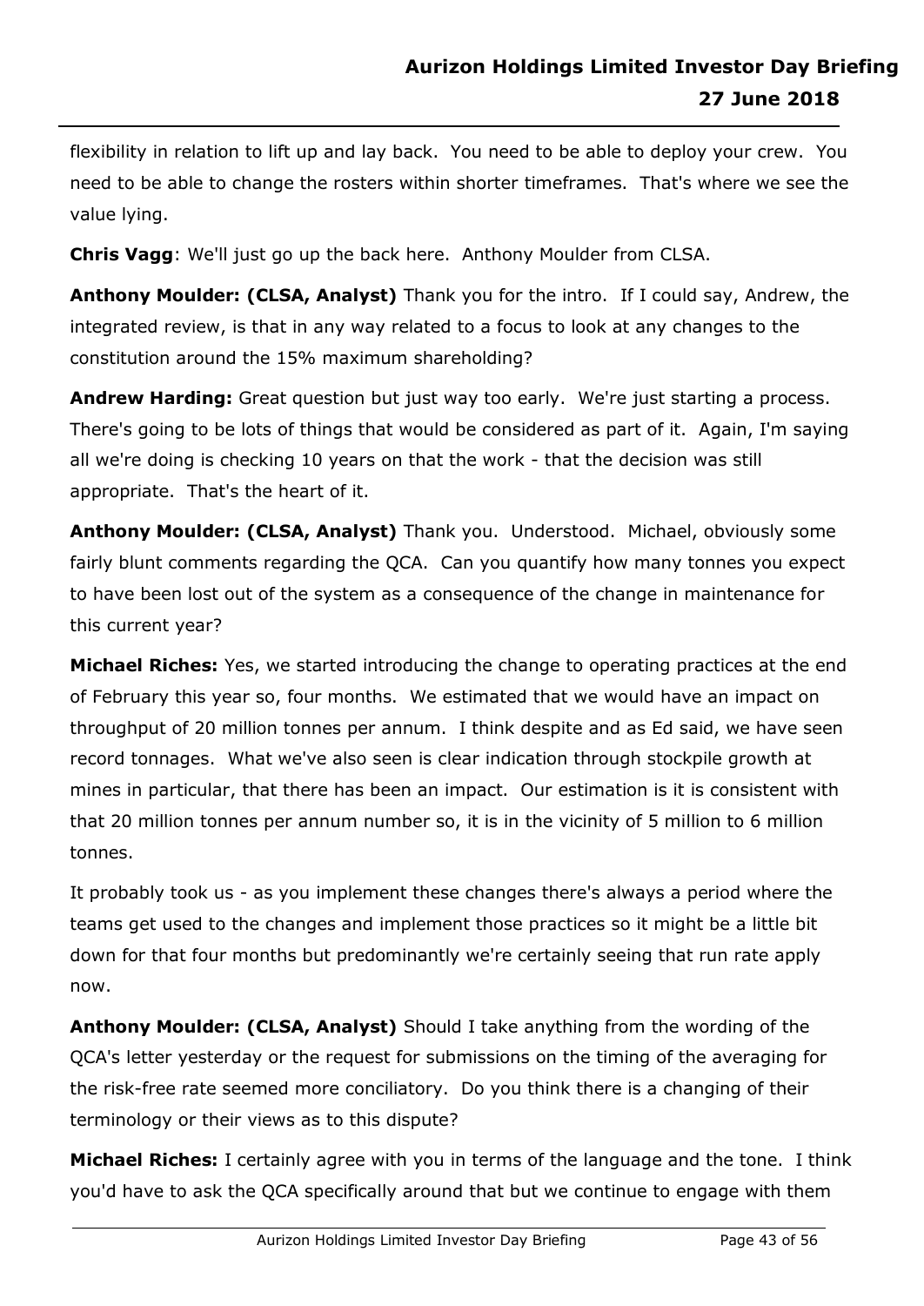flexibility in relation to lift up and lay back. You need to be able to deploy your crew. You need to be able to change the rosters within shorter timeframes. That's where we see the value lying.

**Chris Vagg**: We'll just go up the back here. Anthony Moulder from CLSA.

**Anthony Moulder: (CLSA, Analyst)** Thank you for the intro. If I could say, Andrew, the integrated review, is that in any way related to a focus to look at any changes to the constitution around the 15% maximum shareholding?

**Andrew Harding:** Great question but just way too early. We're just starting a process. There's going to be lots of things that would be considered as part of it. Again, I'm saying all we're doing is checking 10 years on that the work - that the decision was still appropriate. That's the heart of it.

**Anthony Moulder: (CLSA, Analyst)** Thank you. Understood. Michael, obviously some fairly blunt comments regarding the QCA. Can you quantify how many tonnes you expect to have been lost out of the system as a consequence of the change in maintenance for this current year?

**Michael Riches:** Yes, we started introducing the change to operating practices at the end of February this year so, four months. We estimated that we would have an impact on throughput of 20 million tonnes per annum. I think despite and as Ed said, we have seen record tonnages. What we've also seen is clear indication through stockpile growth at mines in particular, that there has been an impact. Our estimation is it is consistent with that 20 million tonnes per annum number so, it is in the vicinity of 5 million to 6 million tonnes.

It probably took us - as you implement these changes there's always a period where the teams get used to the changes and implement those practices so it might be a little bit down for that four months but predominantly we're certainly seeing that run rate apply now.

**Anthony Moulder: (CLSA, Analyst)** Should I take anything from the wording of the QCA's letter yesterday or the request for submissions on the timing of the averaging for the risk-free rate seemed more conciliatory. Do you think there is a changing of their terminology or their views as to this dispute?

**Michael Riches:** I certainly agree with you in terms of the language and the tone. I think you'd have to ask the QCA specifically around that but we continue to engage with them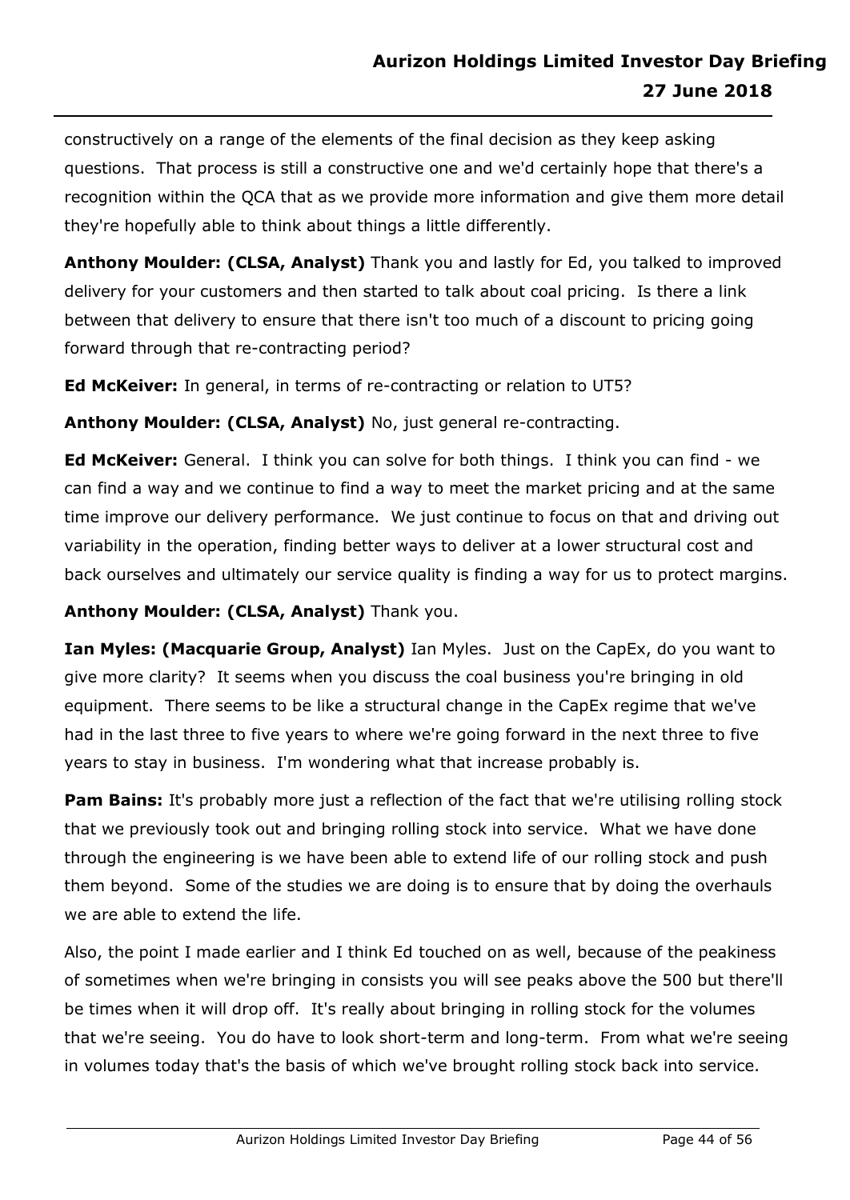constructively on a range of the elements of the final decision as they keep asking questions. That process is still a constructive one and we'd certainly hope that there's a recognition within the QCA that as we provide more information and give them more detail they're hopefully able to think about things a little differently.

**Anthony Moulder: (CLSA, Analyst)** Thank you and lastly for Ed, you talked to improved delivery for your customers and then started to talk about coal pricing. Is there a link between that delivery to ensure that there isn't too much of a discount to pricing going forward through that re-contracting period?

**Ed McKeiver:** In general, in terms of re-contracting or relation to UT5?

**Anthony Moulder: (CLSA, Analyst)** No, just general re-contracting.

**Ed McKeiver:** General. I think you can solve for both things. I think you can find - we can find a way and we continue to find a way to meet the market pricing and at the same time improve our delivery performance. We just continue to focus on that and driving out variability in the operation, finding better ways to deliver at a lower structural cost and back ourselves and ultimately our service quality is finding a way for us to protect margins.

**Anthony Moulder: (CLSA, Analyst)** Thank you.

**Ian Myles: (Macquarie Group, Analyst)** Ian Myles. Just on the CapEx, do you want to give more clarity? It seems when you discuss the coal business you're bringing in old equipment. There seems to be like a structural change in the CapEx regime that we've had in the last three to five years to where we're going forward in the next three to five years to stay in business. I'm wondering what that increase probably is.

**Pam Bains:** It's probably more just a reflection of the fact that we're utilising rolling stock that we previously took out and bringing rolling stock into service. What we have done through the engineering is we have been able to extend life of our rolling stock and push them beyond. Some of the studies we are doing is to ensure that by doing the overhauls we are able to extend the life.

Also, the point I made earlier and I think Ed touched on as well, because of the peakiness of sometimes when we're bringing in consists you will see peaks above the 500 but there'll be times when it will drop off. It's really about bringing in rolling stock for the volumes that we're seeing. You do have to look short-term and long-term. From what we're seeing in volumes today that's the basis of which we've brought rolling stock back into service.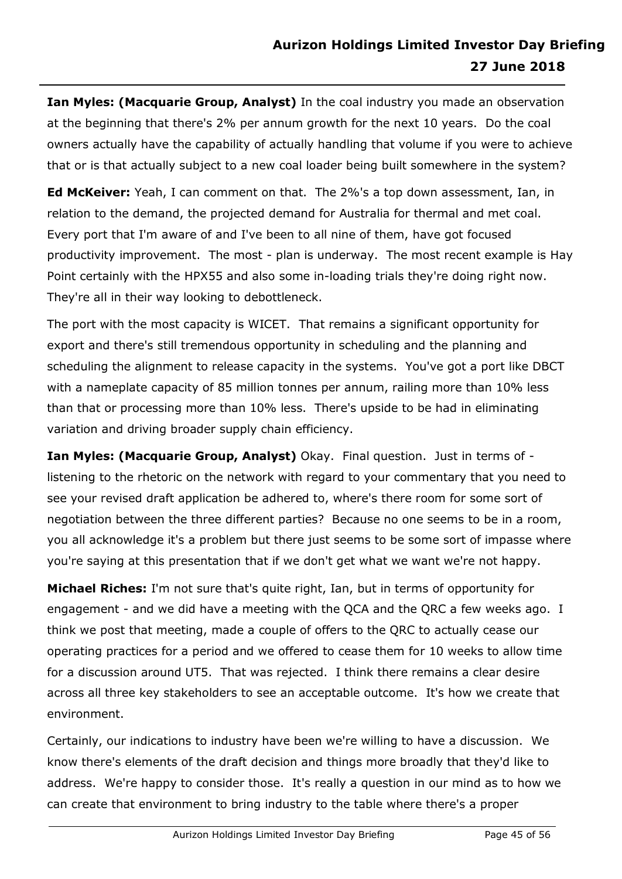**Ian Myles: (Macquarie Group, Analyst)** In the coal industry you made an observation at the beginning that there's 2% per annum growth for the next 10 years. Do the coal owners actually have the capability of actually handling that volume if you were to achieve that or is that actually subject to a new coal loader being built somewhere in the system?

**Ed McKeiver:** Yeah, I can comment on that. The 2%'s a top down assessment, Ian, in relation to the demand, the projected demand for Australia for thermal and met coal. Every port that I'm aware of and I've been to all nine of them, have got focused productivity improvement. The most - plan is underway. The most recent example is Hay Point certainly with the HPX55 and also some in-loading trials they're doing right now. They're all in their way looking to debottleneck.

The port with the most capacity is WICET. That remains a significant opportunity for export and there's still tremendous opportunity in scheduling and the planning and scheduling the alignment to release capacity in the systems. You've got a port like DBCT with a nameplate capacity of 85 million tonnes per annum, railing more than 10% less than that or processing more than 10% less. There's upside to be had in eliminating variation and driving broader supply chain efficiency.

**Ian Myles: (Macquarie Group, Analyst)** Okay. Final question. Just in terms of - listening to the rhetoric on the network with regard to your commentary that you need to see your revised draft application be adhered to, where's there room for some sort of negotiation between the three different parties? Because no one seems to be in a room, you all acknowledge it's a problem but there just seems to be some sort of impasse where you're saying at this presentation that if we don't get what we want we're not happy.

**Michael Riches:** I'm not sure that's quite right, Ian, but in terms of opportunity for engagement - and we did have a meeting with the QCA and the QRC a few weeks ago. I think we post that meeting, made a couple of offers to the QRC to actually cease our operating practices for a period and we offered to cease them for 10 weeks to allow time for a discussion around UT5. That was rejected. I think there remains a clear desire across all three key stakeholders to see an acceptable outcome. It's how we create that environment.

Certainly, our indications to industry have been we're willing to have a discussion. We know there's elements of the draft decision and things more broadly that they'd like to address. We're happy to consider those. It's really a question in our mind as to how we can create that environment to bring industry to the table where there's a proper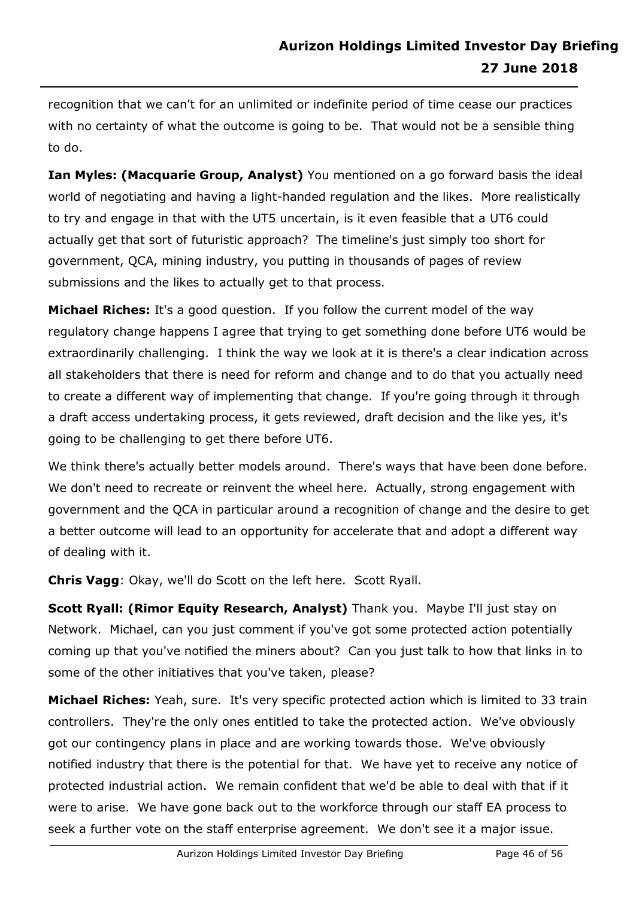recognition that we can't for an unlimited or indefinite period of time cease our practices with no certainty of what the outcome is going to be. That would not be a sensible thing to do.

**Ian Myles: (Macquarie Group, Analyst)** You mentioned on a go forward basis the ideal world of negotiating and having a light-handed regulation and the likes. More realistically to try and engage in that with the UT5 uncertain, is it even feasible that a UT6 could actually get that sort of futuristic approach? The timeline's just simply too short for government, QCA, mining industry, you putting in thousands of pages of review submissions and the likes to actually get to that process.

**Michael Riches:** It's a good question. If you follow the current model of the way regulatory change happens I agree that trying to get something done before UT6 would be extraordinarily challenging. I think the way we look at it is there's a clear indication across all stakeholders that there is need for reform and change and to do that you actually need to create a different way of implementing that change. If you're going through it through a draft access undertaking process, it gets reviewed, draft decision and the like yes, it's going to be challenging to get there before UT6.

We think there's actually better models around. There's ways that have been done before. We don't need to recreate or reinvent the wheel here. Actually, strong engagement with government and the QCA in particular around a recognition of change and the desire to get a better outcome will lead to an opportunity for accelerate that and adopt a different way of dealing with it.

**Chris Vagg**: Okay, we'll do Scott on the left here. Scott Ryall.

**Scott Ryall: (Rimor Equity Research, Analyst)** Thank you. Maybe I'll just stay on Network. Michael, can you just comment if you've got some protected action potentially coming up that you've notified the miners about? Can you just talk to how that links in to some of the other initiatives that you've taken, please?

**Michael Riches:** Yeah, sure. It's very specific protected action which is limited to 33 train controllers. They're the only ones entitled to take the protected action. We've obviously got our contingency plans in place and are working towards those. We've obviously notified industry that there is the potential for that. We have yet to receive any notice of protected industrial action. We remain confident that we'd be able to deal with that if it were to arise. We have gone back out to the workforce through our staff EA process to seek a further vote on the staff enterprise agreement. We don't see it a major issue.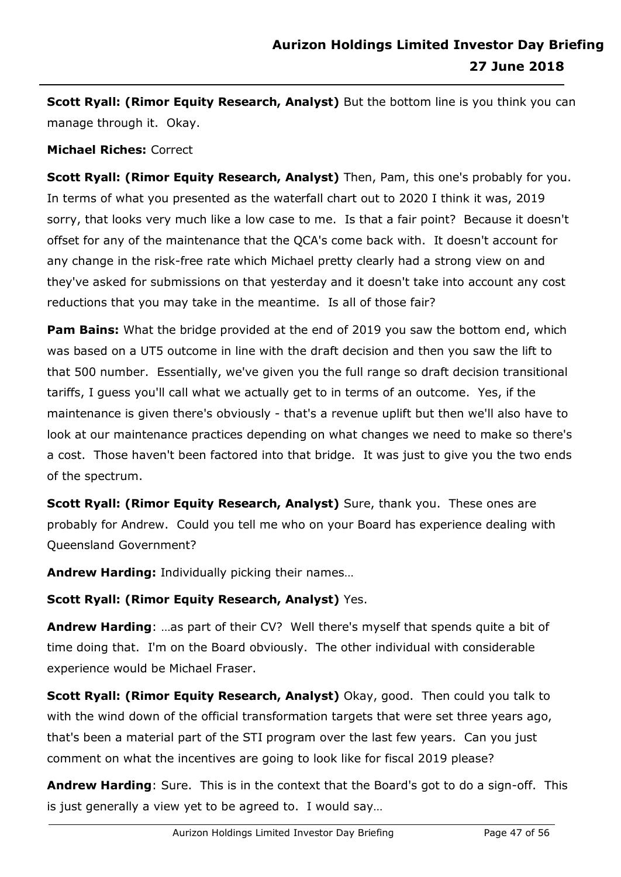**Scott Ryall: (Rimor Equity Research, Analyst)** But the bottom line is you think you can manage through it. Okay.

**Michael Riches:** Correct

**Scott Ryall: (Rimor Equity Research, Analyst)** Then, Pam, this one's probably for you. In terms of what you presented as the waterfall chart out to 2020 I think it was, 2019 sorry, that looks very much like a low case to me. Is that a fair point? Because it doesn't offset for any of the maintenance that the QCA's come back with. It doesn't account for any change in the risk-free rate which Michael pretty clearly had a strong view on and they've asked for submissions on that yesterday and it doesn't take into account any cost reductions that you may take in the meantime. Is all of those fair?

**Pam Bains:** What the bridge provided at the end of 2019 you saw the bottom end, which was based on a UT5 outcome in line with the draft decision and then you saw the lift to that 500 number. Essentially, we've given you the full range so draft decision transitional tariffs, I guess you'll call what we actually get to in terms of an outcome. Yes, if the maintenance is given there's obviously - that's a revenue uplift but then we'll also have to look at our maintenance practices depending on what changes we need to make so there's a cost. Those haven't been factored into that bridge. It was just to give you the two ends of the spectrum.

**Scott Ryall: (Rimor Equity Research, Analyst)** Sure, thank you. These ones are probably for Andrew. Could you tell me who on your Board has experience dealing with Queensland Government?

**Andrew Harding:** Individually picking their names…

**Scott Ryall: (Rimor Equity Research, Analyst)** Yes.

**Andrew Harding**: …as part of their CV? Well there's myself that spends quite a bit of time doing that. I'm on the Board obviously. The other individual with considerable experience would be Michael Fraser.

**Scott Ryall: (Rimor Equity Research, Analyst)** Okay, good. Then could you talk to with the wind down of the official transformation targets that were set three years ago, that's been a material part of the STI program over the last few years. Can you just comment on what the incentives are going to look like for fiscal 2019 please?

**Andrew Harding**: Sure. This is in the context that the Board's got to do a sign-off. This is just generally a view yet to be agreed to. I would say…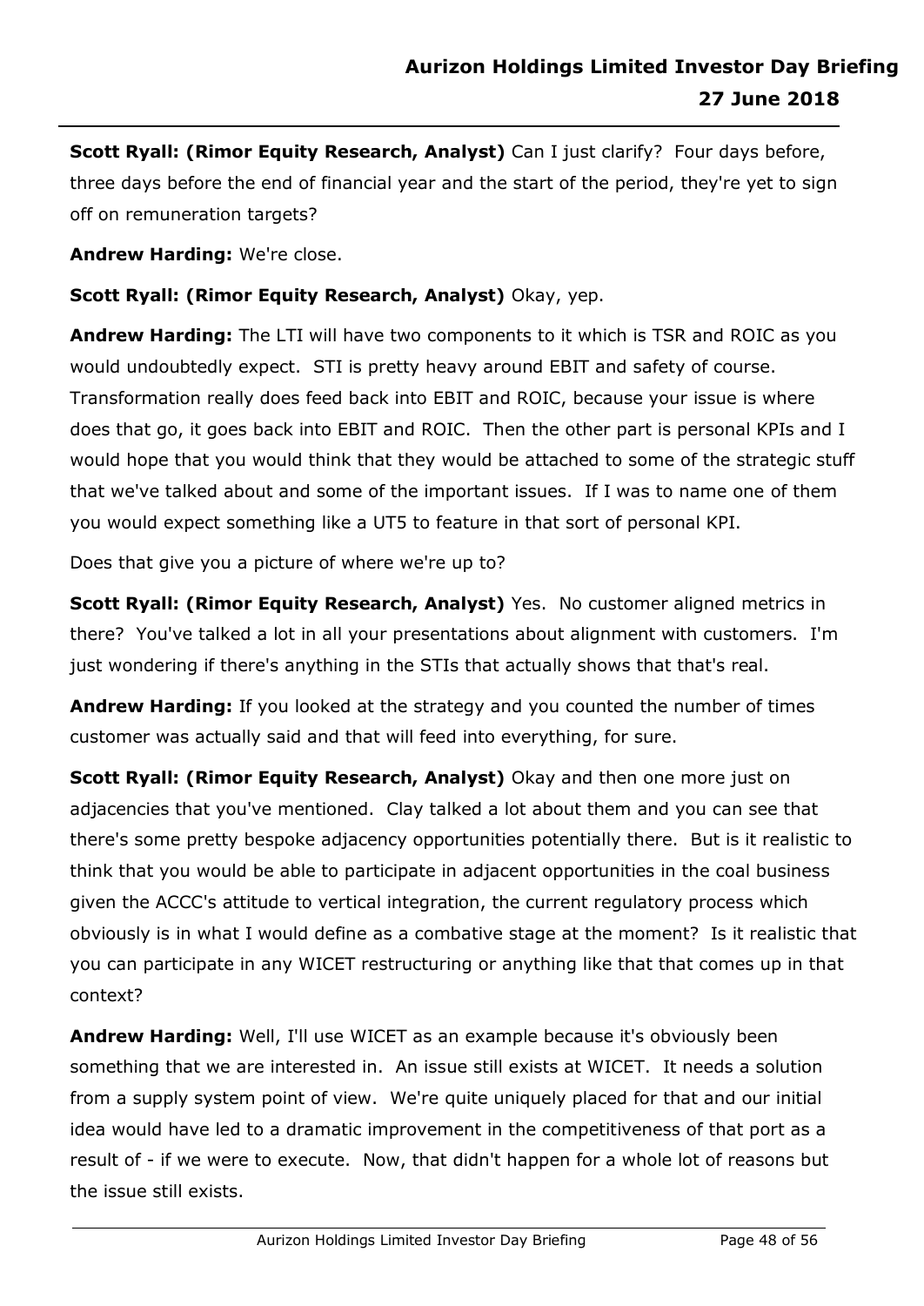**Scott Ryall: (Rimor Equity Research, Analyst)** Can I just clarify? Four days before, three days before the end of financial year and the start of the period, they're yet to sign off on remuneration targets?

**Andrew Harding:** We're close.

**Scott Ryall: (Rimor Equity Research, Analyst)** Okay, yep.

**Andrew Harding:** The LTI will have two components to it which is TSR and ROIC as you would undoubtedly expect. STI is pretty heavy around EBIT and safety of course. Transformation really does feed back into EBIT and ROIC, because your issue is where does that go, it goes back into EBIT and ROIC. Then the other part is personal KPIs and I would hope that you would think that they would be attached to some of the strategic stuff that we've talked about and some of the important issues. If I was to name one of them you would expect something like a UT5 to feature in that sort of personal KPI.

Does that give you a picture of where we're up to?

**Scott Ryall: (Rimor Equity Research, Analyst)** Yes. No customer aligned metrics in there? You've talked a lot in all your presentations about alignment with customers. I'm just wondering if there's anything in the STIs that actually shows that that's real.

**Andrew Harding:** If you looked at the strategy and you counted the number of times customer was actually said and that will feed into everything, for sure.

**Scott Ryall: (Rimor Equity Research, Analyst)** Okay and then one more just on adjacencies that you've mentioned. Clay talked a lot about them and you can see that there's some pretty bespoke adjacency opportunities potentially there. But is it realistic to think that you would be able to participate in adjacent opportunities in the coal business given the ACCC's attitude to vertical integration, the current regulatory process which obviously is in what I would define as a combative stage at the moment? Is it realistic that you can participate in any WICET restructuring or anything like that that comes up in that context?

**Andrew Harding:** Well, I'll use WICET as an example because it's obviously been something that we are interested in. An issue still exists at WICET. It needs a solution from a supply system point of view. We're quite uniquely placed for that and our initial idea would have led to a dramatic improvement in the competitiveness of that port as a result of - if we were to execute. Now, that didn't happen for a whole lot of reasons but the issue still exists.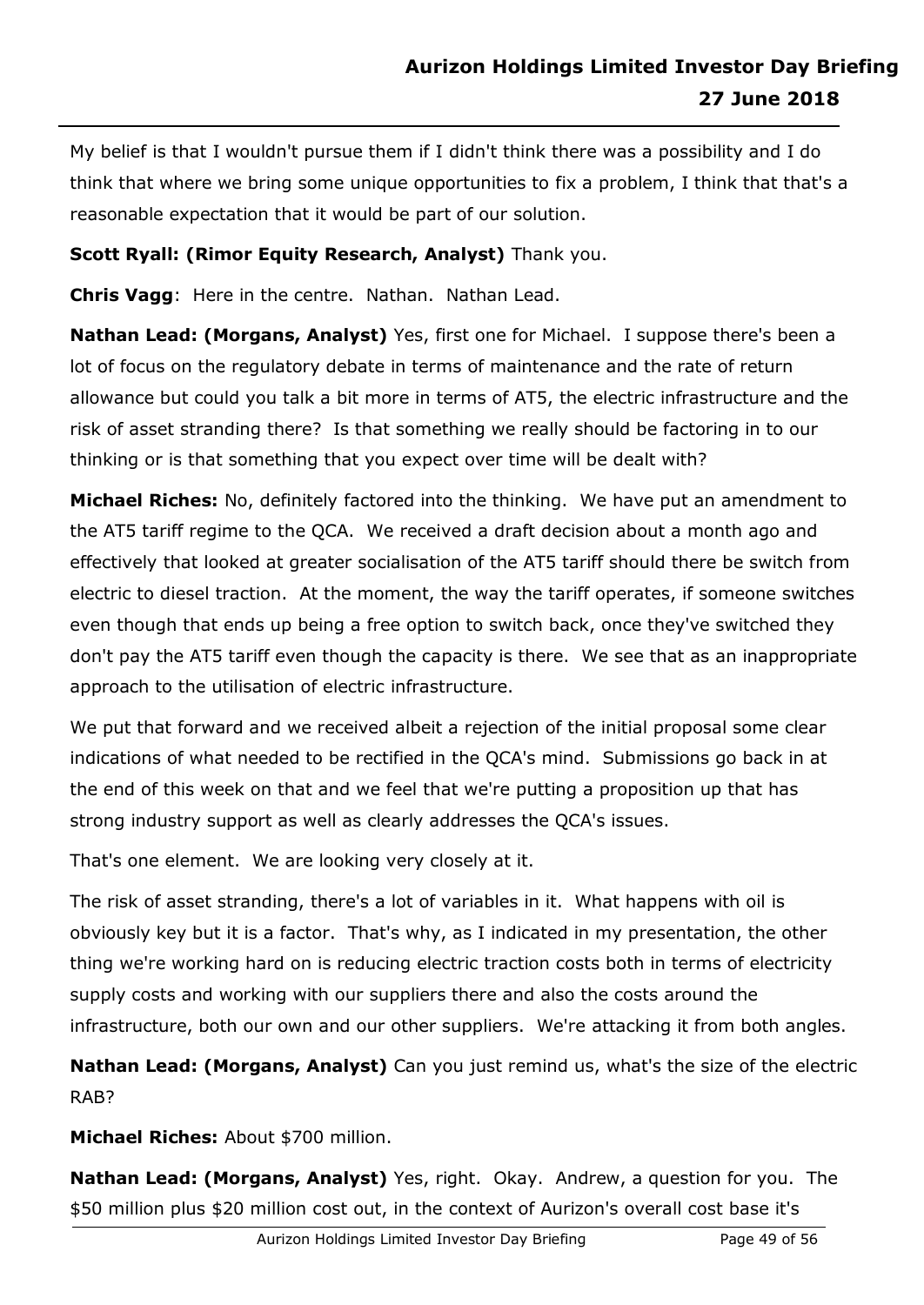My belief is that I wouldn't pursue them if I didn't think there was a possibility and I do think that where we bring some unique opportunities to fix a problem, I think that that's a reasonable expectation that it would be part of our solution.

**Scott Ryall: (Rimor Equity Research, Analyst)** Thank you.

**Chris Vagg**: Here in the centre. Nathan. Nathan Lead.

**Nathan Lead: (Morgans, Analyst)** Yes, first one for Michael. I suppose there's been a lot of focus on the regulatory debate in terms of maintenance and the rate of return allowance but could you talk a bit more in terms of AT5, the electric infrastructure and the risk of asset stranding there? Is that something we really should be factoring in to our thinking or is that something that you expect over time will be dealt with?

**Michael Riches:** No, definitely factored into the thinking. We have put an amendment to the AT5 tariff regime to the QCA. We received a draft decision about a month ago and effectively that looked at greater socialisation of the AT5 tariff should there be switch from electric to diesel traction. At the moment, the way the tariff operates, if someone switches even though that ends up being a free option to switch back, once they've switched they don't pay the AT5 tariff even though the capacity is there. We see that as an inappropriate approach to the utilisation of electric infrastructure.

We put that forward and we received albeit a rejection of the initial proposal some clear indications of what needed to be rectified in the QCA's mind. Submissions go back in at the end of this week on that and we feel that we're putting a proposition up that has strong industry support as well as clearly addresses the QCA's issues.

That's one element. We are looking very closely at it.

The risk of asset stranding, there's a lot of variables in it. What happens with oil is obviously key but it is a factor. That's why, as I indicated in my presentation, the other thing we're working hard on is reducing electric traction costs both in terms of electricity supply costs and working with our suppliers there and also the costs around the infrastructure, both our own and our other suppliers. We're attacking it from both angles.

**Nathan Lead: (Morgans, Analyst)** Can you just remind us, what's the size of the electric RAB?

**Michael Riches:** About $700 million.

**Nathan Lead: (Morgans, Analyst)** Yes, right. Okay. Andrew, a question for you. The $50 million plus $20 million cost out, in the context of Aurizon's overall cost base it's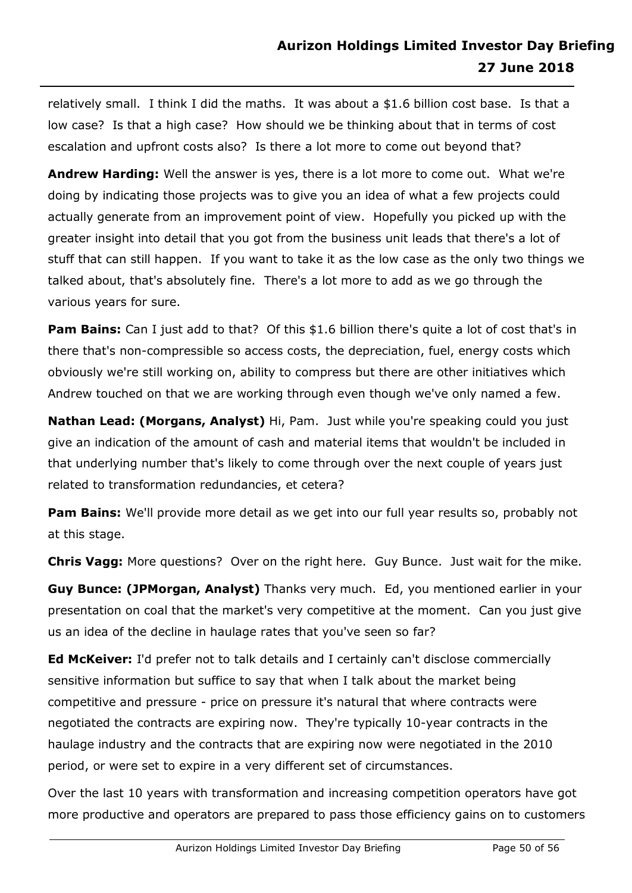relatively small. I think I did the maths. It was about a $1.6 billion cost base. Is that a low case? Is that a high case? How should we be thinking about that in terms of cost escalation and upfront costs also? Is there a lot more to come out beyond that?

**Andrew Harding:** Well the answer is yes, there is a lot more to come out. What we're doing by indicating those projects was to give you an idea of what a few projects could actually generate from an improvement point of view. Hopefully you picked up with the greater insight into detail that you got from the business unit leads that there's a lot of stuff that can still happen. If you want to take it as the low case as the only two things we talked about, that's absolutely fine. There's a lot more to add as we go through the various years for sure.

**Pam Bains:** Can I just add to that? Of this $1.6 billion there's quite a lot of cost that's in there that's non-compressible so access costs, the depreciation, fuel, energy costs which obviously we're still working on, ability to compress but there are other initiatives which Andrew touched on that we are working through even though we've only named a few.

**Nathan Lead: (Morgans, Analyst)** Hi, Pam. Just while you're speaking could you just give an indication of the amount of cash and material items that wouldn't be included in that underlying number that's likely to come through over the next couple of years just related to transformation redundancies, et cetera?

**Pam Bains:** We'll provide more detail as we get into our full year results so, probably not at this stage.

**Chris Vagg:** More questions? Over on the right here. Guy Bunce. Just wait for the mike.

**Guy Bunce: (JPMorgan, Analyst)** Thanks very much. Ed, you mentioned earlier in your presentation on coal that the market's very competitive at the moment. Can you just give us an idea of the decline in haulage rates that you've seen so far?

**Ed McKeiver:** I'd prefer not to talk details and I certainly can't disclose commercially sensitive information but suffice to say that when I talk about the market being competitive and pressure - price on pressure it's natural that where contracts were negotiated the contracts are expiring now. They're typically 10-year contracts in the haulage industry and the contracts that are expiring now were negotiated in the 2010 period, or were set to expire in a very different set of circumstances.

Over the last 10 years with transformation and increasing competition operators have got more productive and operators are prepared to pass those efficiency gains on to customers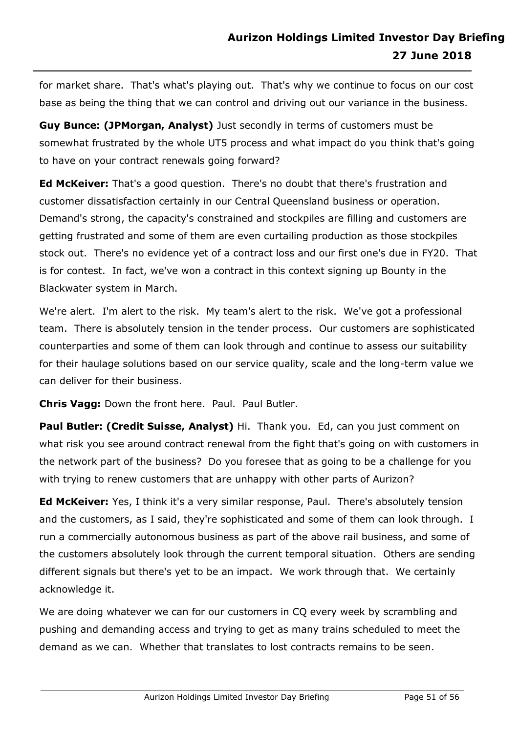for market share. That's what's playing out. That's why we continue to focus on our cost base as being the thing that we can control and driving out our variance in the business.

**Guy Bunce: (JPMorgan, Analyst)** Just secondly in terms of customers must be somewhat frustrated by the whole UT5 process and what impact do you think that's going to have on your contract renewals going forward?

**Ed McKeiver:** That's a good question. There's no doubt that there's frustration and customer dissatisfaction certainly in our Central Queensland business or operation. Demand's strong, the capacity's constrained and stockpiles are filling and customers are getting frustrated and some of them are even curtailing production as those stockpiles stock out. There's no evidence yet of a contract loss and our first one's due in FY20. That is for contest. In fact, we've won a contract in this context signing up Bounty in the Blackwater system in March.

We're alert. I'm alert to the risk. My team's alert to the risk. We've got a professional team. There is absolutely tension in the tender process. Our customers are sophisticated counterparties and some of them can look through and continue to assess our suitability for their haulage solutions based on our service quality, scale and the long-term value we can deliver for their business.

**Chris Vagg:** Down the front here. Paul. Paul Butler.

**Paul Butler: (Credit Suisse, Analyst)** Hi. Thank you. Ed, can you just comment on what risk you see around contract renewal from the fight that's going on with customers in the network part of the business? Do you foresee that as going to be a challenge for you with trying to renew customers that are unhappy with other parts of Aurizon?

**Ed McKeiver:** Yes, I think it's a very similar response, Paul. There's absolutely tension and the customers, as I said, they're sophisticated and some of them can look through. I run a commercially autonomous business as part of the above rail business, and some of the customers absolutely look through the current temporal situation. Others are sending different signals but there's yet to be an impact. We work through that. We certainly acknowledge it.

We are doing whatever we can for our customers in CQ every week by scrambling and pushing and demanding access and trying to get as many trains scheduled to meet the demand as we can. Whether that translates to lost contracts remains to be seen.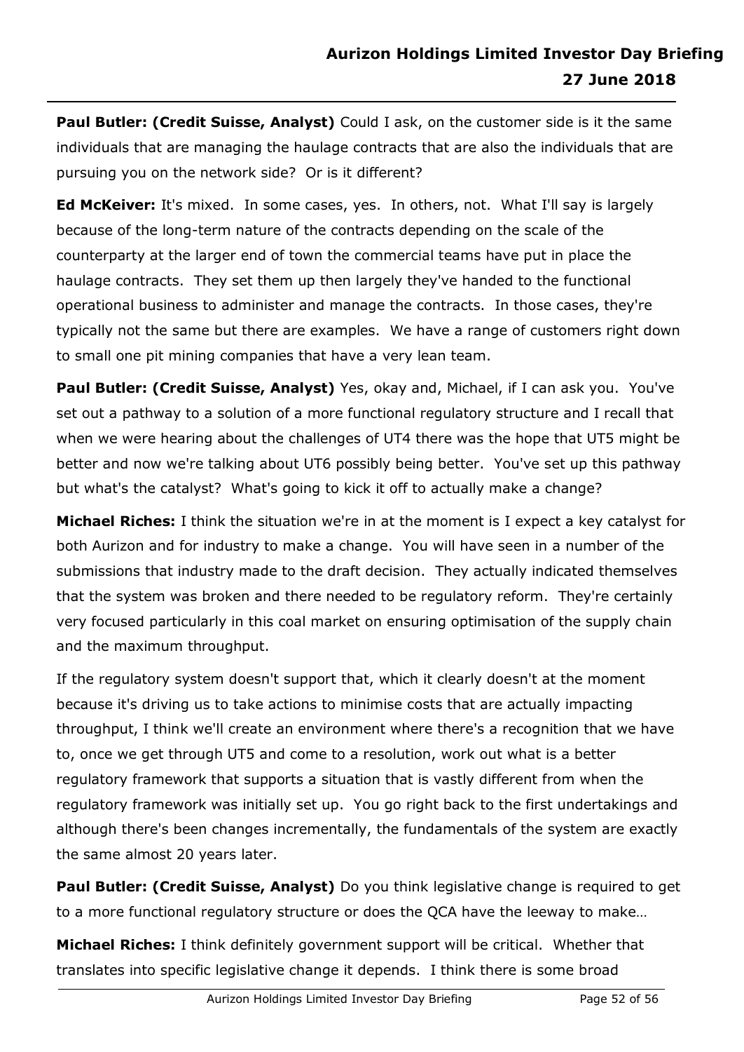**Paul Butler: (Credit Suisse, Analyst)** Could I ask, on the customer side is it the same individuals that are managing the haulage contracts that are also the individuals that are pursuing you on the network side? Or is it different?

**Ed McKeiver:** It's mixed. In some cases, yes. In others, not. What I'll say is largely because of the long-term nature of the contracts depending on the scale of the counterparty at the larger end of town the commercial teams have put in place the haulage contracts. They set them up then largely they've handed to the functional operational business to administer and manage the contracts. In those cases, they're typically not the same but there are examples. We have a range of customers right down to small one pit mining companies that have a very lean team.

**Paul Butler: (Credit Suisse, Analyst)** Yes, okay and, Michael, if I can ask you. You've set out a pathway to a solution of a more functional regulatory structure and I recall that when we were hearing about the challenges of UT4 there was the hope that UT5 might be better and now we're talking about UT6 possibly being better. You've set up this pathway but what's the catalyst? What's going to kick it off to actually make a change?

**Michael Riches:** I think the situation we're in at the moment is I expect a key catalyst for both Aurizon and for industry to make a change. You will have seen in a number of the submissions that industry made to the draft decision. They actually indicated themselves that the system was broken and there needed to be regulatory reform. They're certainly very focused particularly in this coal market on ensuring optimisation of the supply chain and the maximum throughput.

If the regulatory system doesn't support that, which it clearly doesn't at the moment because it's driving us to take actions to minimise costs that are actually impacting throughput, I think we'll create an environment where there's a recognition that we have to, once we get through UT5 and come to a resolution, work out what is a better regulatory framework that supports a situation that is vastly different from when the regulatory framework was initially set up. You go right back to the first undertakings and although there's been changes incrementally, the fundamentals of the system are exactly the same almost 20 years later.

**Paul Butler: (Credit Suisse, Analyst)** Do you think legislative change is required to get to a more functional regulatory structure or does the QCA have the leeway to make…

**Michael Riches:** I think definitely government support will be critical. Whether that translates into specific legislative change it depends. I think there is some broad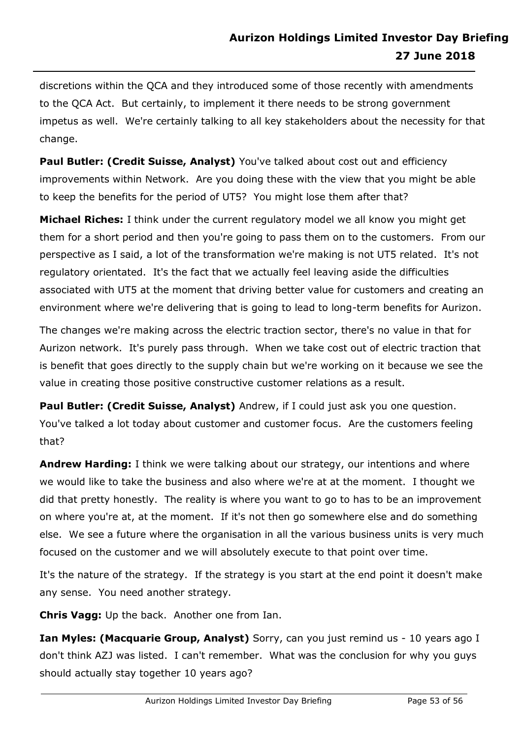discretions within the QCA and they introduced some of those recently with amendments to the QCA Act. But certainly, to implement it there needs to be strong government impetus as well. We're certainly talking to all key stakeholders about the necessity for that change.

**Paul Butler: (Credit Suisse, Analyst)** You've talked about cost out and efficiency improvements within Network. Are you doing these with the view that you might be able to keep the benefits for the period of UT5? You might lose them after that?

**Michael Riches:** I think under the current regulatory model we all know you might get them for a short period and then you're going to pass them on to the customers. From our perspective as I said, a lot of the transformation we're making is not UT5 related. It's not regulatory orientated. It's the fact that we actually feel leaving aside the difficulties associated with UT5 at the moment that driving better value for customers and creating an environment where we're delivering that is going to lead to long-term benefits for Aurizon.

The changes we're making across the electric traction sector, there's no value in that for Aurizon network. It's purely pass through. When we take cost out of electric traction that is benefit that goes directly to the supply chain but we're working on it because we see the value in creating those positive constructive customer relations as a result.

**Paul Butler: (Credit Suisse, Analyst)** Andrew, if I could just ask you one question. You've talked a lot today about customer and customer focus. Are the customers feeling that?

**Andrew Harding:** I think we were talking about our strategy, our intentions and where we would like to take the business and also where we're at at the moment. I thought we did that pretty honestly. The reality is where you want to go to has to be an improvement on where you're at, at the moment. If it's not then go somewhere else and do something else. We see a future where the organisation in all the various business units is very much focused on the customer and we will absolutely execute to that point over time.

It's the nature of the strategy. If the strategy is you start at the end point it doesn't make any sense. You need another strategy.

**Chris Vagg:** Up the back. Another one from Ian.

**Ian Myles: (Macquarie Group, Analyst)** Sorry, can you just remind us - 10 years ago I don't think AZJ was listed. I can't remember. What was the conclusion for why you guys should actually stay together 10 years ago?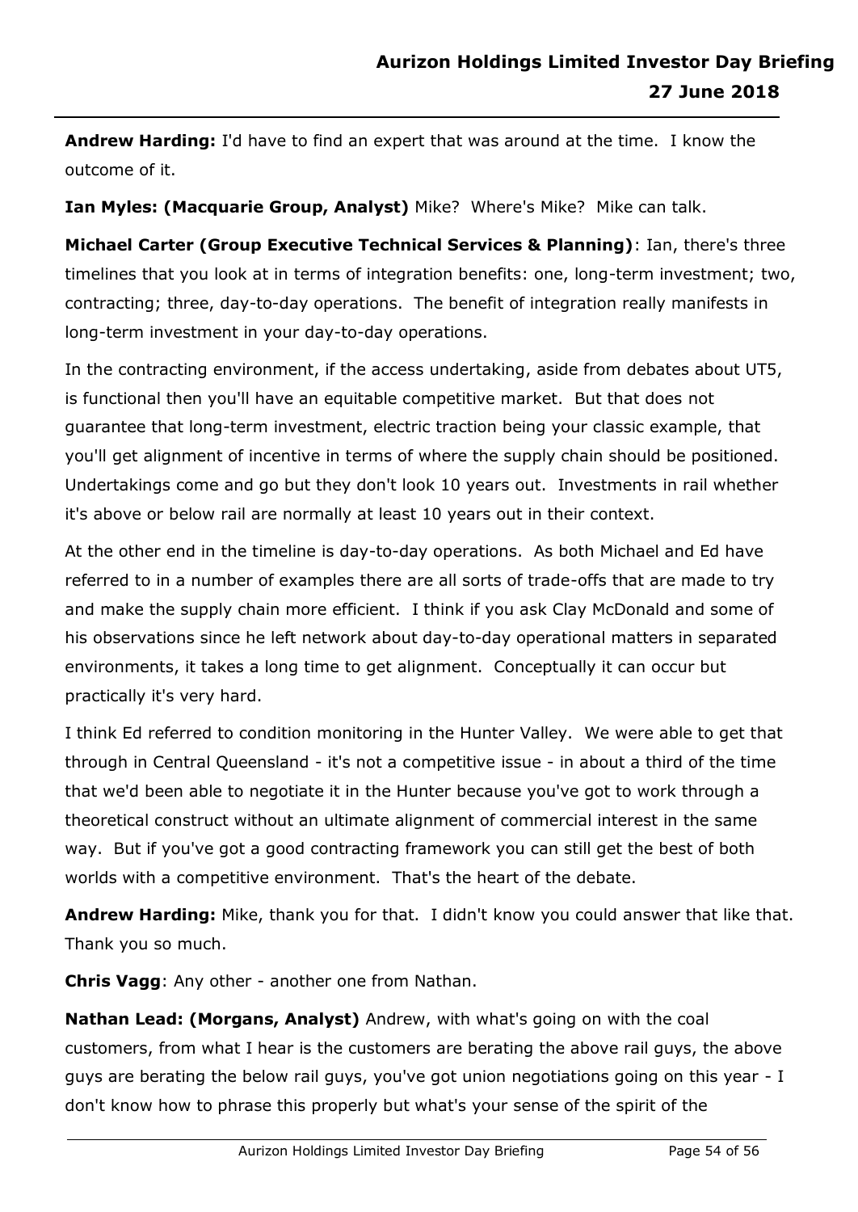**Andrew Harding:** I'd have to find an expert that was around at the time. I know the outcome of it.

**Ian Myles: (Macquarie Group, Analyst)** Mike? Where's Mike? Mike can talk.

**Michael Carter (Group Executive Technical Services & Planning)**: Ian, there's three timelines that you look at in terms of integration benefits: one, long-term investment; two, contracting; three, day-to-day operations. The benefit of integration really manifests in long-term investment in your day-to-day operations.

In the contracting environment, if the access undertaking, aside from debates about UT5, is functional then you'll have an equitable competitive market. But that does not guarantee that long-term investment, electric traction being your classic example, that you'll get alignment of incentive in terms of where the supply chain should be positioned. Undertakings come and go but they don't look 10 years out. Investments in rail whether it's above or below rail are normally at least 10 years out in their context.

At the other end in the timeline is day-to-day operations. As both Michael and Ed have referred to in a number of examples there are all sorts of trade-offs that are made to try and make the supply chain more efficient. I think if you ask Clay McDonald and some of his observations since he left network about day-to-day operational matters in separated environments, it takes a long time to get alignment. Conceptually it can occur but practically it's very hard.

I think Ed referred to condition monitoring in the Hunter Valley. We were able to get that through in Central Queensland - it's not a competitive issue - in about a third of the time that we'd been able to negotiate it in the Hunter because you've got to work through a theoretical construct without an ultimate alignment of commercial interest in the same way. But if you've got a good contracting framework you can still get the best of both worlds with a competitive environment. That's the heart of the debate.

**Andrew Harding:** Mike, thank you for that. I didn't know you could answer that like that. Thank you so much.

**Chris Vagg**: Any other - another one from Nathan.

**Nathan Lead: (Morgans, Analyst)** Andrew, with what's going on with the coal customers, from what I hear is the customers are berating the above rail guys, the above guys are berating the below rail guys, you've got union negotiations going on this year - I don't know how to phrase this properly but what's your sense of the spirit of the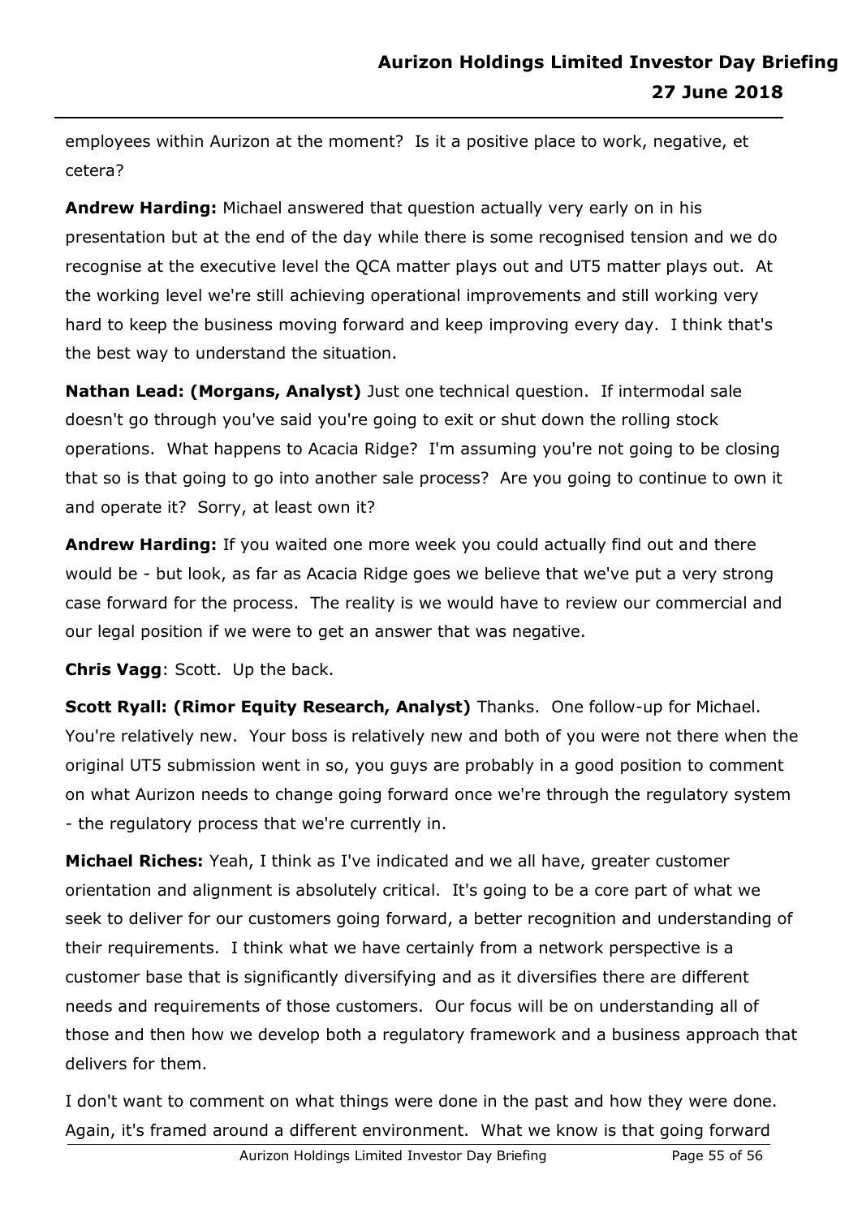employees within Aurizon at the moment? Is it a positive place to work, negative, et cetera?

**Andrew Harding:** Michael answered that question actually very early on in his presentation but at the end of the day while there is some recognised tension and we do recognise at the executive level the QCA matter plays out and UT5 matter plays out. At the working level we're still achieving operational improvements and still working very hard to keep the business moving forward and keep improving every day. I think that's the best way to understand the situation.

**Nathan Lead: (Morgans, Analyst)** Just one technical question. If intermodal sale doesn't go through you've said you're going to exit or shut down the rolling stock operations. What happens to Acacia Ridge? I'm assuming you're not going to be closing that so is that going to go into another sale process? Are you going to continue to own it and operate it? Sorry, at least own it?

**Andrew Harding:** If you waited one more week you could actually find out and there would be - but look, as far as Acacia Ridge goes we believe that we've put a very strong case forward for the process. The reality is we would have to review our commercial and our legal position if we were to get an answer that was negative.

**Chris Vagg**: Scott. Up the back.

**Scott Ryall: (Rimor Equity Research, Analyst)** Thanks. One follow-up for Michael. You're relatively new. Your boss is relatively new and both of you were not there when the original UT5 submission went in so, you guys are probably in a good position to comment on what Aurizon needs to change going forward once we're through the regulatory system - the regulatory process that we're currently in.

**Michael Riches:** Yeah, I think as I've indicated and we all have, greater customer orientation and alignment is absolutely critical. It's going to be a core part of what we seek to deliver for our customers going forward, a better recognition and understanding of their requirements. I think what we have certainly from a network perspective is a customer base that is significantly diversifying and as it diversifies there are different needs and requirements of those customers. Our focus will be on understanding all of those and then how we develop both a regulatory framework and a business approach that delivers for them.

I don't want to comment on what things were done in the past and how they were done. Again, it's framed around a different environment. What we know is that going forward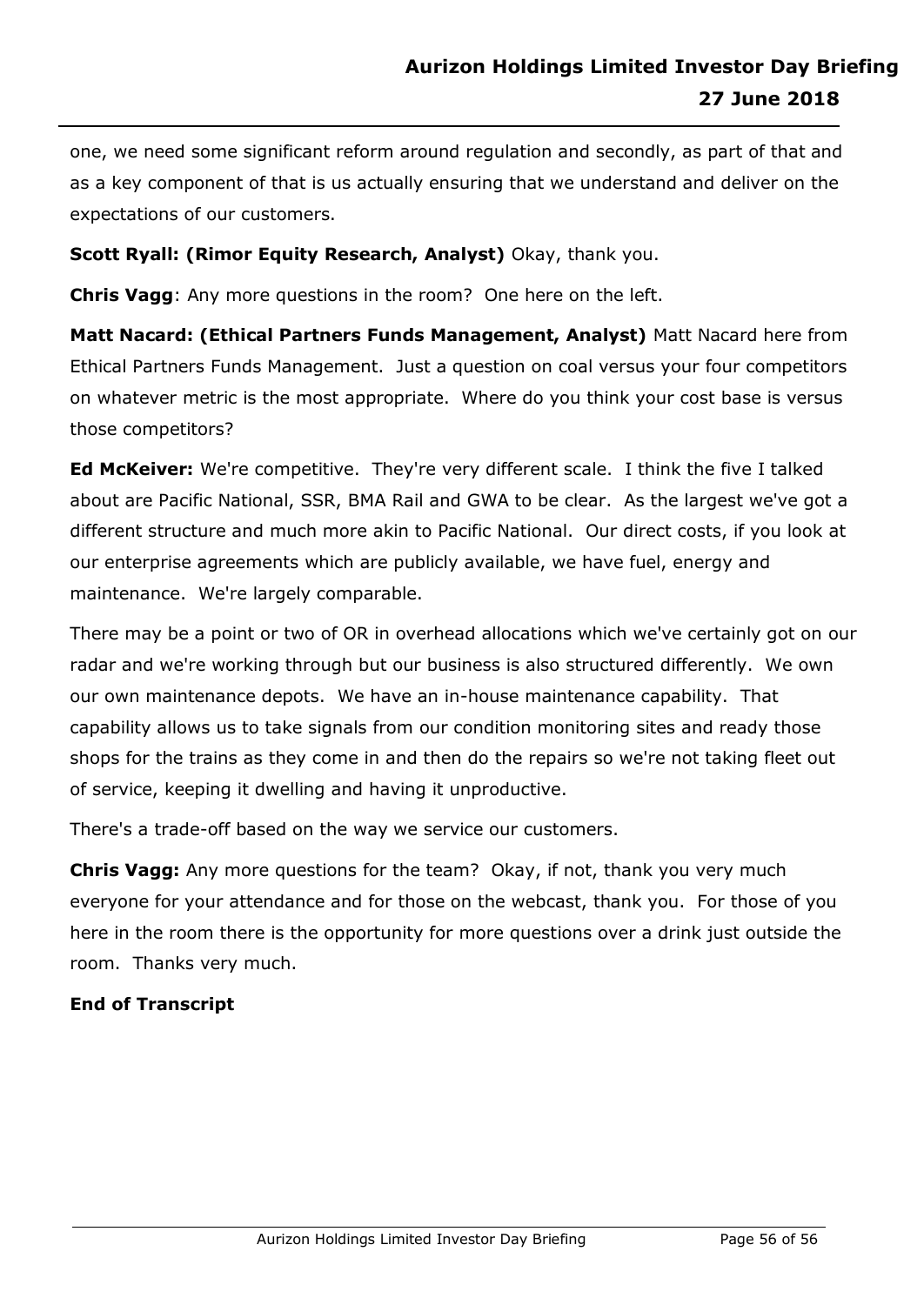one, we need some significant reform around regulation and secondly, as part of that and as a key component of that is us actually ensuring that we understand and deliver on the expectations of our customers.

**Scott Ryall: (Rimor Equity Research, Analyst)** Okay, thank you.

**Chris Vagg**: Any more questions in the room? One here on the left.

**Matt Nacard: (Ethical Partners Funds Management, Analyst)** Matt Nacard here from Ethical Partners Funds Management. Just a question on coal versus your four competitors on whatever metric is the most appropriate. Where do you think your cost base is versus those competitors?

**Ed McKeiver:** We're competitive. They're very different scale. I think the five I talked about are Pacific National, SSR, BMA Rail and GWA to be clear. As the largest we've got a different structure and much more akin to Pacific National. Our direct costs, if you look at our enterprise agreements which are publicly available, we have fuel, energy and maintenance. We're largely comparable.

There may be a point or two of OR in overhead allocations which we've certainly got on our radar and we're working through but our business is also structured differently. We own our own maintenance depots. We have an in-house maintenance capability. That capability allows us to take signals from our condition monitoring sites and ready those shops for the trains as they come in and then do the repairs so we're not taking fleet out of service, keeping it dwelling and having it unproductive.

There's a trade-off based on the way we service our customers.

**Chris Vagg:** Any more questions for the team? Okay, if not, thank you very much everyone for your attendance and for those on the webcast, thank you. For those of you here in the room there is the opportunity for more questions over a drink just outside the room. Thanks very much.

**End of Transcript**